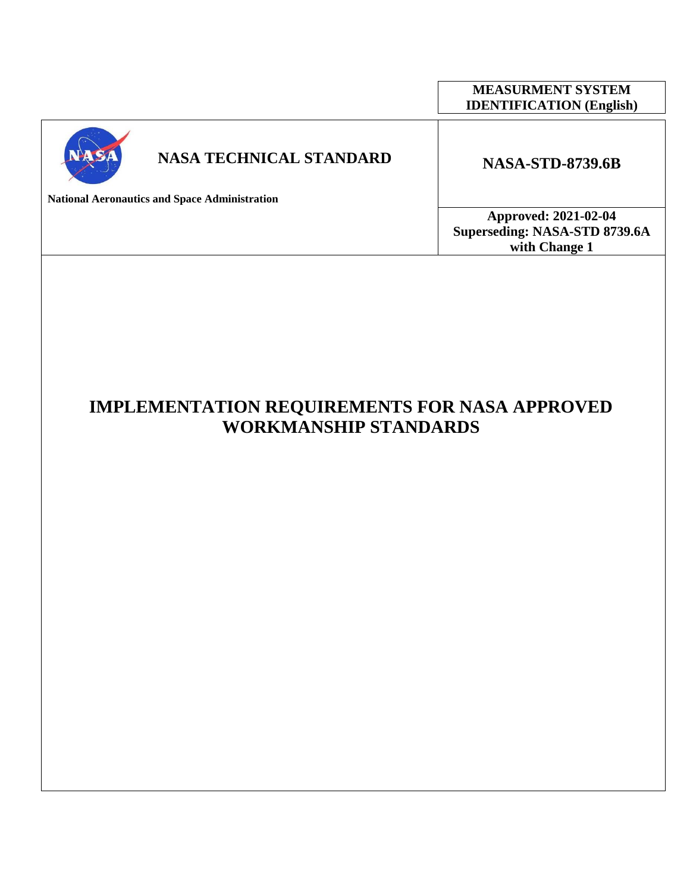**MEASURMENT SYSTEM IDENTIFICATION (English)**

**NASA TECHNICAL STANDARD**

**National Aeronautics and Space Administration**

**NASA-STD-8739.6B**

**Approved: 2021-02-04**
**Superseding: NASA-STD 8739.6A with Change 1**

# IMPLEMENTATION REQUIREMENTS FOR NASA APPROVED WORKMANSHIP STANDARDS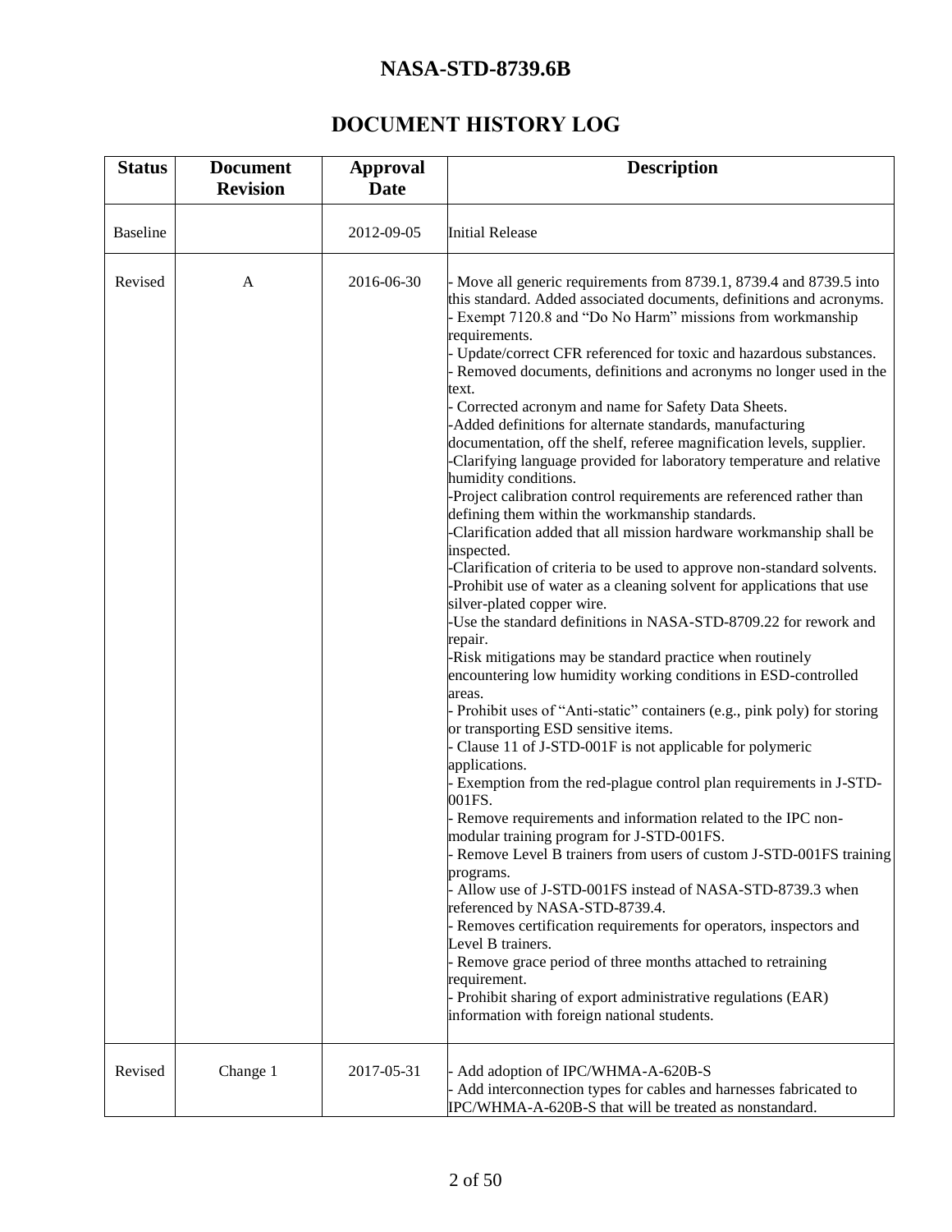# NASA-STD-8739.6B

## DOCUMENT HISTORY LOG

| Status | Document Revision | Approval Date | Description |
|---|---|---|---|
| Baseline | | 2012-09-05 | Initial Release |
| Revised | A | 2016-06-30 | - Move all generic requirements from 8739.1, 8739.4 and 8739.5 into this standard. Added associated documents, definitions and acronyms.<br>- Exempt 7120.8 and "Do No Harm" missions from workmanship requirements.<br>- Update/correct CFR referenced for toxic and hazardous substances.<br>- Removed documents, definitions and acronyms no longer used in the text.<br>- Corrected acronym and name for Safety Data Sheets.<br>-Added definitions for alternate standards, manufacturing documentation, off the shelf, referee magnification levels, supplier.<br>-Clarifying language provided for laboratory temperature and relative humidity conditions.<br>-Project calibration control requirements are referenced rather than defining them within the workmanship standards.<br>-Clarification added that all mission hardware workmanship shall be inspected.<br>-Clarification of criteria to be used to approve non-standard solvents.<br>-Prohibit use of water as a cleaning solvent for applications that use silver-plated copper wire.<br>-Use the standard definitions in NASA-STD-8709.22 for rework and repair.<br>-Risk mitigations may be standard practice when routinely encountering low humidity working conditions in ESD-controlled areas.<br>- Prohibit uses of "Anti-static" containers (e.g., pink poly) for storing or transporting ESD sensitive items.<br>- Clause 11 of J-STD-001F is not applicable for polymeric applications.<br>- Exemption from the red-plague control plan requirements in J-STD-001FS.<br>- Remove requirements and information related to the IPC non-modular training program for J-STD-001FS.<br>- Remove Level B trainers from users of custom J-STD-001FS training programs.<br>- Allow use of J-STD-001FS instead of NASA-STD-8739.3 when referenced by NASA-STD-8739.4.<br>- Removes certification requirements for operators, inspectors and Level B trainers.<br>- Remove grace period of three months attached to retraining requirement.<br>- Prohibit sharing of export administrative regulations (EAR) information with foreign national students. |
| Revised | Change 1 | 2017-05-31 | - Add adoption of IPC/WHMA-A-620B-S<br>- Add interconnection types for cables and harnesses fabricated to IPC/WHMA-A-620B-S that will be treated as nonstandard. |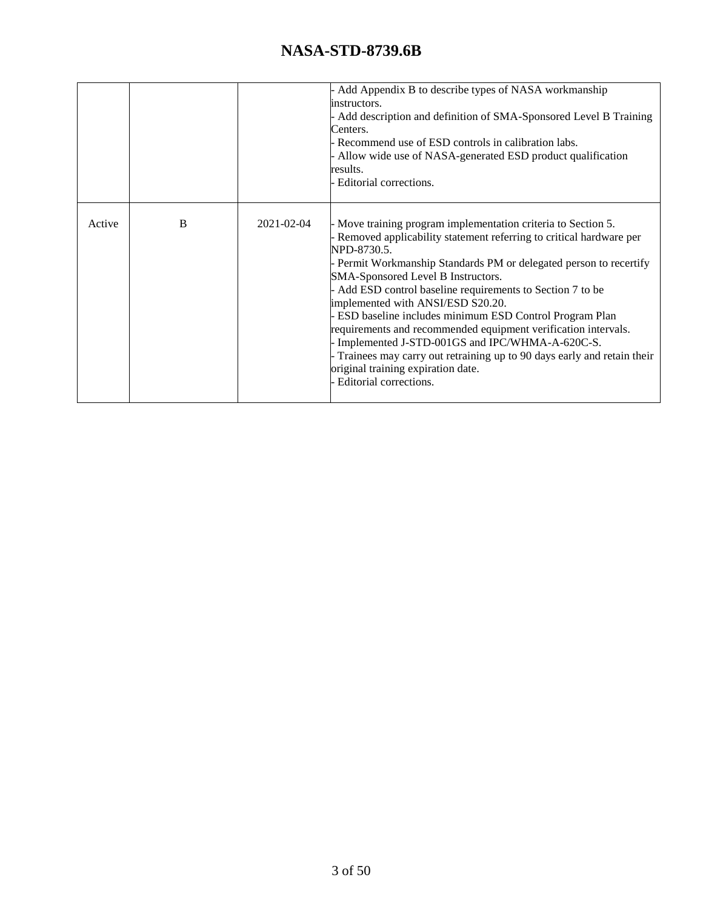| | | | |
|---|---|---|---|
| | | | - Add Appendix B to describe types of NASA workmanship instructors.<br>- Add description and definition of SMA-Sponsored Level B Training Centers.<br>- Recommend use of ESD controls in calibration labs.<br>- Allow wide use of NASA-generated ESD product qualification results.<br>- Editorial corrections. |
| Active | B | 2021-02-04 | - Move training program implementation criteria to Section 5.<br>- Removed applicability statement referring to critical hardware per NPD-8730.5.<br>- Permit Workmanship Standards PM or delegated person to recertify SMA-Sponsored Level B Instructors.<br>- Add ESD control baseline requirements to Section 7 to be implemented with ANSI/ESD S20.20.<br>- ESD baseline includes minimum ESD Control Program Plan requirements and recommended equipment verification intervals.<br>- Implemented J-STD-001GS and IPC/WHMA-A-620C-S.<br>- Trainees may carry out retraining up to 90 days early and retain their original training expiration date.<br>- Editorial corrections. |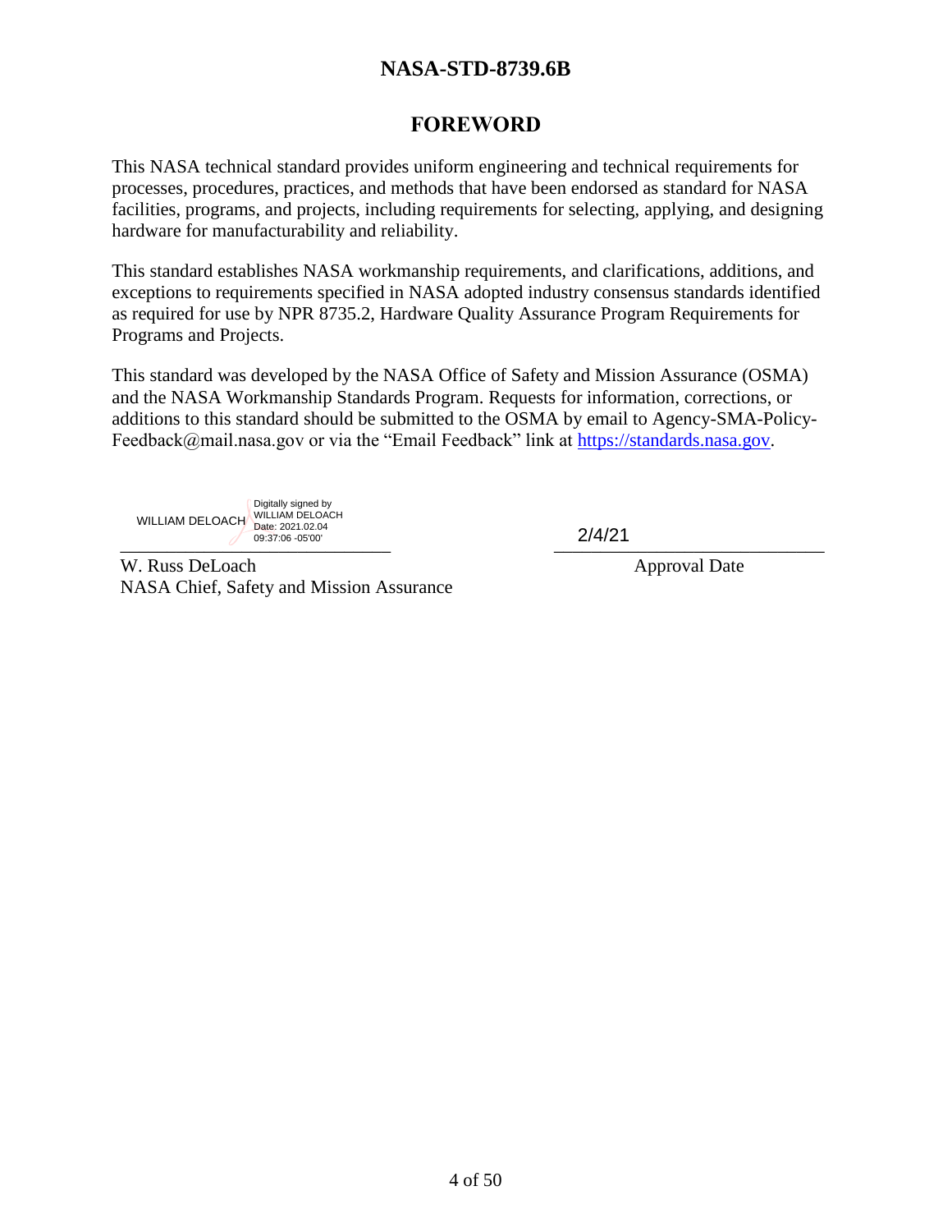# FOREWORD

This NASA technical standard provides uniform engineering and technical requirements for processes, procedures, practices, and methods that have been endorsed as standard for NASA facilities, programs, and projects, including requirements for selecting, applying, and designing hardware for manufacturability and reliability.

This standard establishes NASA workmanship requirements, and clarifications, additions, and exceptions to requirements specified in NASA adopted industry consensus standards identified as required for use by NPR 8735.2, Hardware Quality Assurance Program Requirements for Programs and Projects.

This standard was developed by the NASA Office of Safety and Mission Assurance (OSMA) and the NASA Workmanship Standards Program. Requests for information, corrections, or additions to this standard should be submitted to the OSMA by email to Agency-SMA-Policy-Feedback@mail.nasa.gov or via the "Email Feedback" link at https://standards.nasa.gov.

WILLIAM DELOACH Digitally signed by WILLIAM DELOACH Date: 2021.02.04 09:37:06 -05'00'

W. Russ DeLoach
NASA Chief, Safety and Mission Assurance

2/4/21

Approval Date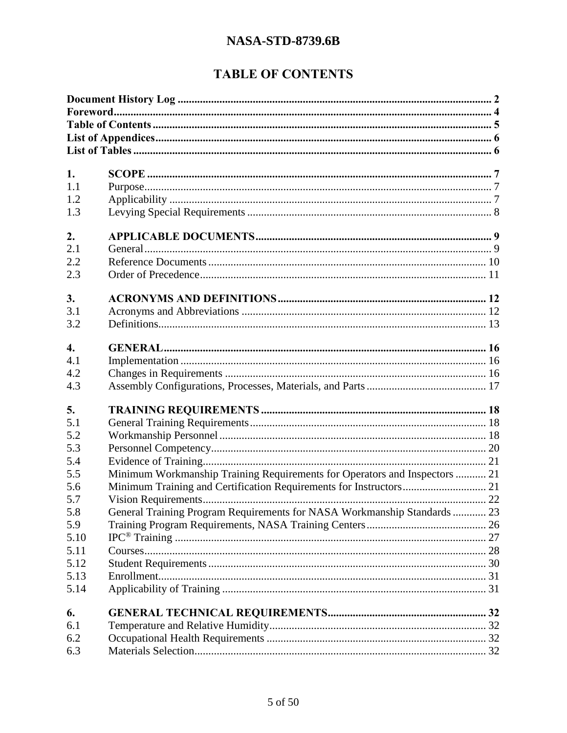# TABLE OF CONTENTS

**Document History Log** ............ 2
**Foreword** ............ 4
**Table of Contents** ............ 5
**List of Appendices** ............ 6
**List of Tables** ............ 6

**1. SCOPE** ............ 7
1.1 Purpose ............ 7
1.2 Applicability ............ 7
1.3 Levying Special Requirements ............ 8

**2. APPLICABLE DOCUMENTS** ............ 9
2.1 General ............ 9
2.2 Reference Documents ............ 10
2.3 Order of Precedence ............ 11

**3. ACRONYMS AND DEFINITIONS** ............ 12
3.1 Acronyms and Abbreviations ............ 12
3.2 Definitions ............ 13

**4. GENERAL** ............ 16
4.1 Implementation ............ 16
4.2 Changes in Requirements ............ 16
4.3 Assembly Configurations, Processes, Materials, and Parts ............ 17

**5. TRAINING REQUIREMENTS** ............ 18
5.1 General Training Requirements ............ 18
5.2 Workmanship Personnel ............ 18
5.3 Personnel Competency ............ 20
5.4 Evidence of Training ............ 21
5.5 Minimum Workmanship Training Requirements for Operators and Inspectors ............ 21
5.6 Minimum Training and Certification Requirements for Instructors ............ 21
5.7 Vision Requirements ............ 22
5.8 General Training Program Requirements for NASA Workmanship Standards ............ 23
5.9 Training Program Requirements, NASA Training Centers ............ 26
5.10 IPC® Training ............ 27
5.11 Courses ............ 28
5.12 Student Requirements ............ 30
5.13 Enrollment ............ 31
5.14 Applicability of Training ............ 31

**6. GENERAL TECHNICAL REQUIREMENTS** ............ 32
6.1 Temperature and Relative Humidity ............ 32
6.2 Occupational Health Requirements ............ 32
6.3 Materials Selection ............ 32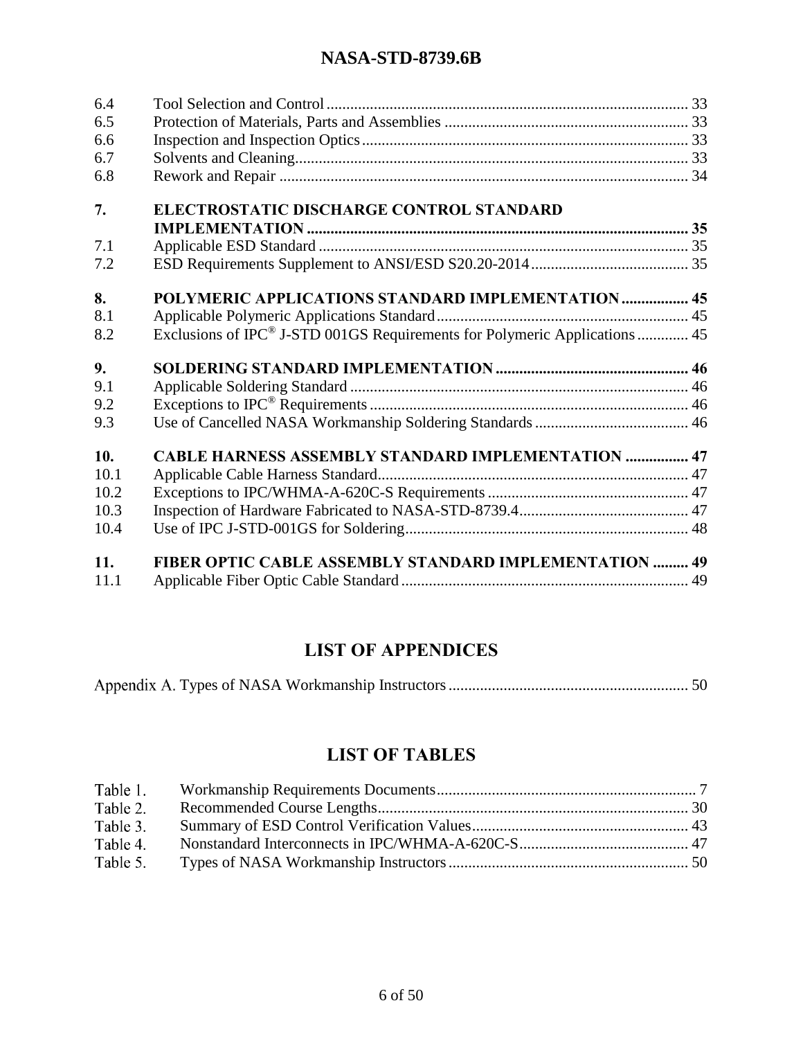| | | |
|---|---|---|
| 6.4 | Tool Selection and Control | 33 |
| 6.5 | Protection of Materials, Parts and Assemblies | 33 |
| 6.6 | Inspection and Inspection Optics | 33 |
| 6.7 | Solvents and Cleaning | 33 |
| 6.8 | Rework and Repair | 34 |
| **7.** | **ELECTROSTATIC DISCHARGE CONTROL STANDARD IMPLEMENTATION** | **35** |
| 7.1 | Applicable ESD Standard | 35 |
| 7.2 | ESD Requirements Supplement to ANSI/ESD S20.20-2014 | 35 |
| **8.** | **POLYMERIC APPLICATIONS STANDARD IMPLEMENTATION** | **45** |
| 8.1 | Applicable Polymeric Applications Standard | 45 |
| 8.2 | Exclusions of IPC® J-STD 001GS Requirements for Polymeric Applications | 45 |
| **9.** | **SOLDERING STANDARD IMPLEMENTATION** | **46** |
| 9.1 | Applicable Soldering Standard | 46 |
| 9.2 | Exceptions to IPC® Requirements | 46 |
| 9.3 | Use of Cancelled NASA Workmanship Soldering Standards | 46 |
| **10.** | **CABLE HARNESS ASSEMBLY STANDARD IMPLEMENTATION** | **47** |
| 10.1 | Applicable Cable Harness Standard | 47 |
| 10.2 | Exceptions to IPC/WHMA-A-620C-S Requirements | 47 |
| 10.3 | Inspection of Hardware Fabricated to NASA-STD-8739.4 | 47 |
| 10.4 | Use of IPC J-STD-001GS for Soldering | 48 |
| **11.** | **FIBER OPTIC CABLE ASSEMBLY STANDARD IMPLEMENTATION** | **49** |
| 11.1 | Applicable Fiber Optic Cable Standard | 49 |

# LIST OF APPENDICES

| | |
|---|---|
| Appendix A. Types of NASA Workmanship Instructors | 50 |

# LIST OF TABLES

| | | |
|---|---|---|
| Table 1. | Workmanship Requirements Documents | 7 |
| Table 2. | Recommended Course Lengths | 30 |
| Table 3. | Summary of ESD Control Verification Values | 43 |
| Table 4. | Nonstandard Interconnects in IPC/WHMA-A-620C-S | 47 |
| Table 5. | Types of NASA Workmanship Instructors | 50 |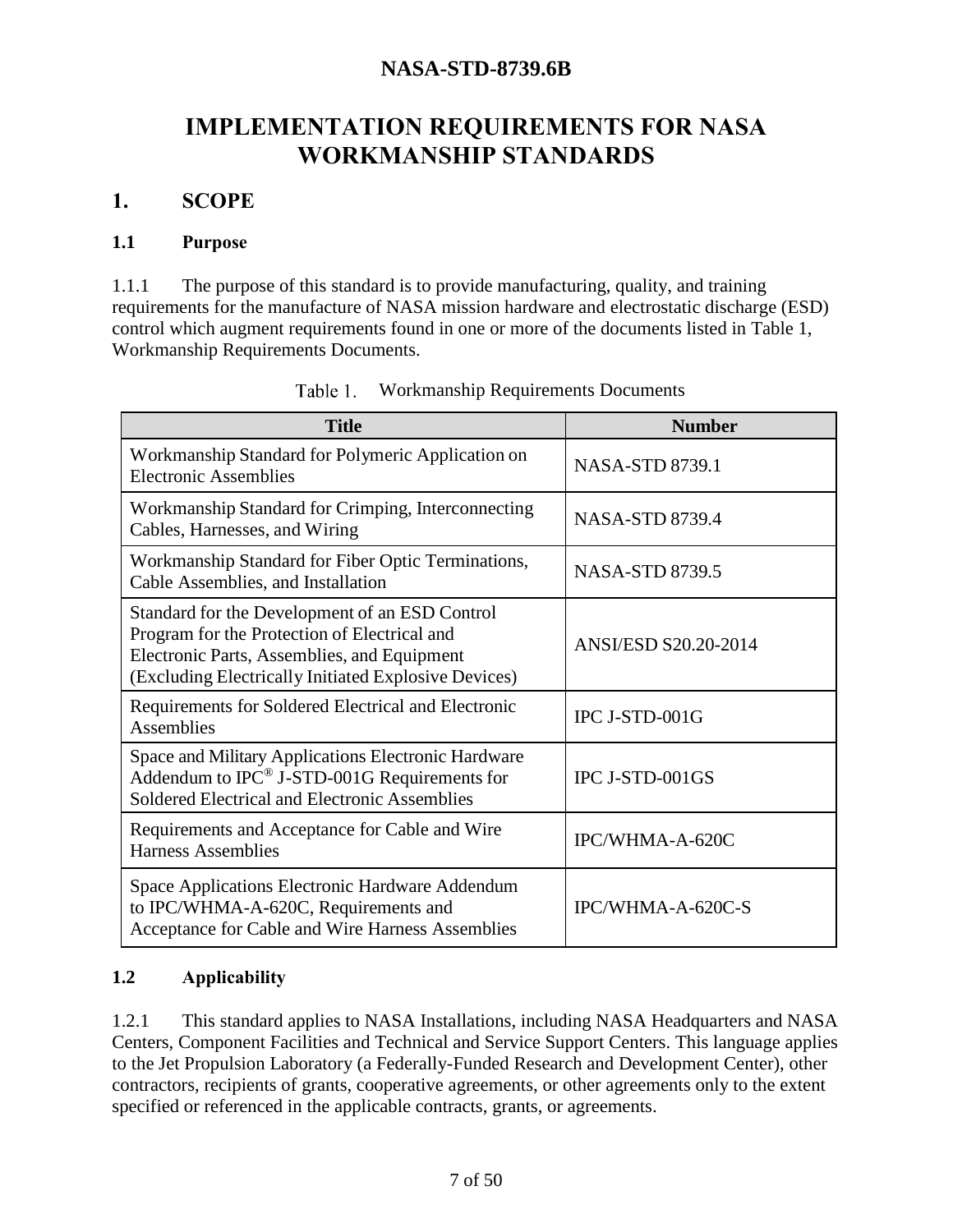# IMPLEMENTATION REQUIREMENTS FOR NASA WORKMANSHIP STANDARDS

## 1. SCOPE

### 1.1 Purpose

1.1.1 The purpose of this standard is to provide manufacturing, quality, and training requirements for the manufacture of NASA mission hardware and electrostatic discharge (ESD) control which augment requirements found in one or more of the documents listed in Table 1, Workmanship Requirements Documents.

Table 1. Workmanship Requirements Documents

| Title | Number |
|---|---|
| Workmanship Standard for Polymeric Application on Electronic Assemblies | NASA-STD 8739.1 |
| Workmanship Standard for Crimping, Interconnecting Cables, Harnesses, and Wiring | NASA-STD 8739.4 |
| Workmanship Standard for Fiber Optic Terminations, Cable Assemblies, and Installation | NASA-STD 8739.5 |
| Standard for the Development of an ESD Control Program for the Protection of Electrical and Electronic Parts, Assemblies, and Equipment (Excluding Electrically Initiated Explosive Devices) | ANSI/ESD S20.20-2014 |
| Requirements for Soldered Electrical and Electronic Assemblies | IPC J-STD-001G |
| Space and Military Applications Electronic Hardware Addendum to IPC® J-STD-001G Requirements for Soldered Electrical and Electronic Assemblies | IPC J-STD-001GS |
| Requirements and Acceptance for Cable and Wire Harness Assemblies | IPC/WHMA-A-620C |
| Space Applications Electronic Hardware Addendum to IPC/WHMA-A-620C, Requirements and Acceptance for Cable and Wire Harness Assemblies | IPC/WHMA-A-620C-S |

### 1.2 Applicability

1.2.1 This standard applies to NASA Installations, including NASA Headquarters and NASA Centers, Component Facilities and Technical and Service Support Centers. This language applies to the Jet Propulsion Laboratory (a Federally-Funded Research and Development Center), other contractors, recipients of grants, cooperative agreements, or other agreements only to the extent specified or referenced in the applicable contracts, grants, or agreements.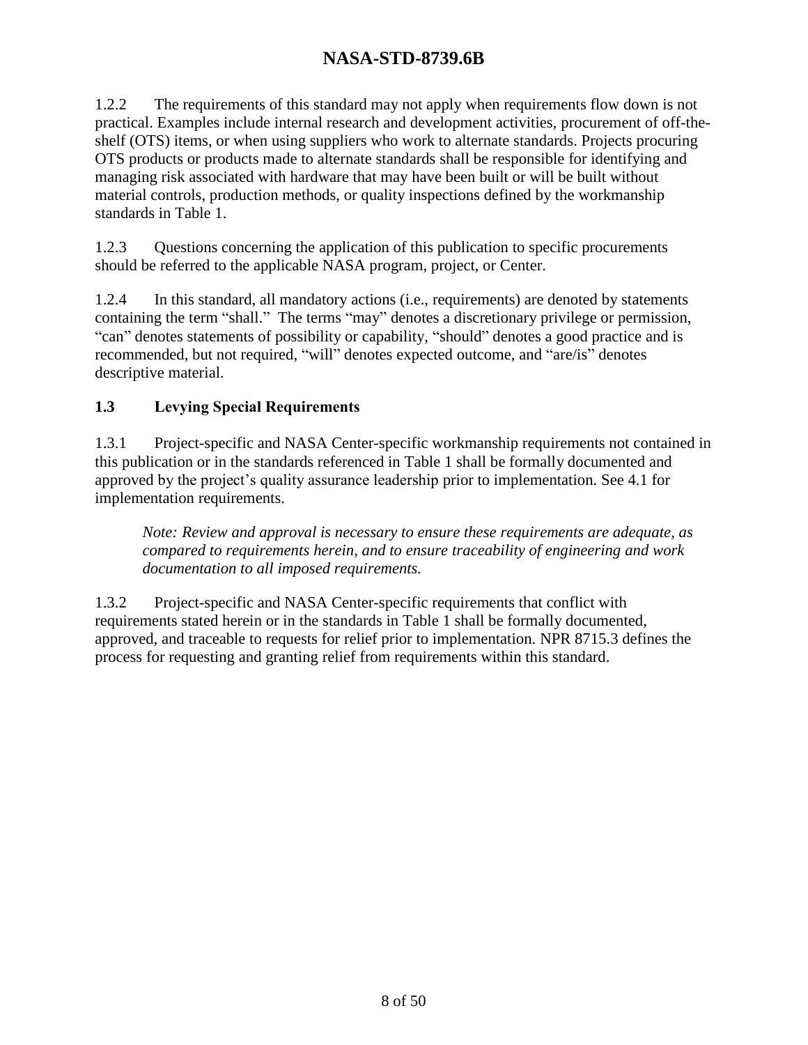1.2.2 The requirements of this standard may not apply when requirements flow down is not practical. Examples include internal research and development activities, procurement of off-the-shelf (OTS) items, or when using suppliers who work to alternate standards. Projects procuring OTS products or products made to alternate standards shall be responsible for identifying and managing risk associated with hardware that may have been built or will be built without material controls, production methods, or quality inspections defined by the workmanship standards in Table 1.

1.2.3 Questions concerning the application of this publication to specific procurements should be referred to the applicable NASA program, project, or Center.

1.2.4 In this standard, all mandatory actions (i.e., requirements) are denoted by statements containing the term "shall." The terms "may" denotes a discretionary privilege or permission, "can" denotes statements of possibility or capability, "should" denotes a good practice and is recommended, but not required, "will" denotes expected outcome, and "are/is" denotes descriptive material.

### 1.3 Levying Special Requirements

1.3.1 Project-specific and NASA Center-specific workmanship requirements not contained in this publication or in the standards referenced in Table 1 shall be formally documented and approved by the project's quality assurance leadership prior to implementation. See 4.1 for implementation requirements.

*Note: Review and approval is necessary to ensure these requirements are adequate, as compared to requirements herein, and to ensure traceability of engineering and work documentation to all imposed requirements.*

1.3.2 Project-specific and NASA Center-specific requirements that conflict with requirements stated herein or in the standards in Table 1 shall be formally documented, approved, and traceable to requests for relief prior to implementation. NPR 8715.3 defines the process for requesting and granting relief from requirements within this standard.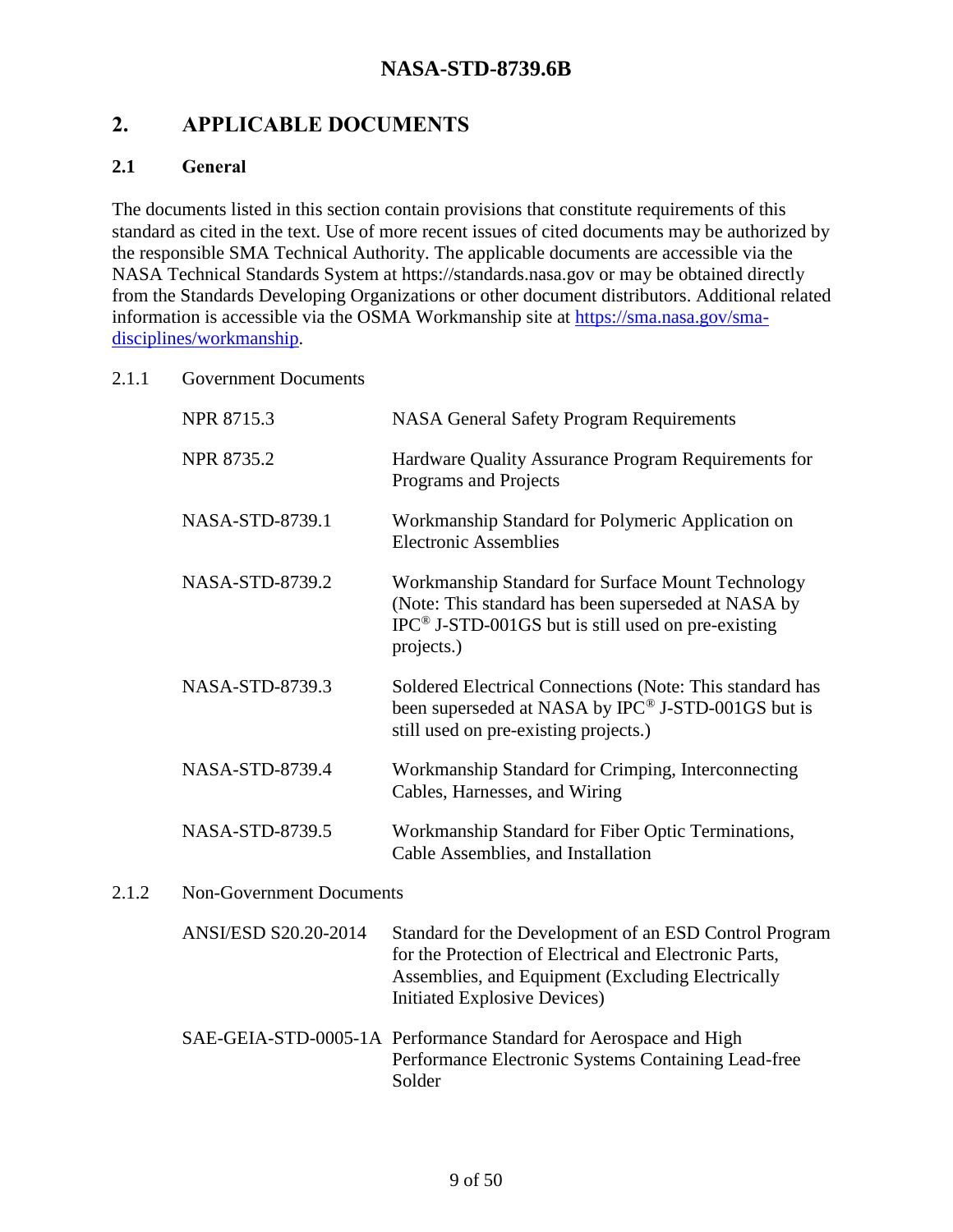# 2. APPLICABLE DOCUMENTS

## 2.1 General

The documents listed in this section contain provisions that constitute requirements of this standard as cited in the text. Use of more recent issues of cited documents may be authorized by the responsible SMA Technical Authority. The applicable documents are accessible via the NASA Technical Standards System at https://standards.nasa.gov or may be obtained directly from the Standards Developing Organizations or other document distributors. Additional related information is accessible via the OSMA Workmanship site at [https://sma.nasa.gov/sma-disciplines/workmanship](https://sma.nasa.gov/sma-disciplines/workmanship).

### 2.1.1 Government Documents

| | |
|---|---|
| NPR 8715.3 | NASA General Safety Program Requirements |
| NPR 8735.2 | Hardware Quality Assurance Program Requirements for Programs and Projects |
| NASA-STD-8739.1 | Workmanship Standard for Polymeric Application on Electronic Assemblies |
| NASA-STD-8739.2 | Workmanship Standard for Surface Mount Technology (Note: This standard has been superseded at NASA by IPC® J-STD-001GS but is still used on pre-existing projects.) |
| NASA-STD-8739.3 | Soldered Electrical Connections (Note: This standard has been superseded at NASA by IPC® J-STD-001GS but is still used on pre-existing projects.) |
| NASA-STD-8739.4 | Workmanship Standard for Crimping, Interconnecting Cables, Harnesses, and Wiring |
| NASA-STD-8739.5 | Workmanship Standard for Fiber Optic Terminations, Cable Assemblies, and Installation |

### 2.1.2 Non-Government Documents

| | |
|---|---|
| ANSI/ESD S20.20-2014 | Standard for the Development of an ESD Control Program for the Protection of Electrical and Electronic Parts, Assemblies, and Equipment (Excluding Electrically Initiated Explosive Devices) |
| SAE-GEIA-STD-0005-1A | Performance Standard for Aerospace and High Performance Electronic Systems Containing Lead-free Solder |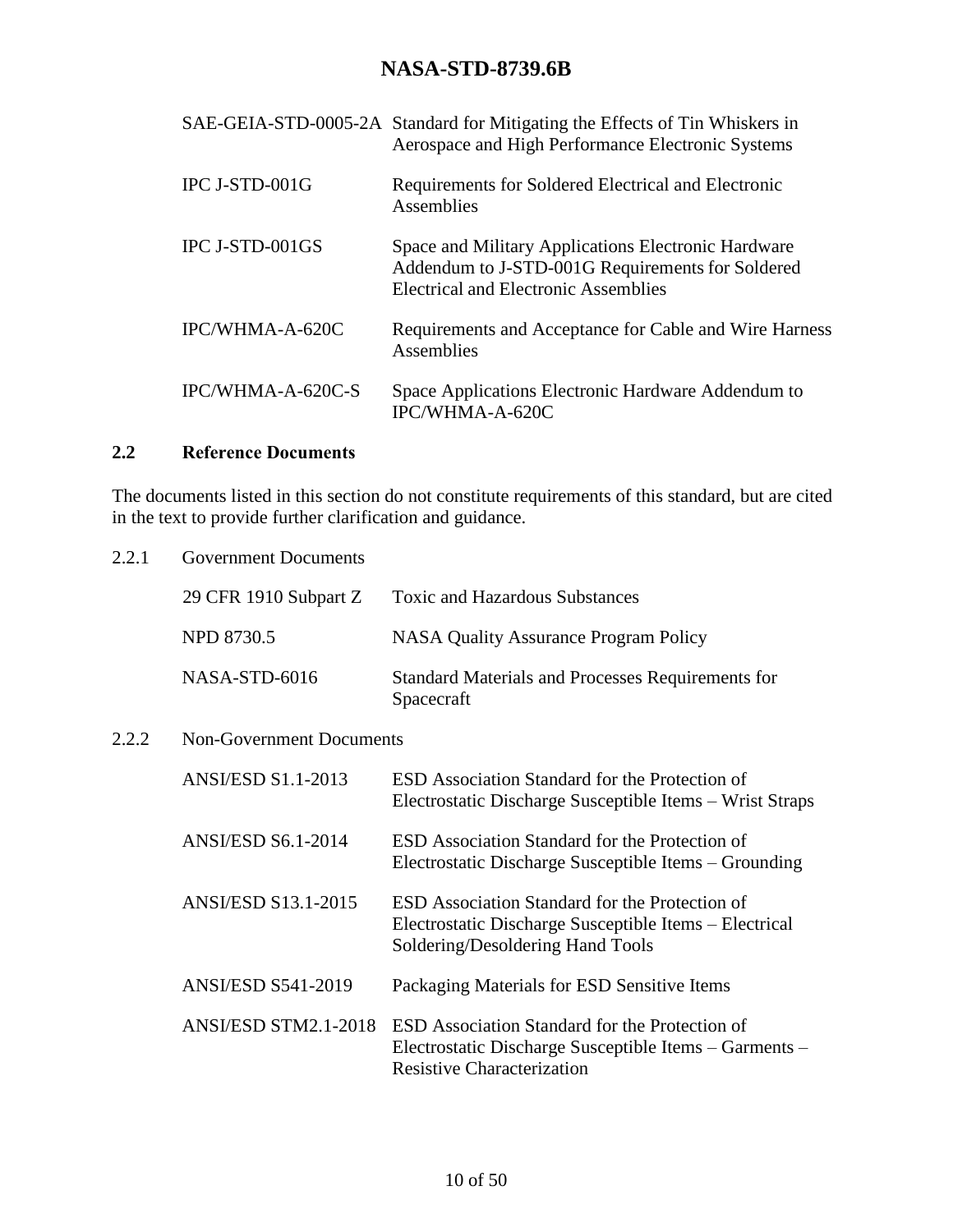| | |
|---|---|
| SAE-GEIA-STD-0005-2A | Standard for Mitigating the Effects of Tin Whiskers in Aerospace and High Performance Electronic Systems |
| IPC J-STD-001G | Requirements for Soldered Electrical and Electronic Assemblies |
| IPC J-STD-001GS | Space and Military Applications Electronic Hardware Addendum to J-STD-001G Requirements for Soldered Electrical and Electronic Assemblies |
| IPC/WHMA-A-620C | Requirements and Acceptance for Cable and Wire Harness Assemblies |
| IPC/WHMA-A-620C-S | Space Applications Electronic Hardware Addendum to IPC/WHMA-A-620C |

## 2.2 Reference Documents

The documents listed in this section do not constitute requirements of this standard, but are cited in the text to provide further clarification and guidance.

### 2.2.1 Government Documents

| | |
|---|---|
| 29 CFR 1910 Subpart Z | Toxic and Hazardous Substances |
| NPD 8730.5 | NASA Quality Assurance Program Policy |
| NASA-STD-6016 | Standard Materials and Processes Requirements for Spacecraft |

### 2.2.2 Non-Government Documents

| | |
|---|---|
| ANSI/ESD S1.1-2013 | ESD Association Standard for the Protection of Electrostatic Discharge Susceptible Items – Wrist Straps |
| ANSI/ESD S6.1-2014 | ESD Association Standard for the Protection of Electrostatic Discharge Susceptible Items – Grounding |
| ANSI/ESD S13.1-2015 | ESD Association Standard for the Protection of Electrostatic Discharge Susceptible Items – Electrical Soldering/Desoldering Hand Tools |
| ANSI/ESD S541-2019 | Packaging Materials for ESD Sensitive Items |
| ANSI/ESD STM2.1-2018 | ESD Association Standard for the Protection of Electrostatic Discharge Susceptible Items – Garments – Resistive Characterization |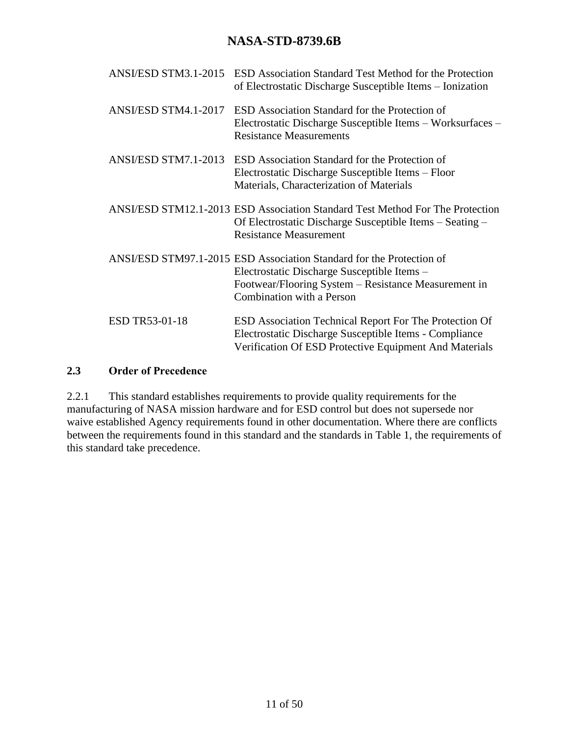| | |
|---|---|
| ANSI/ESD STM3.1-2015 | ESD Association Standard Test Method for the Protection of Electrostatic Discharge Susceptible Items – Ionization |
| ANSI/ESD STM4.1-2017 | ESD Association Standard for the Protection of Electrostatic Discharge Susceptible Items – Worksurfaces – Resistance Measurements |
| ANSI/ESD STM7.1-2013 | ESD Association Standard for the Protection of Electrostatic Discharge Susceptible Items – Floor Materials, Characterization of Materials |
| ANSI/ESD STM12.1-2013 | ESD Association Standard Test Method For The Protection Of Electrostatic Discharge Susceptible Items – Seating – Resistance Measurement |
| ANSI/ESD STM97.1-2015 | ESD Association Standard for the Protection of Electrostatic Discharge Susceptible Items – Footwear/Flooring System – Resistance Measurement in Combination with a Person |
| ESD TR53-01-18 | ESD Association Technical Report For The Protection Of Electrostatic Discharge Susceptible Items - Compliance Verification Of ESD Protective Equipment And Materials |

## 2.3 Order of Precedence

2.2.1 This standard establishes requirements to provide quality requirements for the manufacturing of NASA mission hardware and for ESD control but does not supersede nor waive established Agency requirements found in other documentation. Where there are conflicts between the requirements found in this standard and the standards in Table 1, the requirements of this standard take precedence.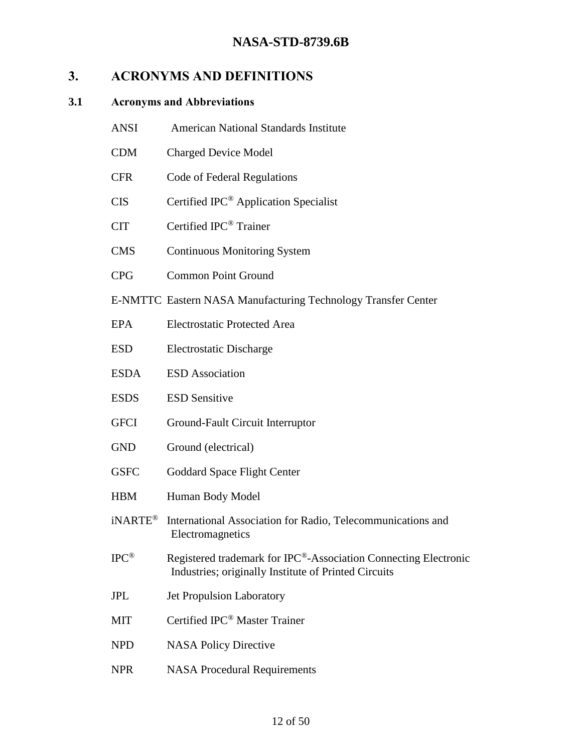# 3. ACRONYMS AND DEFINITIONS

## 3.1 Acronyms and Abbreviations

| | |
|---|---|
| ANSI | American National Standards Institute |
| CDM | Charged Device Model |
| CFR | Code of Federal Regulations |
| CIS | Certified IPC® Application Specialist |
| CIT | Certified IPC® Trainer |
| CMS | Continuous Monitoring System |
| CPG | Common Point Ground |
| E-NMTTC | Eastern NASA Manufacturing Technology Transfer Center |
| EPA | Electrostatic Protected Area |
| ESD | Electrostatic Discharge |
| ESDA | ESD Association |
| ESDS | ESD Sensitive |
| GFCI | Ground-Fault Circuit Interruptor |
| GND | Ground (electrical) |
| GSFC | Goddard Space Flight Center |
| HBM | Human Body Model |
| iNARTE® | International Association for Radio, Telecommunications and Electromagnetics |
| IPC® | Registered trademark for IPC®-Association Connecting Electronic Industries; originally Institute of Printed Circuits |
| JPL | Jet Propulsion Laboratory |
| MIT | Certified IPC® Master Trainer |
| NPD | NASA Policy Directive |
| NPR | NASA Procedural Requirements |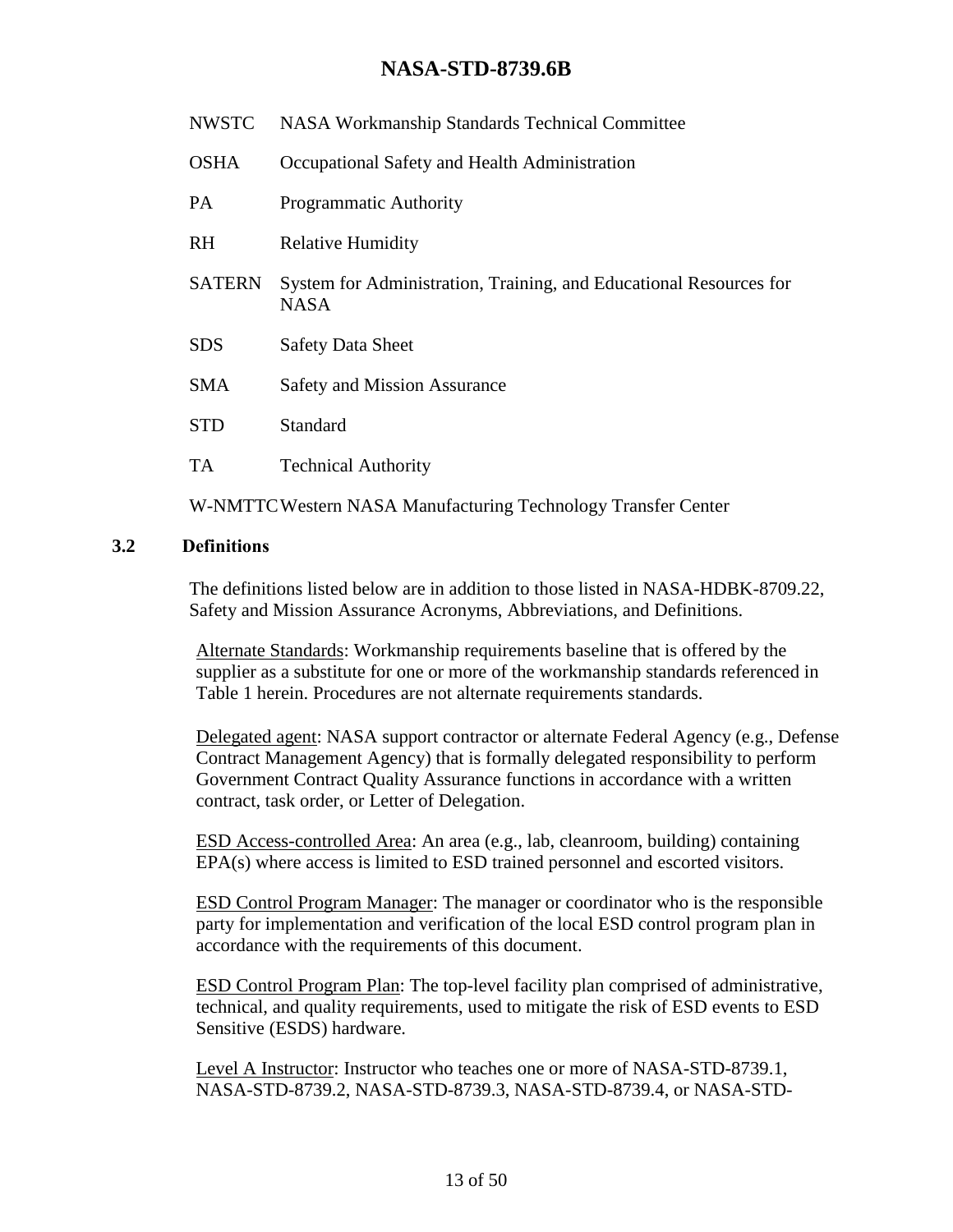| | |
|---|---|
| NWSTC | NASA Workmanship Standards Technical Committee |
| OSHA | Occupational Safety and Health Administration |
| PA | Programmatic Authority |
| RH | Relative Humidity |
| SATERN | System for Administration, Training, and Educational Resources for NASA |
| SDS | Safety Data Sheet |
| SMA | Safety and Mission Assurance |
| STD | Standard |
| TA | Technical Authority |
| W-NMTTC | Western NASA Manufacturing Technology Transfer Center |

## 3.2 Definitions

The definitions listed below are in addition to those listed in NASA-HDBK-8709.22, Safety and Mission Assurance Acronyms, Abbreviations, and Definitions.

Alternate Standards: Workmanship requirements baseline that is offered by the supplier as a substitute for one or more of the workmanship standards referenced in Table 1 herein. Procedures are not alternate requirements standards.

Delegated agent: NASA support contractor or alternate Federal Agency (e.g., Defense Contract Management Agency) that is formally delegated responsibility to perform Government Contract Quality Assurance functions in accordance with a written contract, task order, or Letter of Delegation.

ESD Access-controlled Area: An area (e.g., lab, cleanroom, building) containing EPA(s) where access is limited to ESD trained personnel and escorted visitors.

ESD Control Program Manager: The manager or coordinator who is the responsible party for implementation and verification of the local ESD control program plan in accordance with the requirements of this document.

ESD Control Program Plan: The top-level facility plan comprised of administrative, technical, and quality requirements, used to mitigate the risk of ESD events to ESD Sensitive (ESDS) hardware.

Level A Instructor: Instructor who teaches one or more of NASA-STD-8739.1, NASA-STD-8739.2, NASA-STD-8739.3, NASA-STD-8739.4, or NASA-STD-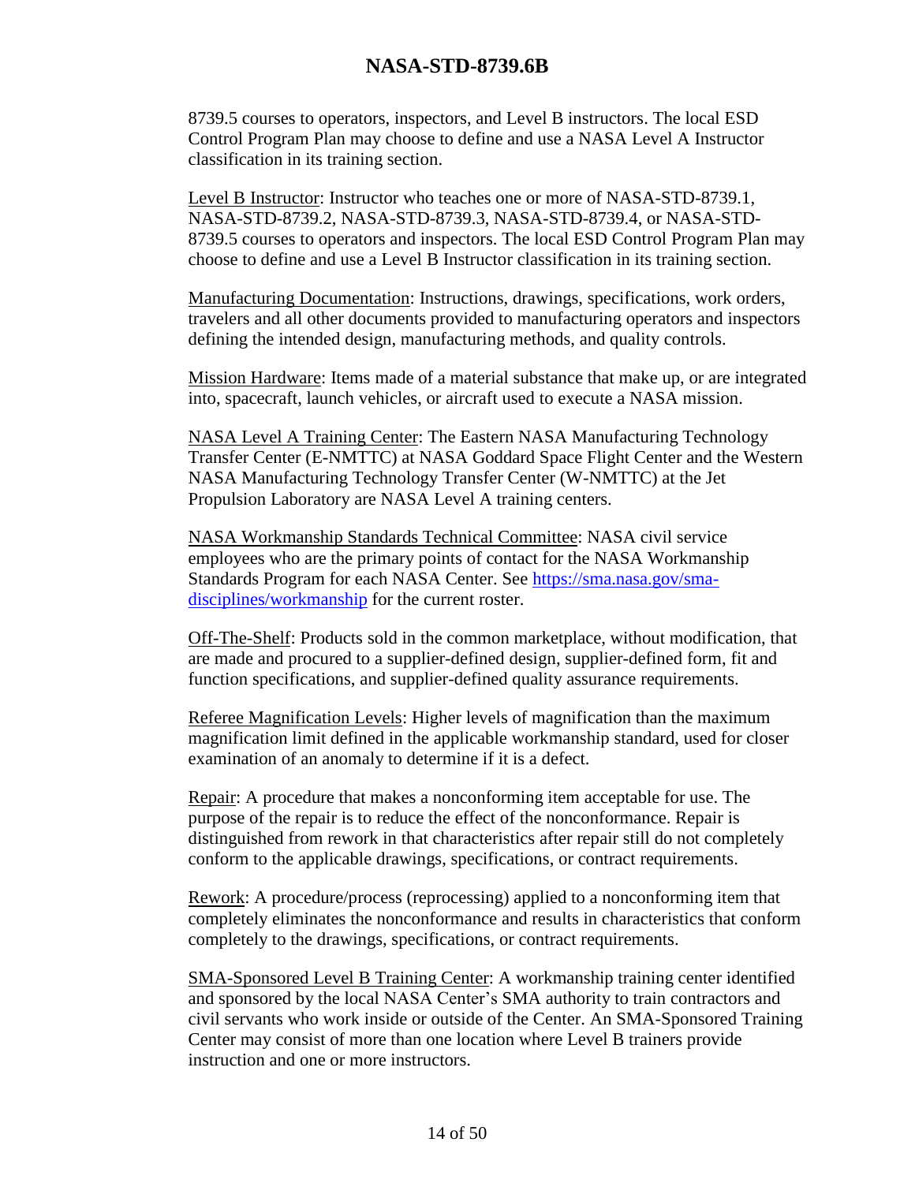8739.5 courses to operators, inspectors, and Level B instructors. The local ESD Control Program Plan may choose to define and use a NASA Level A Instructor classification in its training section.

Level B Instructor: Instructor who teaches one or more of NASA-STD-8739.1, NASA-STD-8739.2, NASA-STD-8739.3, NASA-STD-8739.4, or NASA-STD-8739.5 courses to operators and inspectors. The local ESD Control Program Plan may choose to define and use a Level B Instructor classification in its training section.

Manufacturing Documentation: Instructions, drawings, specifications, work orders, travelers and all other documents provided to manufacturing operators and inspectors defining the intended design, manufacturing methods, and quality controls.

Mission Hardware: Items made of a material substance that make up, or are integrated into, spacecraft, launch vehicles, or aircraft used to execute a NASA mission.

NASA Level A Training Center: The Eastern NASA Manufacturing Technology Transfer Center (E-NMTTC) at NASA Goddard Space Flight Center and the Western NASA Manufacturing Technology Transfer Center (W-NMTTC) at the Jet Propulsion Laboratory are NASA Level A training centers.

NASA Workmanship Standards Technical Committee: NASA civil service employees who are the primary points of contact for the NASA Workmanship Standards Program for each NASA Center. See https://sma.nasa.gov/sma-disciplines/workmanship for the current roster.

Off-The-Shelf: Products sold in the common marketplace, without modification, that are made and procured to a supplier-defined design, supplier-defined form, fit and function specifications, and supplier-defined quality assurance requirements.

Referee Magnification Levels: Higher levels of magnification than the maximum magnification limit defined in the applicable workmanship standard, used for closer examination of an anomaly to determine if it is a defect.

Repair: A procedure that makes a nonconforming item acceptable for use. The purpose of the repair is to reduce the effect of the nonconformance. Repair is distinguished from rework in that characteristics after repair still do not completely conform to the applicable drawings, specifications, or contract requirements.

Rework: A procedure/process (reprocessing) applied to a nonconforming item that completely eliminates the nonconformance and results in characteristics that conform completely to the drawings, specifications, or contract requirements.

SMA-Sponsored Level B Training Center: A workmanship training center identified and sponsored by the local NASA Center's SMA authority to train contractors and civil servants who work inside or outside of the Center. An SMA-Sponsored Training Center may consist of more than one location where Level B trainers provide instruction and one or more instructors.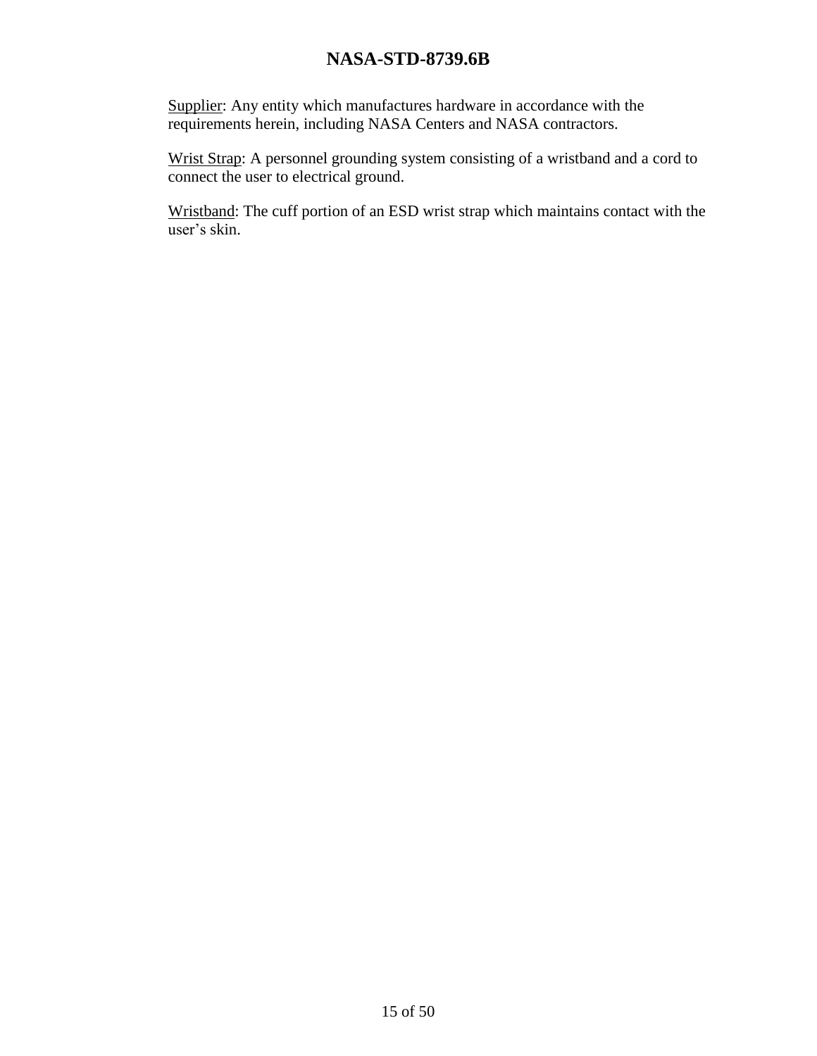Supplier: Any entity which manufactures hardware in accordance with the requirements herein, including NASA Centers and NASA contractors.

Wrist Strap: A personnel grounding system consisting of a wristband and a cord to connect the user to electrical ground.

Wristband: The cuff portion of an ESD wrist strap which maintains contact with the user's skin.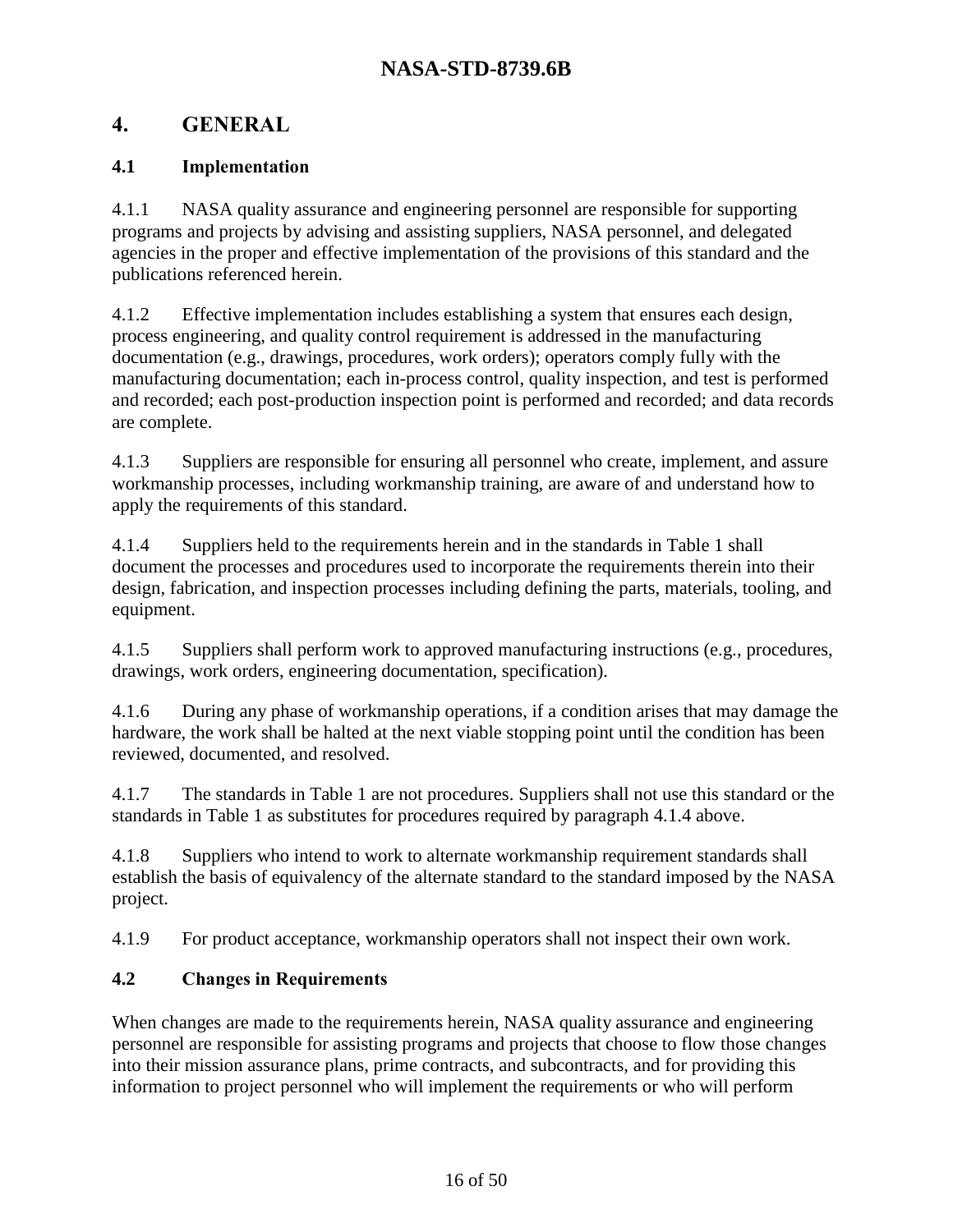# 4. GENERAL

## 4.1 Implementation

4.1.1 NASA quality assurance and engineering personnel are responsible for supporting programs and projects by advising and assisting suppliers, NASA personnel, and delegated agencies in the proper and effective implementation of the provisions of this standard and the publications referenced herein.

4.1.2 Effective implementation includes establishing a system that ensures each design, process engineering, and quality control requirement is addressed in the manufacturing documentation (e.g., drawings, procedures, work orders); operators comply fully with the manufacturing documentation; each in-process control, quality inspection, and test is performed and recorded; each post-production inspection point is performed and recorded; and data records are complete.

4.1.3 Suppliers are responsible for ensuring all personnel who create, implement, and assure workmanship processes, including workmanship training, are aware of and understand how to apply the requirements of this standard.

4.1.4 Suppliers held to the requirements herein and in the standards in Table 1 shall document the processes and procedures used to incorporate the requirements therein into their design, fabrication, and inspection processes including defining the parts, materials, tooling, and equipment.

4.1.5 Suppliers shall perform work to approved manufacturing instructions (e.g., procedures, drawings, work orders, engineering documentation, specification).

4.1.6 During any phase of workmanship operations, if a condition arises that may damage the hardware, the work shall be halted at the next viable stopping point until the condition has been reviewed, documented, and resolved.

4.1.7 The standards in Table 1 are not procedures. Suppliers shall not use this standard or the standards in Table 1 as substitutes for procedures required by paragraph 4.1.4 above.

4.1.8 Suppliers who intend to work to alternate workmanship requirement standards shall establish the basis of equivalency of the alternate standard to the standard imposed by the NASA project.

4.1.9 For product acceptance, workmanship operators shall not inspect their own work.

## 4.2 Changes in Requirements

When changes are made to the requirements herein, NASA quality assurance and engineering personnel are responsible for assisting programs and projects that choose to flow those changes into their mission assurance plans, prime contracts, and subcontracts, and for providing this information to project personnel who will implement the requirements or who will perform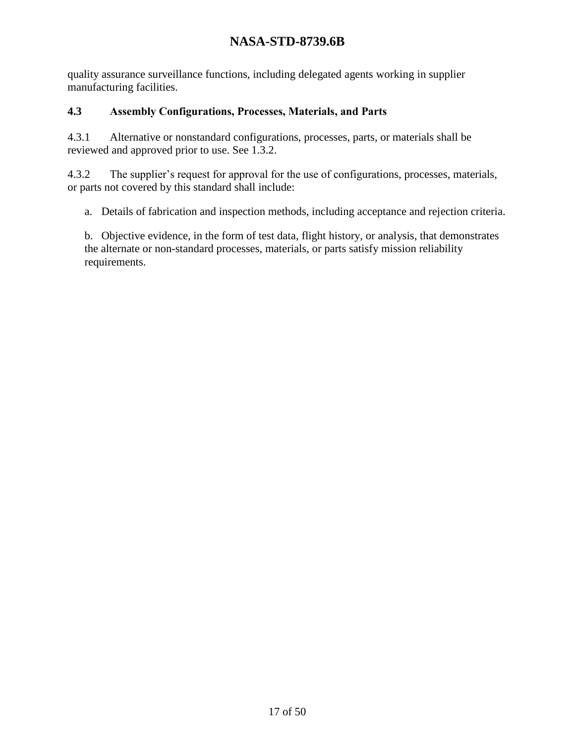quality assurance surveillance functions, including delegated agents working in supplier manufacturing facilities.

### 4.3 Assembly Configurations, Processes, Materials, and Parts

4.3.1 Alternative or nonstandard configurations, processes, parts, or materials shall be reviewed and approved prior to use. See 1.3.2.

4.3.2 The supplier's request for approval for the use of configurations, processes, materials, or parts not covered by this standard shall include:

a. Details of fabrication and inspection methods, including acceptance and rejection criteria.

b. Objective evidence, in the form of test data, flight history, or analysis, that demonstrates the alternate or non-standard processes, materials, or parts satisfy mission reliability requirements.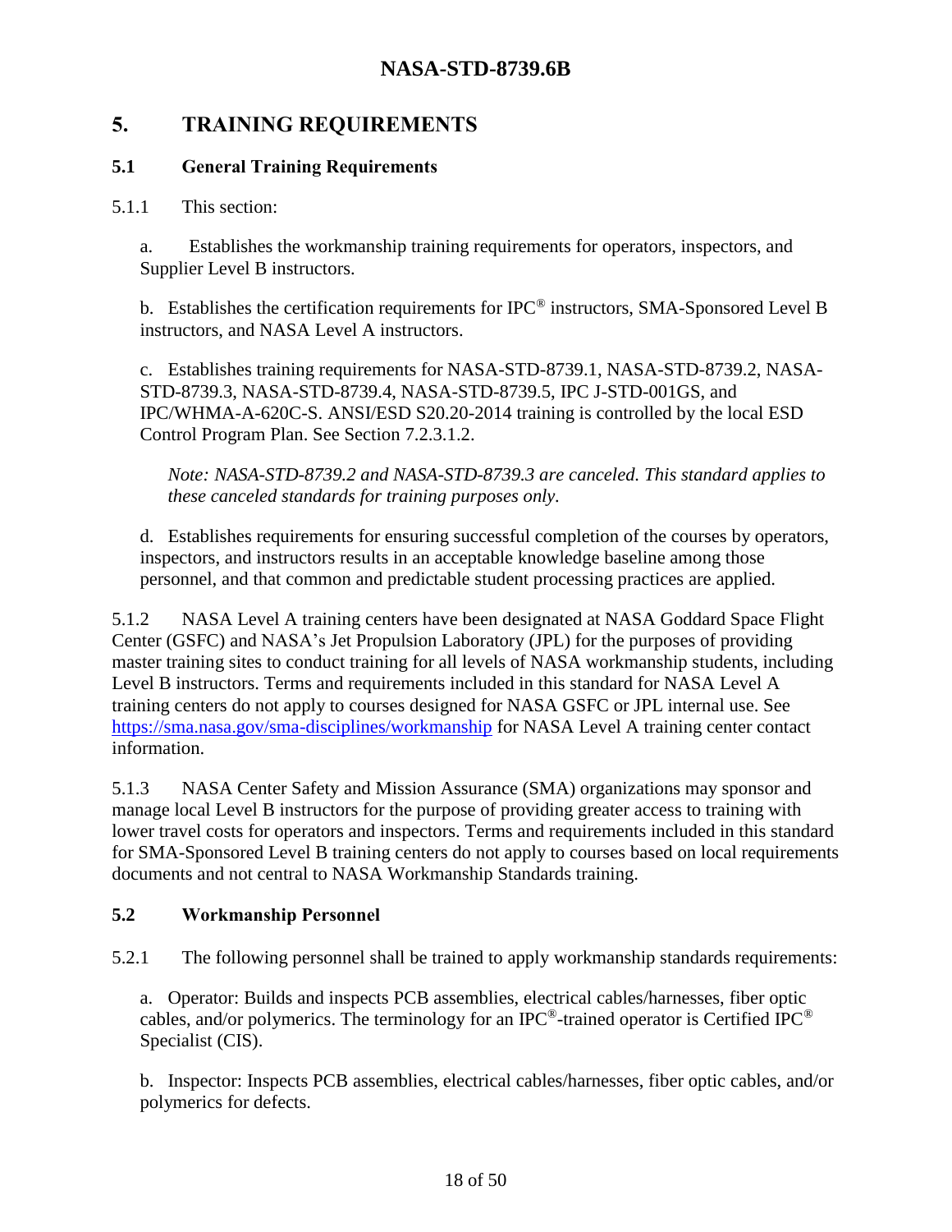# 5. TRAINING REQUIREMENTS

## 5.1 General Training Requirements

5.1.1 This section:

a. Establishes the workmanship training requirements for operators, inspectors, and Supplier Level B instructors.

b. Establishes the certification requirements for IPC® instructors, SMA-Sponsored Level B instructors, and NASA Level A instructors.

c. Establishes training requirements for NASA-STD-8739.1, NASA-STD-8739.2, NASA-STD-8739.3, NASA-STD-8739.4, NASA-STD-8739.5, IPC J-STD-001GS, and IPC/WHMA-A-620C-S. ANSI/ESD S20.20-2014 training is controlled by the local ESD Control Program Plan. See Section 7.2.3.1.2.

*Note: NASA-STD-8739.2 and NASA-STD-8739.3 are canceled. This standard applies to these canceled standards for training purposes only.*

d. Establishes requirements for ensuring successful completion of the courses by operators, inspectors, and instructors results in an acceptable knowledge baseline among those personnel, and that common and predictable student processing practices are applied.

5.1.2 NASA Level A training centers have been designated at NASA Goddard Space Flight Center (GSFC) and NASA's Jet Propulsion Laboratory (JPL) for the purposes of providing master training sites to conduct training for all levels of NASA workmanship students, including Level B instructors. Terms and requirements included in this standard for NASA Level A training centers do not apply to courses designed for NASA GSFC or JPL internal use. See https://sma.nasa.gov/sma-disciplines/workmanship for NASA Level A training center contact information.

5.1.3 NASA Center Safety and Mission Assurance (SMA) organizations may sponsor and manage local Level B instructors for the purpose of providing greater access to training with lower travel costs for operators and inspectors. Terms and requirements included in this standard for SMA-Sponsored Level B training centers do not apply to courses based on local requirements documents and not central to NASA Workmanship Standards training.

## 5.2 Workmanship Personnel

5.2.1 The following personnel shall be trained to apply workmanship standards requirements:

a. Operator: Builds and inspects PCB assemblies, electrical cables/harnesses, fiber optic cables, and/or polymerics. The terminology for an IPC®-trained operator is Certified IPC® Specialist (CIS).

b. Inspector: Inspects PCB assemblies, electrical cables/harnesses, fiber optic cables, and/or polymerics for defects.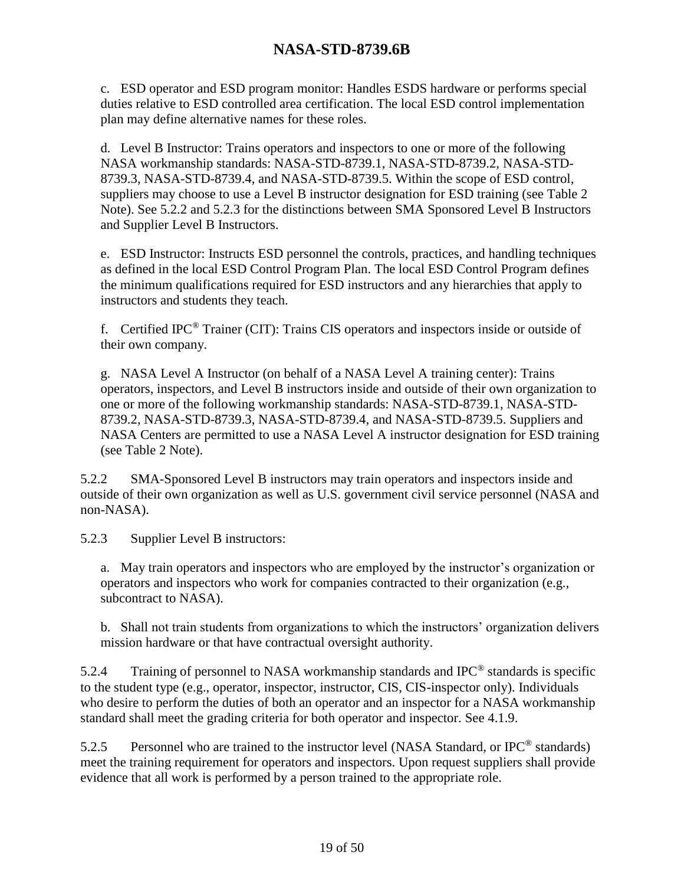c. ESD operator and ESD program monitor: Handles ESDS hardware or performs special duties relative to ESD controlled area certification. The local ESD control implementation plan may define alternative names for these roles.

d. Level B Instructor: Trains operators and inspectors to one or more of the following NASA workmanship standards: NASA-STD-8739.1, NASA-STD-8739.2, NASA-STD-8739.3, NASA-STD-8739.4, and NASA-STD-8739.5. Within the scope of ESD control, suppliers may choose to use a Level B instructor designation for ESD training (see Table 2 Note). See 5.2.2 and 5.2.3 for the distinctions between SMA Sponsored Level B Instructors and Supplier Level B Instructors.

e. ESD Instructor: Instructs ESD personnel the controls, practices, and handling techniques as defined in the local ESD Control Program Plan. The local ESD Control Program defines the minimum qualifications required for ESD instructors and any hierarchies that apply to instructors and students they teach.

f. Certified IPC® Trainer (CIT): Trains CIS operators and inspectors inside or outside of their own company.

g. NASA Level A Instructor (on behalf of a NASA Level A training center): Trains operators, inspectors, and Level B instructors inside and outside of their own organization to one or more of the following workmanship standards: NASA-STD-8739.1, NASA-STD-8739.2, NASA-STD-8739.3, NASA-STD-8739.4, and NASA-STD-8739.5. Suppliers and NASA Centers are permitted to use a NASA Level A instructor designation for ESD training (see Table 2 Note).

5.2.2 SMA-Sponsored Level B instructors may train operators and inspectors inside and outside of their own organization as well as U.S. government civil service personnel (NASA and non-NASA).

5.2.3 Supplier Level B instructors:

a. May train operators and inspectors who are employed by the instructor's organization or operators and inspectors who work for companies contracted to their organization (e.g., subcontract to NASA).

b. Shall not train students from organizations to which the instructors' organization delivers mission hardware or that have contractual oversight authority.

5.2.4 Training of personnel to NASA workmanship standards and IPC® standards is specific to the student type (e.g., operator, inspector, instructor, CIS, CIS-inspector only). Individuals who desire to perform the duties of both an operator and an inspector for a NASA workmanship standard shall meet the grading criteria for both operator and inspector. See 4.1.9.

5.2.5 Personnel who are trained to the instructor level (NASA Standard, or IPC® standards) meet the training requirement for operators and inspectors. Upon request suppliers shall provide evidence that all work is performed by a person trained to the appropriate role.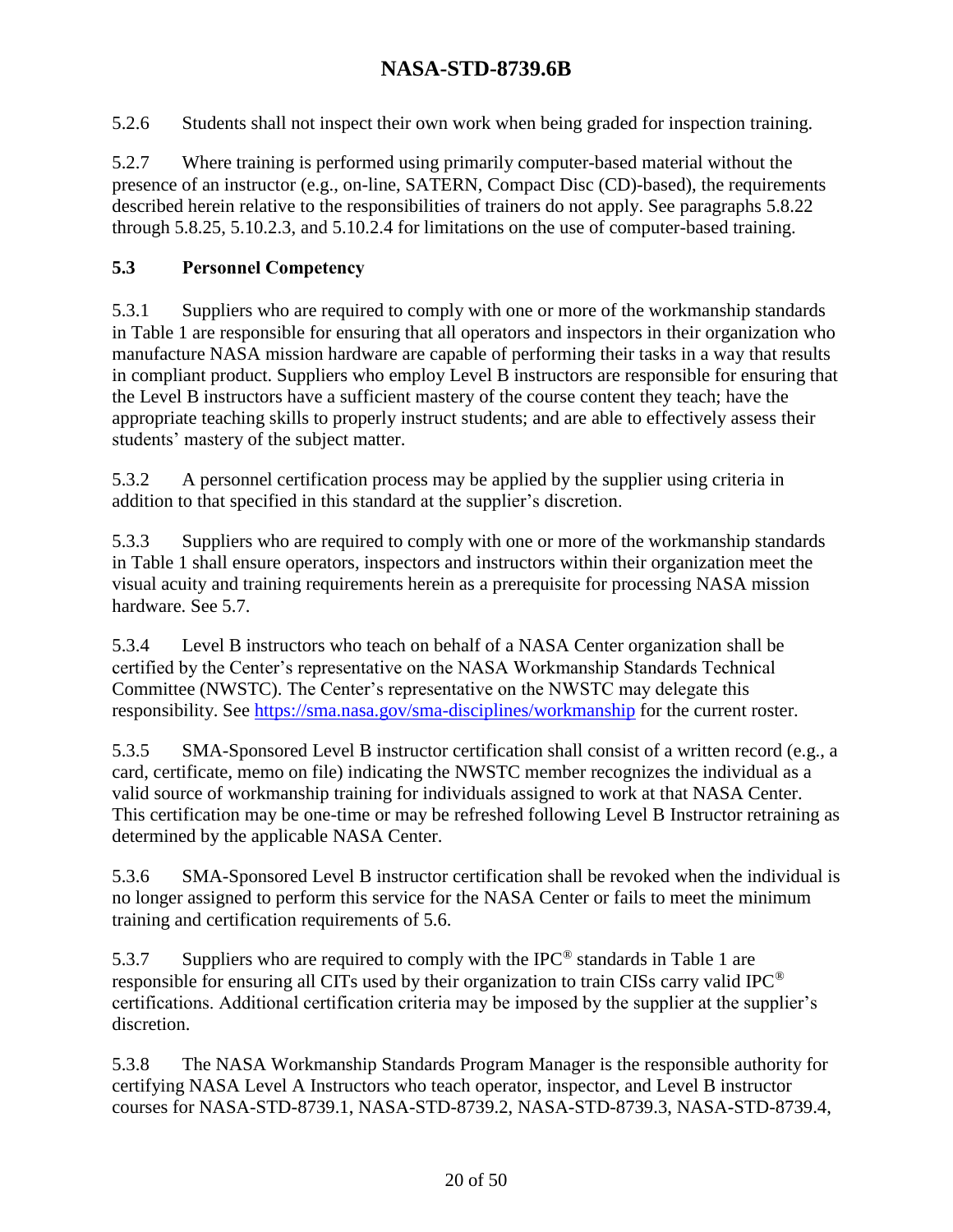5.2.6 Students shall not inspect their own work when being graded for inspection training.

5.2.7 Where training is performed using primarily computer-based material without the presence of an instructor (e.g., on-line, SATERN, Compact Disc (CD)-based), the requirements described herein relative to the responsibilities of trainers do not apply. See paragraphs 5.8.22 through 5.8.25, 5.10.2.3, and 5.10.2.4 for limitations on the use of computer-based training.

### 5.3 Personnel Competency

5.3.1 Suppliers who are required to comply with one or more of the workmanship standards in Table 1 are responsible for ensuring that all operators and inspectors in their organization who manufacture NASA mission hardware are capable of performing their tasks in a way that results in compliant product. Suppliers who employ Level B instructors are responsible for ensuring that the Level B instructors have a sufficient mastery of the course content they teach; have the appropriate teaching skills to properly instruct students; and are able to effectively assess their students' mastery of the subject matter.

5.3.2 A personnel certification process may be applied by the supplier using criteria in addition to that specified in this standard at the supplier's discretion.

5.3.3 Suppliers who are required to comply with one or more of the workmanship standards in Table 1 shall ensure operators, inspectors and instructors within their organization meet the visual acuity and training requirements herein as a prerequisite for processing NASA mission hardware. See 5.7.

5.3.4 Level B instructors who teach on behalf of a NASA Center organization shall be certified by the Center's representative on the NASA Workmanship Standards Technical Committee (NWSTC). The Center's representative on the NWSTC may delegate this responsibility. See https://sma.nasa.gov/sma-disciplines/workmanship for the current roster.

5.3.5 SMA-Sponsored Level B instructor certification shall consist of a written record (e.g., a card, certificate, memo on file) indicating the NWSTC member recognizes the individual as a valid source of workmanship training for individuals assigned to work at that NASA Center. This certification may be one-time or may be refreshed following Level B Instructor retraining as determined by the applicable NASA Center.

5.3.6 SMA-Sponsored Level B instructor certification shall be revoked when the individual is no longer assigned to perform this service for the NASA Center or fails to meet the minimum training and certification requirements of 5.6.

5.3.7 Suppliers who are required to comply with the IPC® standards in Table 1 are responsible for ensuring all CITs used by their organization to train CISs carry valid IPC® certifications. Additional certification criteria may be imposed by the supplier at the supplier's discretion.

5.3.8 The NASA Workmanship Standards Program Manager is the responsible authority for certifying NASA Level A Instructors who teach operator, inspector, and Level B instructor courses for NASA-STD-8739.1, NASA-STD-8739.2, NASA-STD-8739.3, NASA-STD-8739.4,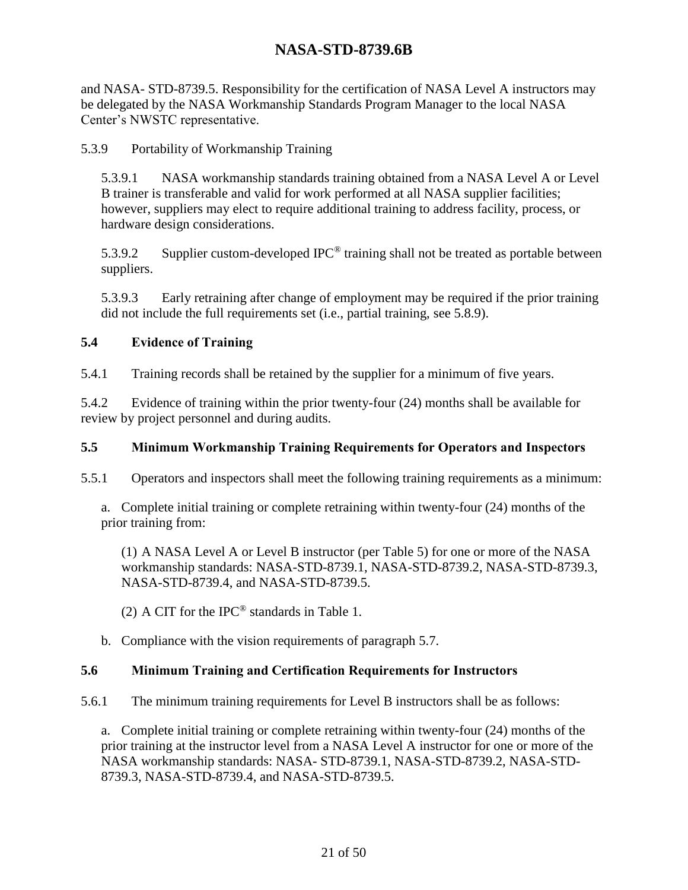and NASA- STD-8739.5. Responsibility for the certification of NASA Level A instructors may be delegated by the NASA Workmanship Standards Program Manager to the local NASA Center's NWSTC representative.

5.3.9 Portability of Workmanship Training

5.3.9.1 NASA workmanship standards training obtained from a NASA Level A or Level B trainer is transferable and valid for work performed at all NASA supplier facilities; however, suppliers may elect to require additional training to address facility, process, or hardware design considerations.

5.3.9.2 Supplier custom-developed IPC® training shall not be treated as portable between suppliers.

5.3.9.3 Early retraining after change of employment may be required if the prior training did not include the full requirements set (i.e., partial training, see 5.8.9).

### 5.4 Evidence of Training

5.4.1 Training records shall be retained by the supplier for a minimum of five years.

5.4.2 Evidence of training within the prior twenty-four (24) months shall be available for review by project personnel and during audits.

### 5.5 Minimum Workmanship Training Requirements for Operators and Inspectors

5.5.1 Operators and inspectors shall meet the following training requirements as a minimum:

a. Complete initial training or complete retraining within twenty-four (24) months of the prior training from:

(1) A NASA Level A or Level B instructor (per Table 5) for one or more of the NASA workmanship standards: NASA-STD-8739.1, NASA-STD-8739.2, NASA-STD-8739.3, NASA-STD-8739.4, and NASA-STD-8739.5.

(2) A CIT for the IPC® standards in Table 1.

b. Compliance with the vision requirements of paragraph 5.7.

### 5.6 Minimum Training and Certification Requirements for Instructors

5.6.1 The minimum training requirements for Level B instructors shall be as follows:

a. Complete initial training or complete retraining within twenty-four (24) months of the prior training at the instructor level from a NASA Level A instructor for one or more of the NASA workmanship standards: NASA- STD-8739.1, NASA-STD-8739.2, NASA-STD-8739.3, NASA-STD-8739.4, and NASA-STD-8739.5.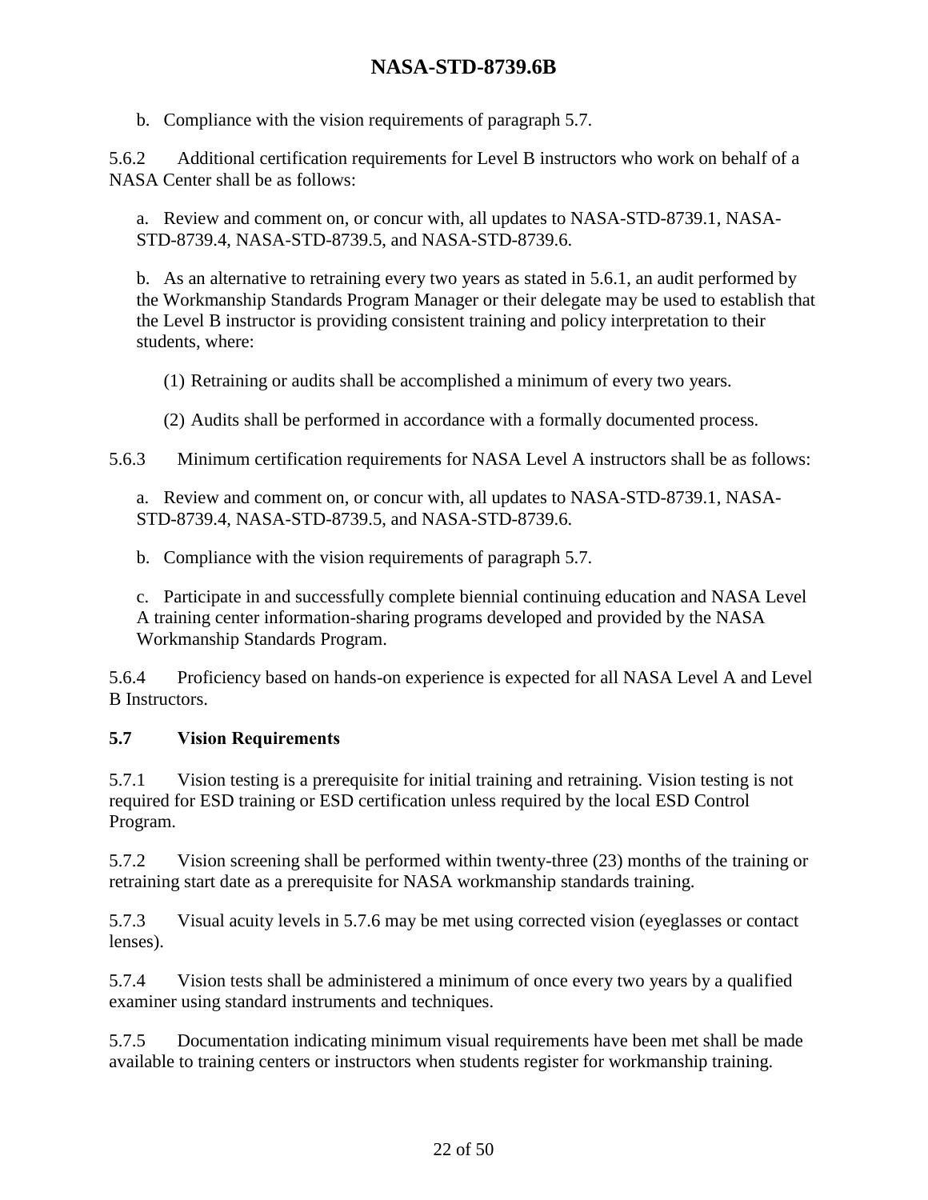b. Compliance with the vision requirements of paragraph 5.7.

5.6.2 Additional certification requirements for Level B instructors who work on behalf of a NASA Center shall be as follows:

a. Review and comment on, or concur with, all updates to NASA-STD-8739.1, NASA-STD-8739.4, NASA-STD-8739.5, and NASA-STD-8739.6.

b. As an alternative to retraining every two years as stated in 5.6.1, an audit performed by the Workmanship Standards Program Manager or their delegate may be used to establish that the Level B instructor is providing consistent training and policy interpretation to their students, where:

(1) Retraining or audits shall be accomplished a minimum of every two years.

(2) Audits shall be performed in accordance with a formally documented process.

5.6.3 Minimum certification requirements for NASA Level A instructors shall be as follows:

a. Review and comment on, or concur with, all updates to NASA-STD-8739.1, NASA-STD-8739.4, NASA-STD-8739.5, and NASA-STD-8739.6.

b. Compliance with the vision requirements of paragraph 5.7.

c. Participate in and successfully complete biennial continuing education and NASA Level A training center information-sharing programs developed and provided by the NASA Workmanship Standards Program.

5.6.4 Proficiency based on hands-on experience is expected for all NASA Level A and Level B Instructors.

### 5.7 Vision Requirements

5.7.1 Vision testing is a prerequisite for initial training and retraining. Vision testing is not required for ESD training or ESD certification unless required by the local ESD Control Program.

5.7.2 Vision screening shall be performed within twenty-three (23) months of the training or retraining start date as a prerequisite for NASA workmanship standards training.

5.7.3 Visual acuity levels in 5.7.6 may be met using corrected vision (eyeglasses or contact lenses).

5.7.4 Vision tests shall be administered a minimum of once every two years by a qualified examiner using standard instruments and techniques.

5.7.5 Documentation indicating minimum visual requirements have been met shall be made available to training centers or instructors when students register for workmanship training.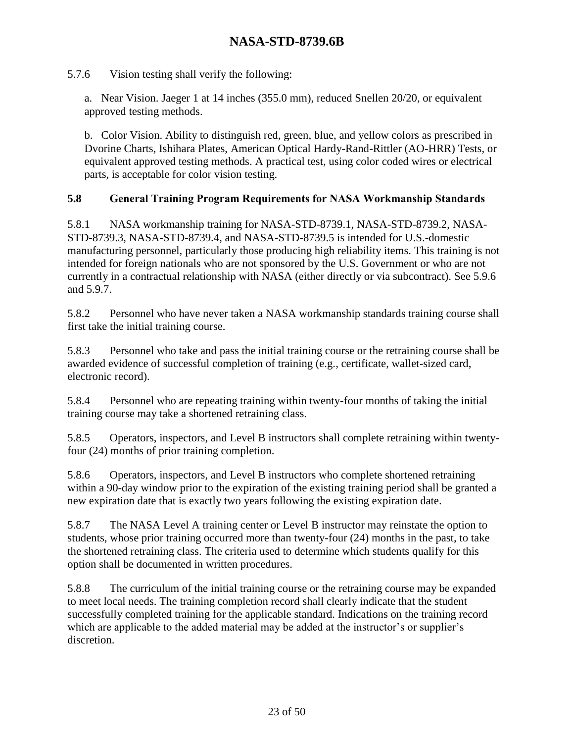5.7.6 Vision testing shall verify the following:

a. Near Vision. Jaeger 1 at 14 inches (355.0 mm), reduced Snellen 20/20, or equivalent approved testing methods.

b. Color Vision. Ability to distinguish red, green, blue, and yellow colors as prescribed in Dvorine Charts, Ishihara Plates, American Optical Hardy-Rand-Rittler (AO-HRR) Tests, or equivalent approved testing methods. A practical test, using color coded wires or electrical parts, is acceptable for color vision testing.

## 5.8 General Training Program Requirements for NASA Workmanship Standards

5.8.1 NASA workmanship training for NASA-STD-8739.1, NASA-STD-8739.2, NASA-STD-8739.3, NASA-STD-8739.4, and NASA-STD-8739.5 is intended for U.S.-domestic manufacturing personnel, particularly those producing high reliability items. This training is not intended for foreign nationals who are not sponsored by the U.S. Government or who are not currently in a contractual relationship with NASA (either directly or via subcontract). See 5.9.6 and 5.9.7.

5.8.2 Personnel who have never taken a NASA workmanship standards training course shall first take the initial training course.

5.8.3 Personnel who take and pass the initial training course or the retraining course shall be awarded evidence of successful completion of training (e.g., certificate, wallet-sized card, electronic record).

5.8.4 Personnel who are repeating training within twenty-four months of taking the initial training course may take a shortened retraining class.

5.8.5 Operators, inspectors, and Level B instructors shall complete retraining within twenty-four (24) months of prior training completion.

5.8.6 Operators, inspectors, and Level B instructors who complete shortened retraining within a 90-day window prior to the expiration of the existing training period shall be granted a new expiration date that is exactly two years following the existing expiration date.

5.8.7 The NASA Level A training center or Level B instructor may reinstate the option to students, whose prior training occurred more than twenty-four (24) months in the past, to take the shortened retraining class. The criteria used to determine which students qualify for this option shall be documented in written procedures.

5.8.8 The curriculum of the initial training course or the retraining course may be expanded to meet local needs. The training completion record shall clearly indicate that the student successfully completed training for the applicable standard. Indications on the training record which are applicable to the added material may be added at the instructor's or supplier's discretion.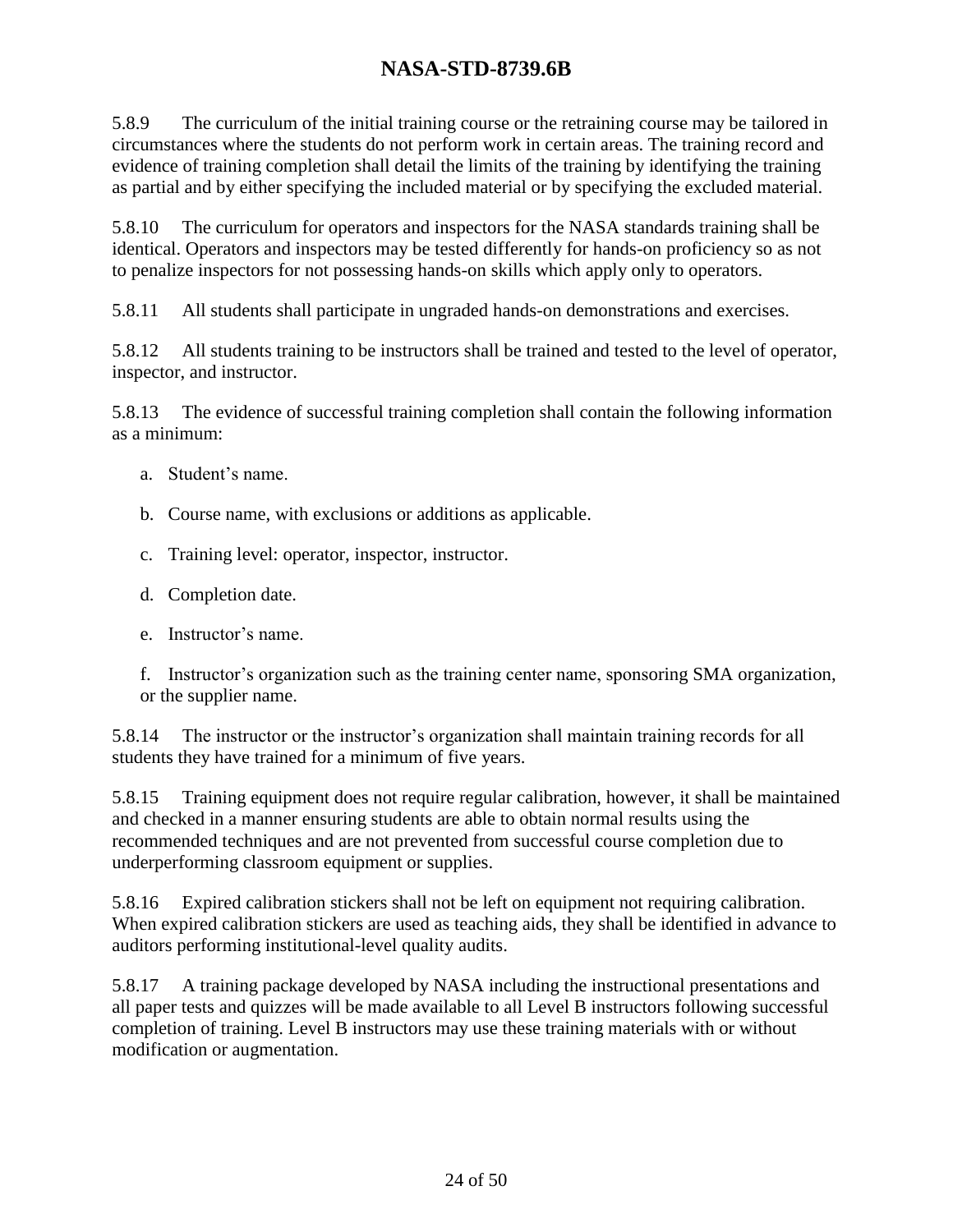5.8.9 The curriculum of the initial training course or the retraining course may be tailored in circumstances where the students do not perform work in certain areas. The training record and evidence of training completion shall detail the limits of the training by identifying the training as partial and by either specifying the included material or by specifying the excluded material.

5.8.10 The curriculum for operators and inspectors for the NASA standards training shall be identical. Operators and inspectors may be tested differently for hands-on proficiency so as not to penalize inspectors for not possessing hands-on skills which apply only to operators.

5.8.11 All students shall participate in ungraded hands-on demonstrations and exercises.

5.8.12 All students training to be instructors shall be trained and tested to the level of operator, inspector, and instructor.

5.8.13 The evidence of successful training completion shall contain the following information as a minimum:

a. Student's name.

b. Course name, with exclusions or additions as applicable.

c. Training level: operator, inspector, instructor.

d. Completion date.

e. Instructor's name.

f. Instructor's organization such as the training center name, sponsoring SMA organization, or the supplier name.

5.8.14 The instructor or the instructor's organization shall maintain training records for all students they have trained for a minimum of five years.

5.8.15 Training equipment does not require regular calibration, however, it shall be maintained and checked in a manner ensuring students are able to obtain normal results using the recommended techniques and are not prevented from successful course completion due to underperforming classroom equipment or supplies.

5.8.16 Expired calibration stickers shall not be left on equipment not requiring calibration. When expired calibration stickers are used as teaching aids, they shall be identified in advance to auditors performing institutional-level quality audits.

5.8.17 A training package developed by NASA including the instructional presentations and all paper tests and quizzes will be made available to all Level B instructors following successful completion of training. Level B instructors may use these training materials with or without modification or augmentation.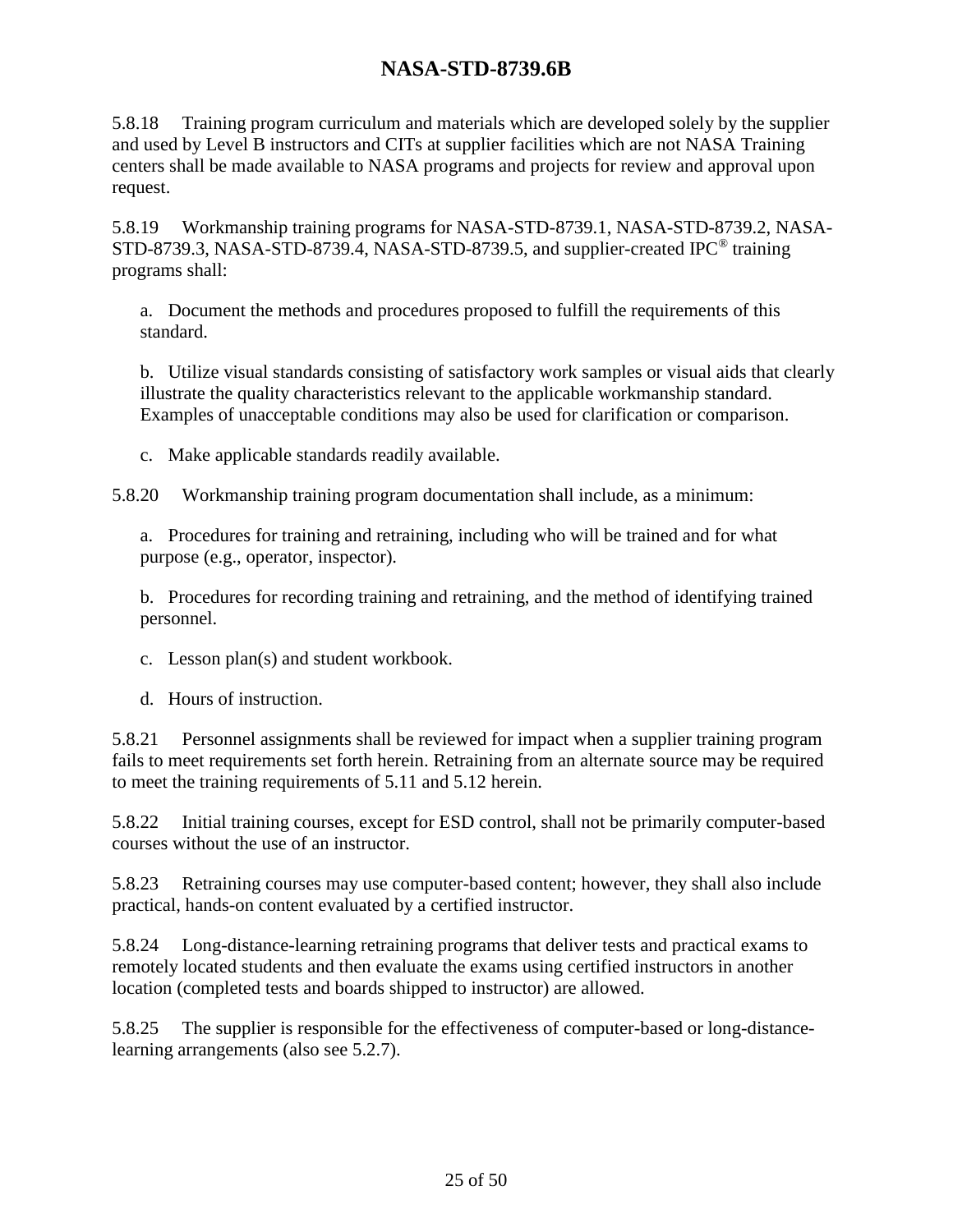5.8.18 Training program curriculum and materials which are developed solely by the supplier and used by Level B instructors and CITs at supplier facilities which are not NASA Training centers shall be made available to NASA programs and projects for review and approval upon request.

5.8.19 Workmanship training programs for NASA-STD-8739.1, NASA-STD-8739.2, NASA-STD-8739.3, NASA-STD-8739.4, NASA-STD-8739.5, and supplier-created IPC® training programs shall:

a. Document the methods and procedures proposed to fulfill the requirements of this standard.

b. Utilize visual standards consisting of satisfactory work samples or visual aids that clearly illustrate the quality characteristics relevant to the applicable workmanship standard. Examples of unacceptable conditions may also be used for clarification or comparison.

c. Make applicable standards readily available.

5.8.20 Workmanship training program documentation shall include, as a minimum:

a. Procedures for training and retraining, including who will be trained and for what purpose (e.g., operator, inspector).

b. Procedures for recording training and retraining, and the method of identifying trained personnel.

c. Lesson plan(s) and student workbook.

d. Hours of instruction.

5.8.21 Personnel assignments shall be reviewed for impact when a supplier training program fails to meet requirements set forth herein. Retraining from an alternate source may be required to meet the training requirements of 5.11 and 5.12 herein.

5.8.22 Initial training courses, except for ESD control, shall not be primarily computer-based courses without the use of an instructor.

5.8.23 Retraining courses may use computer-based content; however, they shall also include practical, hands-on content evaluated by a certified instructor.

5.8.24 Long-distance-learning retraining programs that deliver tests and practical exams to remotely located students and then evaluate the exams using certified instructors in another location (completed tests and boards shipped to instructor) are allowed.

5.8.25 The supplier is responsible for the effectiveness of computer-based or long-distance-learning arrangements (also see 5.2.7).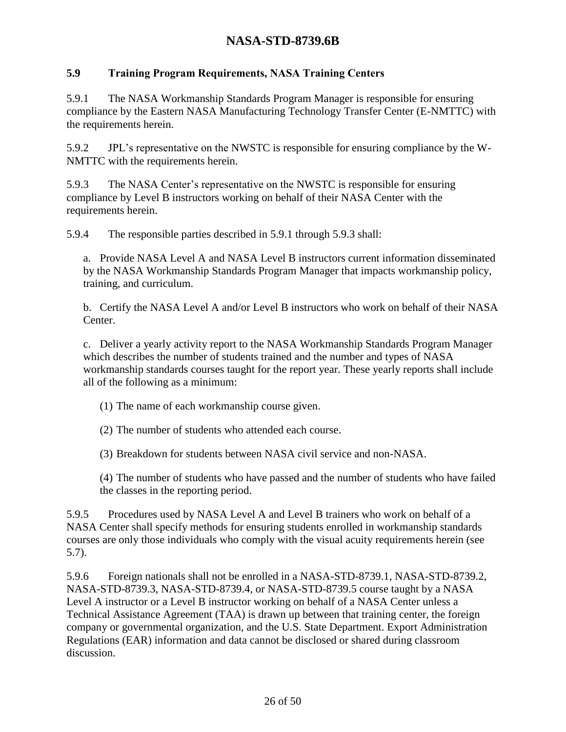### 5.9 Training Program Requirements, NASA Training Centers

5.9.1 The NASA Workmanship Standards Program Manager is responsible for ensuring compliance by the Eastern NASA Manufacturing Technology Transfer Center (E-NMTTC) with the requirements herein.

5.9.2 JPL's representative on the NWSTC is responsible for ensuring compliance by the W-NMTTC with the requirements herein.

5.9.3 The NASA Center's representative on the NWSTC is responsible for ensuring compliance by Level B instructors working on behalf of their NASA Center with the requirements herein.

5.9.4 The responsible parties described in 5.9.1 through 5.9.3 shall:

a. Provide NASA Level A and NASA Level B instructors current information disseminated by the NASA Workmanship Standards Program Manager that impacts workmanship policy, training, and curriculum.

b. Certify the NASA Level A and/or Level B instructors who work on behalf of their NASA Center.

c. Deliver a yearly activity report to the NASA Workmanship Standards Program Manager which describes the number of students trained and the number and types of NASA workmanship standards courses taught for the report year. These yearly reports shall include all of the following as a minimum:

(1) The name of each workmanship course given.

(2) The number of students who attended each course.

(3) Breakdown for students between NASA civil service and non-NASA.

(4) The number of students who have passed and the number of students who have failed the classes in the reporting period.

5.9.5 Procedures used by NASA Level A and Level B trainers who work on behalf of a NASA Center shall specify methods for ensuring students enrolled in workmanship standards courses are only those individuals who comply with the visual acuity requirements herein (see 5.7).

5.9.6 Foreign nationals shall not be enrolled in a NASA-STD-8739.1, NASA-STD-8739.2, NASA-STD-8739.3, NASA-STD-8739.4, or NASA-STD-8739.5 course taught by a NASA Level A instructor or a Level B instructor working on behalf of a NASA Center unless a Technical Assistance Agreement (TAA) is drawn up between that training center, the foreign company or governmental organization, and the U.S. State Department. Export Administration Regulations (EAR) information and data cannot be disclosed or shared during classroom discussion.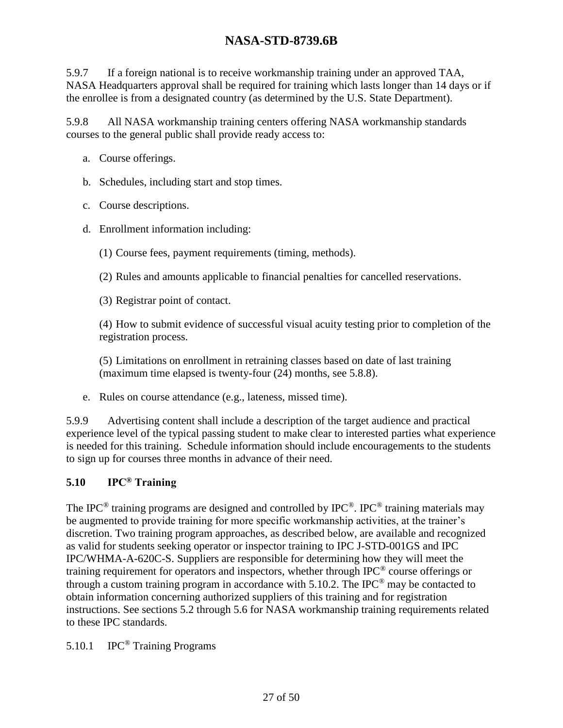5.9.7 If a foreign national is to receive workmanship training under an approved TAA, NASA Headquarters approval shall be required for training which lasts longer than 14 days or if the enrollee is from a designated country (as determined by the U.S. State Department).

5.9.8 All NASA workmanship training centers offering NASA workmanship standards courses to the general public shall provide ready access to:

a. Course offerings.

b. Schedules, including start and stop times.

c. Course descriptions.

d. Enrollment information including:

   (1) Course fees, payment requirements (timing, methods).

   (2) Rules and amounts applicable to financial penalties for cancelled reservations.

   (3) Registrar point of contact.

   (4) How to submit evidence of successful visual acuity testing prior to completion of the registration process.

   (5) Limitations on enrollment in retraining classes based on date of last training (maximum time elapsed is twenty-four (24) months, see 5.8.8).

e. Rules on course attendance (e.g., lateness, missed time).

5.9.9 Advertising content shall include a description of the target audience and practical experience level of the typical passing student to make clear to interested parties what experience is needed for this training. Schedule information should include encouragements to the students to sign up for courses three months in advance of their need.

### 5.10 IPC® Training

The IPC® training programs are designed and controlled by IPC®. IPC® training materials may be augmented to provide training for more specific workmanship activities, at the trainer's discretion. Two training program approaches, as described below, are available and recognized as valid for students seeking operator or inspector training to IPC J-STD-001GS and IPC IPC/WHMA-A-620C-S. Suppliers are responsible for determining how they will meet the training requirement for operators and inspectors, whether through IPC® course offerings or through a custom training program in accordance with 5.10.2. The IPC® may be contacted to obtain information concerning authorized suppliers of this training and for registration instructions. See sections 5.2 through 5.6 for NASA workmanship training requirements related to these IPC standards.

5.10.1 IPC® Training Programs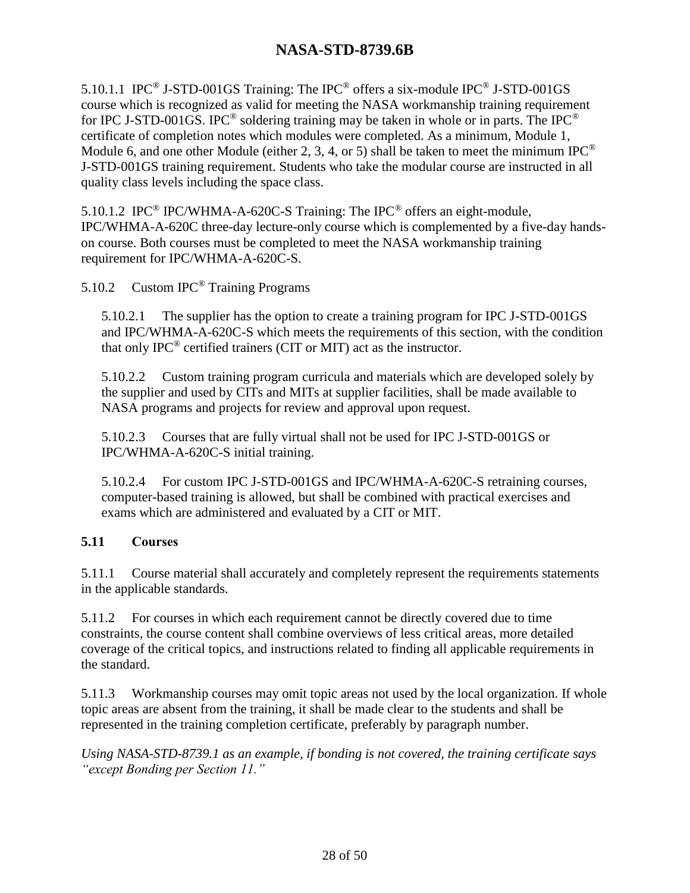5.10.1.1 IPC® J-STD-001GS Training: The IPC® offers a six-module IPC® J-STD-001GS course which is recognized as valid for meeting the NASA workmanship training requirement for IPC J-STD-001GS. IPC® soldering training may be taken in whole or in parts. The IPC® certificate of completion notes which modules were completed. As a minimum, Module 1, Module 6, and one other Module (either 2, 3, 4, or 5) shall be taken to meet the minimum IPC® J-STD-001GS training requirement. Students who take the modular course are instructed in all quality class levels including the space class.

5.10.1.2 IPC® IPC/WHMA-A-620C-S Training: The IPC® offers an eight-module, IPC/WHMA-A-620C three-day lecture-only course which is complemented by a five-day hands-on course. Both courses must be completed to meet the NASA workmanship training requirement for IPC/WHMA-A-620C-S.

5.10.2 Custom IPC® Training Programs

5.10.2.1 The supplier has the option to create a training program for IPC J-STD-001GS and IPC/WHMA-A-620C-S which meets the requirements of this section, with the condition that only IPC® certified trainers (CIT or MIT) act as the instructor.

5.10.2.2 Custom training program curricula and materials which are developed solely by the supplier and used by CITs and MITs at supplier facilities, shall be made available to NASA programs and projects for review and approval upon request.

5.10.2.3 Courses that are fully virtual shall not be used for IPC J-STD-001GS or IPC/WHMA-A-620C-S initial training.

5.10.2.4 For custom IPC J-STD-001GS and IPC/WHMA-A-620C-S retraining courses, computer-based training is allowed, but shall be combined with practical exercises and exams which are administered and evaluated by a CIT or MIT.

## 5.11 Courses

5.11.1 Course material shall accurately and completely represent the requirements statements in the applicable standards.

5.11.2 For courses in which each requirement cannot be directly covered due to time constraints, the course content shall combine overviews of less critical areas, more detailed coverage of the critical topics, and instructions related to finding all applicable requirements in the standard.

5.11.3 Workmanship courses may omit topic areas not used by the local organization. If whole topic areas are absent from the training, it shall be made clear to the students and shall be represented in the training completion certificate, preferably by paragraph number.

*Using NASA-STD-8739.1 as an example, if bonding is not covered, the training certificate says "except Bonding per Section 11."*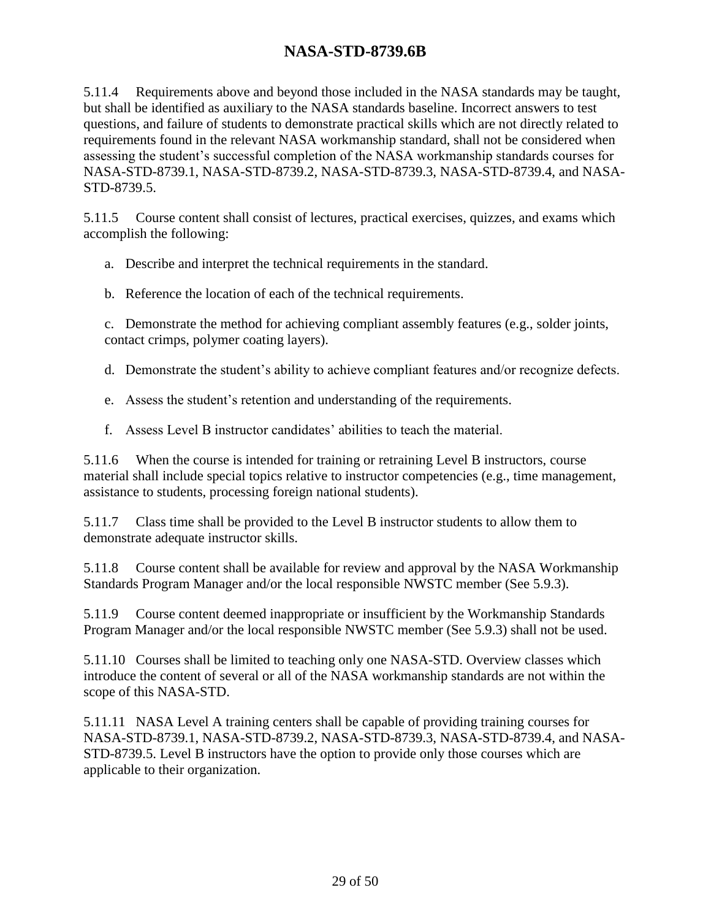5.11.4 Requirements above and beyond those included in the NASA standards may be taught, but shall be identified as auxiliary to the NASA standards baseline. Incorrect answers to test questions, and failure of students to demonstrate practical skills which are not directly related to requirements found in the relevant NASA workmanship standard, shall not be considered when assessing the student's successful completion of the NASA workmanship standards courses for NASA-STD-8739.1, NASA-STD-8739.2, NASA-STD-8739.3, NASA-STD-8739.4, and NASA-STD-8739.5.

5.11.5 Course content shall consist of lectures, practical exercises, quizzes, and exams which accomplish the following:

a. Describe and interpret the technical requirements in the standard.

b. Reference the location of each of the technical requirements.

c. Demonstrate the method for achieving compliant assembly features (e.g., solder joints, contact crimps, polymer coating layers).

d. Demonstrate the student's ability to achieve compliant features and/or recognize defects.

e. Assess the student's retention and understanding of the requirements.

f. Assess Level B instructor candidates' abilities to teach the material.

5.11.6 When the course is intended for training or retraining Level B instructors, course material shall include special topics relative to instructor competencies (e.g., time management, assistance to students, processing foreign national students).

5.11.7 Class time shall be provided to the Level B instructor students to allow them to demonstrate adequate instructor skills.

5.11.8 Course content shall be available for review and approval by the NASA Workmanship Standards Program Manager and/or the local responsible NWSTC member (See 5.9.3).

5.11.9 Course content deemed inappropriate or insufficient by the Workmanship Standards Program Manager and/or the local responsible NWSTC member (See 5.9.3) shall not be used.

5.11.10 Courses shall be limited to teaching only one NASA-STD. Overview classes which introduce the content of several or all of the NASA workmanship standards are not within the scope of this NASA-STD.

5.11.11 NASA Level A training centers shall be capable of providing training courses for NASA-STD-8739.1, NASA-STD-8739.2, NASA-STD-8739.3, NASA-STD-8739.4, and NASA-STD-8739.5. Level B instructors have the option to provide only those courses which are applicable to their organization.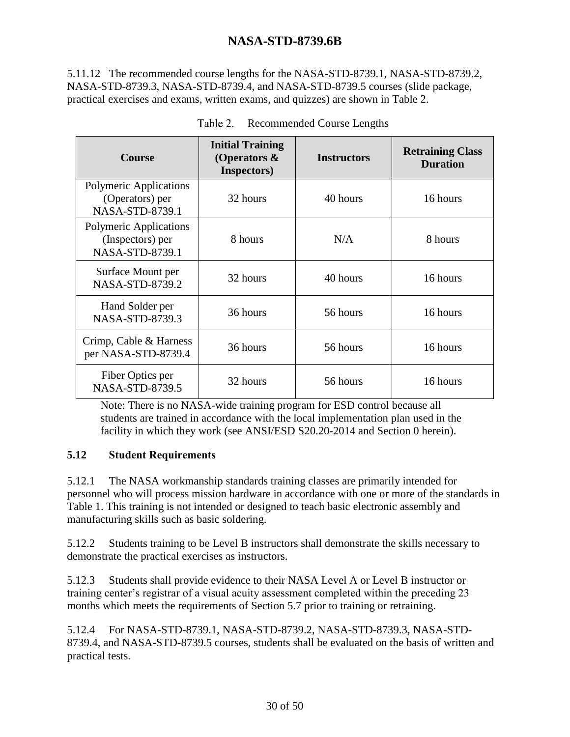5.11.12 The recommended course lengths for the NASA-STD-8739.1, NASA-STD-8739.2, NASA-STD-8739.3, NASA-STD-8739.4, and NASA-STD-8739.5 courses (slide package, practical exercises and exams, written exams, and quizzes) are shown in Table 2.

Table 2. Recommended Course Lengths

| Course | Initial Training (Operators & Inspectors) | Instructors | Retraining Class Duration |
|---|---|---|---|
| Polymeric Applications (Operators) per NASA-STD-8739.1 | 32 hours | 40 hours | 16 hours |
| Polymeric Applications (Inspectors) per NASA-STD-8739.1 | 8 hours | N/A | 8 hours |
| Surface Mount per NASA-STD-8739.2 | 32 hours | 40 hours | 16 hours |
| Hand Solder per NASA-STD-8739.3 | 36 hours | 56 hours | 16 hours |
| Crimp, Cable & Harness per NASA-STD-8739.4 | 36 hours | 56 hours | 16 hours |
| Fiber Optics per NASA-STD-8739.5 | 32 hours | 56 hours | 16 hours |

Note: There is no NASA-wide training program for ESD control because all students are trained in accordance with the local implementation plan used in the facility in which they work (see ANSI/ESD S20.20-2014 and Section 0 herein).

### 5.12 Student Requirements

5.12.1 The NASA workmanship standards training classes are primarily intended for personnel who will process mission hardware in accordance with one or more of the standards in Table 1. This training is not intended or designed to teach basic electronic assembly and manufacturing skills such as basic soldering.

5.12.2 Students training to be Level B instructors shall demonstrate the skills necessary to demonstrate the practical exercises as instructors.

5.12.3 Students shall provide evidence to their NASA Level A or Level B instructor or training center's registrar of a visual acuity assessment completed within the preceding 23 months which meets the requirements of Section 5.7 prior to training or retraining.

5.12.4 For NASA-STD-8739.1, NASA-STD-8739.2, NASA-STD-8739.3, NASA-STD-8739.4, and NASA-STD-8739.5 courses, students shall be evaluated on the basis of written and practical tests.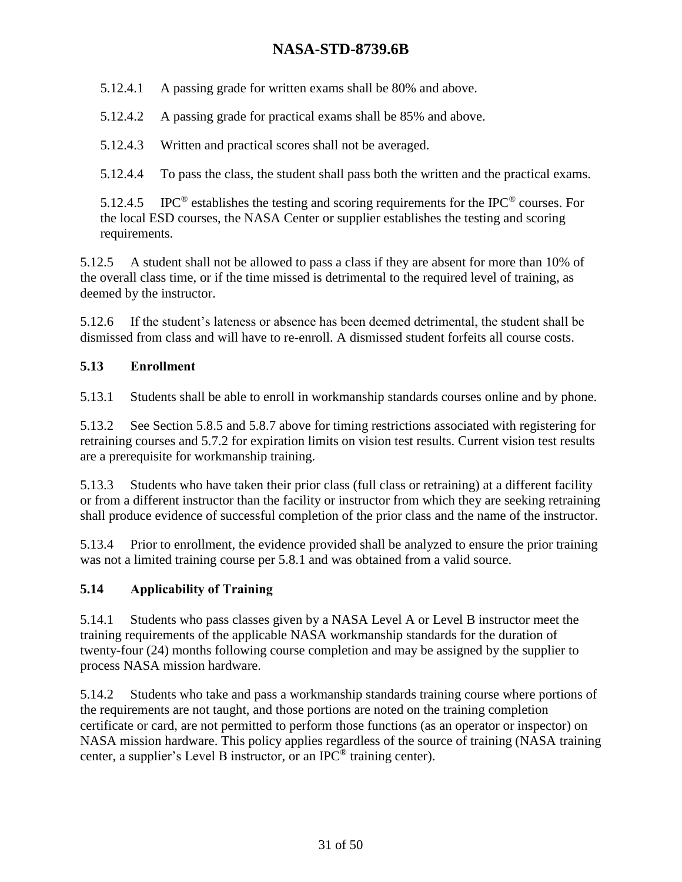5.12.4.1 A passing grade for written exams shall be 80% and above.

5.12.4.2 A passing grade for practical exams shall be 85% and above.

5.12.4.3 Written and practical scores shall not be averaged.

5.12.4.4 To pass the class, the student shall pass both the written and the practical exams.

5.12.4.5 IPC® establishes the testing and scoring requirements for the IPC® courses. For the local ESD courses, the NASA Center or supplier establishes the testing and scoring requirements.

5.12.5 A student shall not be allowed to pass a class if they are absent for more than 10% of the overall class time, or if the time missed is detrimental to the required level of training, as deemed by the instructor.

5.12.6 If the student's lateness or absence has been deemed detrimental, the student shall be dismissed from class and will have to re-enroll. A dismissed student forfeits all course costs.

### 5.13 Enrollment

5.13.1 Students shall be able to enroll in workmanship standards courses online and by phone.

5.13.2 See Section 5.8.5 and 5.8.7 above for timing restrictions associated with registering for retraining courses and 5.7.2 for expiration limits on vision test results. Current vision test results are a prerequisite for workmanship training.

5.13.3 Students who have taken their prior class (full class or retraining) at a different facility or from a different instructor than the facility or instructor from which they are seeking retraining shall produce evidence of successful completion of the prior class and the name of the instructor.

5.13.4 Prior to enrollment, the evidence provided shall be analyzed to ensure the prior training was not a limited training course per 5.8.1 and was obtained from a valid source.

### 5.14 Applicability of Training

5.14.1 Students who pass classes given by a NASA Level A or Level B instructor meet the training requirements of the applicable NASA workmanship standards for the duration of twenty-four (24) months following course completion and may be assigned by the supplier to process NASA mission hardware.

5.14.2 Students who take and pass a workmanship standards training course where portions of the requirements are not taught, and those portions are noted on the training completion certificate or card, are not permitted to perform those functions (as an operator or inspector) on NASA mission hardware. This policy applies regardless of the source of training (NASA training center, a supplier's Level B instructor, or an IPC® training center).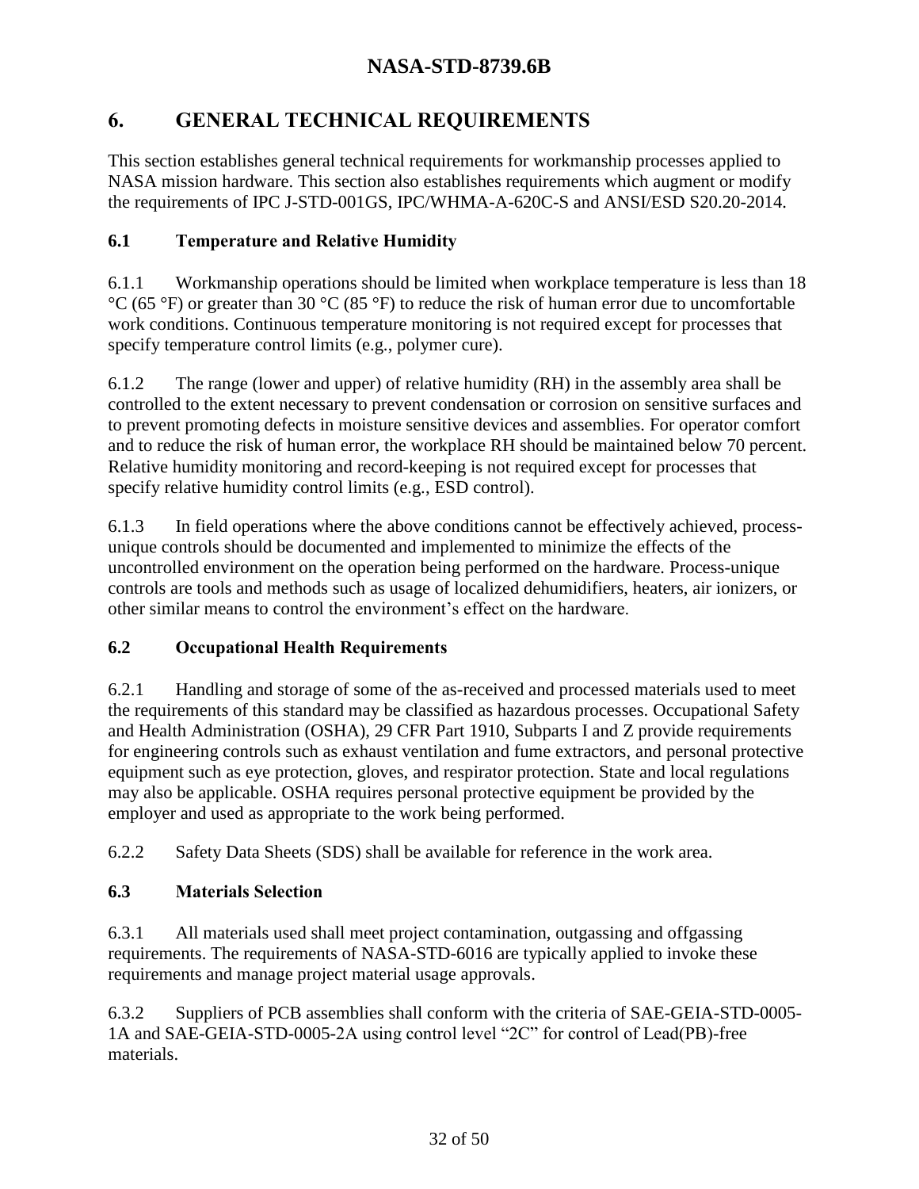# 6. GENERAL TECHNICAL REQUIREMENTS

This section establishes general technical requirements for workmanship processes applied to NASA mission hardware. This section also establishes requirements which augment or modify the requirements of IPC J-STD-001GS, IPC/WHMA-A-620C-S and ANSI/ESD S20.20-2014.

## 6.1 Temperature and Relative Humidity

6.1.1 Workmanship operations should be limited when workplace temperature is less than 18 °C (65 °F) or greater than 30 °C (85 °F) to reduce the risk of human error due to uncomfortable work conditions. Continuous temperature monitoring is not required except for processes that specify temperature control limits (e.g., polymer cure).

6.1.2 The range (lower and upper) of relative humidity (RH) in the assembly area shall be controlled to the extent necessary to prevent condensation or corrosion on sensitive surfaces and to prevent promoting defects in moisture sensitive devices and assemblies. For operator comfort and to reduce the risk of human error, the workplace RH should be maintained below 70 percent. Relative humidity monitoring and record-keeping is not required except for processes that specify relative humidity control limits (e.g., ESD control).

6.1.3 In field operations where the above conditions cannot be effectively achieved, process-unique controls should be documented and implemented to minimize the effects of the uncontrolled environment on the operation being performed on the hardware. Process-unique controls are tools and methods such as usage of localized dehumidifiers, heaters, air ionizers, or other similar means to control the environment's effect on the hardware.

## 6.2 Occupational Health Requirements

6.2.1 Handling and storage of some of the as-received and processed materials used to meet the requirements of this standard may be classified as hazardous processes. Occupational Safety and Health Administration (OSHA), 29 CFR Part 1910, Subparts I and Z provide requirements for engineering controls such as exhaust ventilation and fume extractors, and personal protective equipment such as eye protection, gloves, and respirator protection. State and local regulations may also be applicable. OSHA requires personal protective equipment be provided by the employer and used as appropriate to the work being performed.

6.2.2 Safety Data Sheets (SDS) shall be available for reference in the work area.

## 6.3 Materials Selection

6.3.1 All materials used shall meet project contamination, outgassing and offgassing requirements. The requirements of NASA-STD-6016 are typically applied to invoke these requirements and manage project material usage approvals.

6.3.2 Suppliers of PCB assemblies shall conform with the criteria of SAE-GEIA-STD-0005-1A and SAE-GEIA-STD-0005-2A using control level "2C" for control of Lead(PB)-free materials.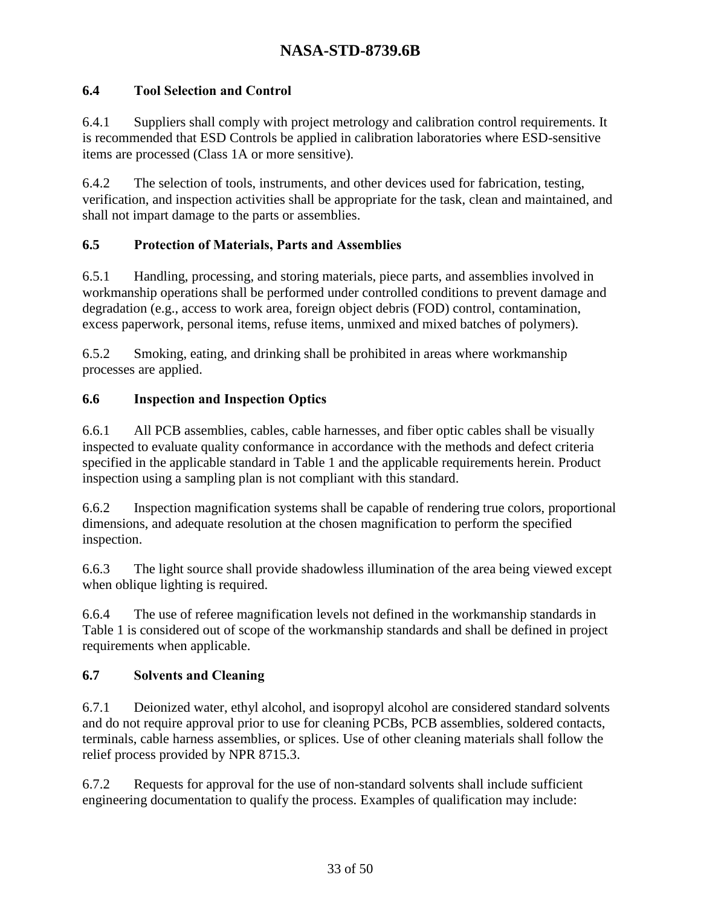### 6.4 Tool Selection and Control

6.4.1 Suppliers shall comply with project metrology and calibration control requirements. It is recommended that ESD Controls be applied in calibration laboratories where ESD-sensitive items are processed (Class 1A or more sensitive).

6.4.2 The selection of tools, instruments, and other devices used for fabrication, testing, verification, and inspection activities shall be appropriate for the task, clean and maintained, and shall not impart damage to the parts or assemblies.

### 6.5 Protection of Materials, Parts and Assemblies

6.5.1 Handling, processing, and storing materials, piece parts, and assemblies involved in workmanship operations shall be performed under controlled conditions to prevent damage and degradation (e.g., access to work area, foreign object debris (FOD) control, contamination, excess paperwork, personal items, refuse items, unmixed and mixed batches of polymers).

6.5.2 Smoking, eating, and drinking shall be prohibited in areas where workmanship processes are applied.

### 6.6 Inspection and Inspection Optics

6.6.1 All PCB assemblies, cables, cable harnesses, and fiber optic cables shall be visually inspected to evaluate quality conformance in accordance with the methods and defect criteria specified in the applicable standard in Table 1 and the applicable requirements herein. Product inspection using a sampling plan is not compliant with this standard.

6.6.2 Inspection magnification systems shall be capable of rendering true colors, proportional dimensions, and adequate resolution at the chosen magnification to perform the specified inspection.

6.6.3 The light source shall provide shadowless illumination of the area being viewed except when oblique lighting is required.

6.6.4 The use of referee magnification levels not defined in the workmanship standards in Table 1 is considered out of scope of the workmanship standards and shall be defined in project requirements when applicable.

### 6.7 Solvents and Cleaning

6.7.1 Deionized water, ethyl alcohol, and isopropyl alcohol are considered standard solvents and do not require approval prior to use for cleaning PCBs, PCB assemblies, soldered contacts, terminals, cable harness assemblies, or splices. Use of other cleaning materials shall follow the relief process provided by NPR 8715.3.

6.7.2 Requests for approval for the use of non-standard solvents shall include sufficient engineering documentation to qualify the process. Examples of qualification may include: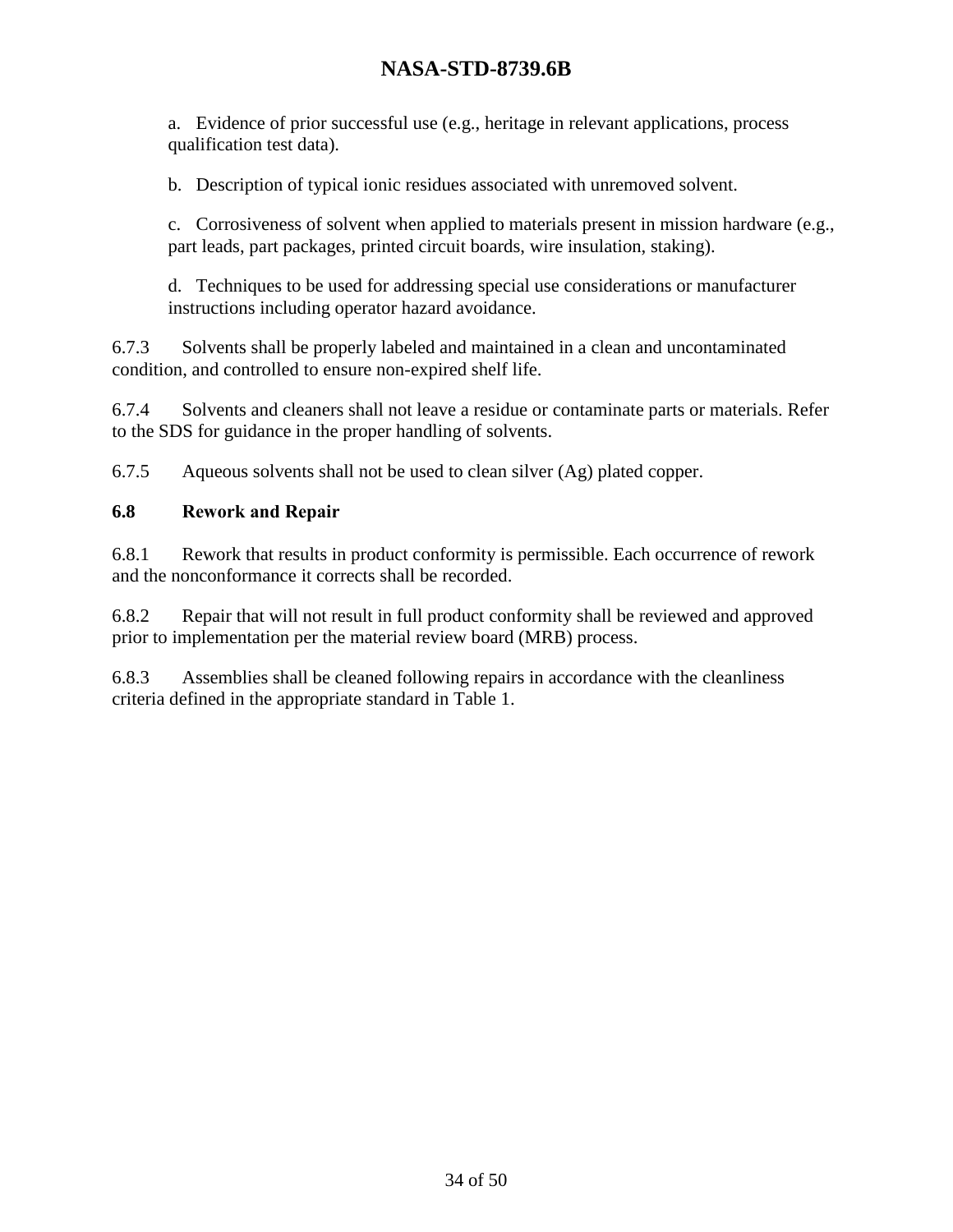a. Evidence of prior successful use (e.g., heritage in relevant applications, process qualification test data).

b. Description of typical ionic residues associated with unremoved solvent.

c. Corrosiveness of solvent when applied to materials present in mission hardware (e.g., part leads, part packages, printed circuit boards, wire insulation, staking).

d. Techniques to be used for addressing special use considerations or manufacturer instructions including operator hazard avoidance.

6.7.3 Solvents shall be properly labeled and maintained in a clean and uncontaminated condition, and controlled to ensure non-expired shelf life.

6.7.4 Solvents and cleaners shall not leave a residue or contaminate parts or materials. Refer to the SDS for guidance in the proper handling of solvents.

6.7.5 Aqueous solvents shall not be used to clean silver (Ag) plated copper.

### 6.8 Rework and Repair

6.8.1 Rework that results in product conformity is permissible. Each occurrence of rework and the nonconformance it corrects shall be recorded.

6.8.2 Repair that will not result in full product conformity shall be reviewed and approved prior to implementation per the material review board (MRB) process.

6.8.3 Assemblies shall be cleaned following repairs in accordance with the cleanliness criteria defined in the appropriate standard in Table 1.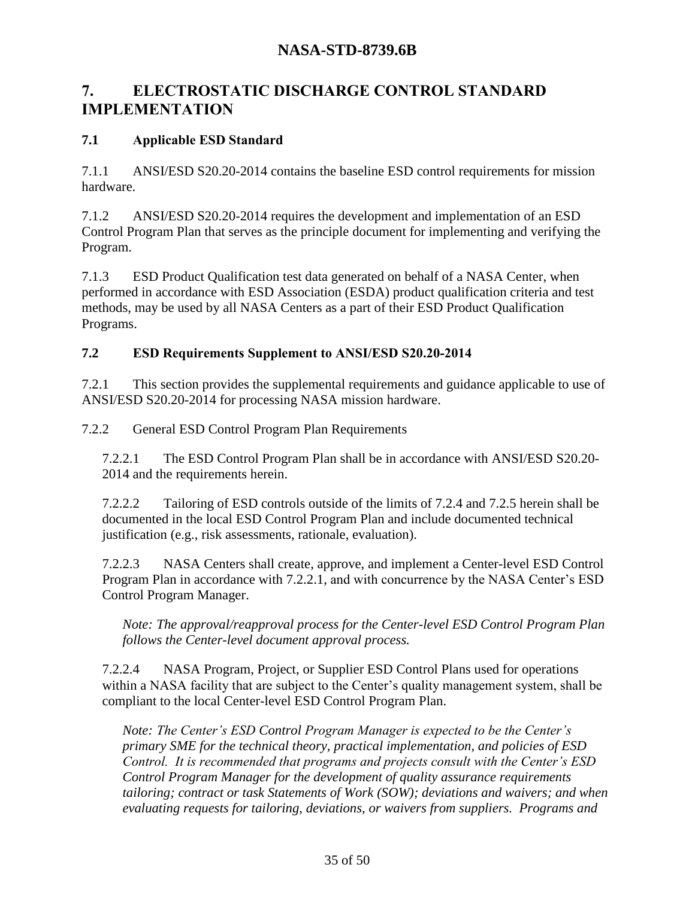## 7. ELECTROSTATIC DISCHARGE CONTROL STANDARD IMPLEMENTATION

### 7.1 Applicable ESD Standard

7.1.1 ANSI/ESD S20.20-2014 contains the baseline ESD control requirements for mission hardware.

7.1.2 ANSI/ESD S20.20-2014 requires the development and implementation of an ESD Control Program Plan that serves as the principle document for implementing and verifying the Program.

7.1.3 ESD Product Qualification test data generated on behalf of a NASA Center, when performed in accordance with ESD Association (ESDA) product qualification criteria and test methods, may be used by all NASA Centers as a part of their ESD Product Qualification Programs.

### 7.2 ESD Requirements Supplement to ANSI/ESD S20.20-2014

7.2.1 This section provides the supplemental requirements and guidance applicable to use of ANSI/ESD S20.20-2014 for processing NASA mission hardware.

7.2.2 General ESD Control Program Plan Requirements

7.2.2.1 The ESD Control Program Plan shall be in accordance with ANSI/ESD S20.20-2014 and the requirements herein.

7.2.2.2 Tailoring of ESD controls outside of the limits of 7.2.4 and 7.2.5 herein shall be documented in the local ESD Control Program Plan and include documented technical justification (e.g., risk assessments, rationale, evaluation).

7.2.2.3 NASA Centers shall create, approve, and implement a Center-level ESD Control Program Plan in accordance with 7.2.2.1, and with concurrence by the NASA Center's ESD Control Program Manager.

*Note: The approval/reapproval process for the Center-level ESD Control Program Plan follows the Center-level document approval process.*

7.2.2.4 NASA Program, Project, or Supplier ESD Control Plans used for operations within a NASA facility that are subject to the Center's quality management system, shall be compliant to the local Center-level ESD Control Program Plan.

*Note: The Center's ESD Control Program Manager is expected to be the Center's primary SME for the technical theory, practical implementation, and policies of ESD Control. It is recommended that programs and projects consult with the Center's ESD Control Program Manager for the development of quality assurance requirements tailoring; contract or task Statements of Work (SOW); deviations and waivers; and when evaluating requests for tailoring, deviations, or waivers from suppliers. Programs and*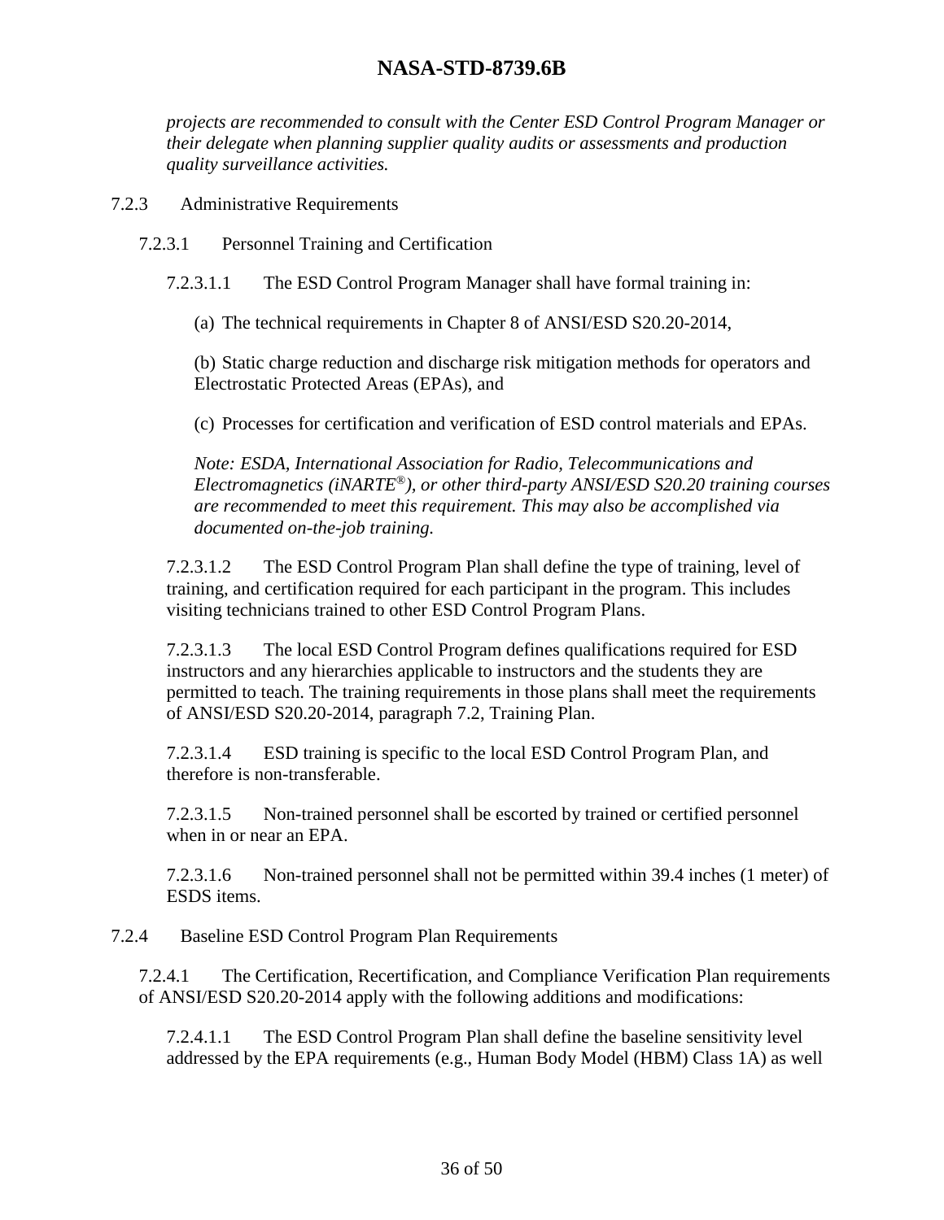*projects are recommended to consult with the Center ESD Control Program Manager or their delegate when planning supplier quality audits or assessments and production quality surveillance activities.*

### 7.2.3 Administrative Requirements

#### 7.2.3.1 Personnel Training and Certification

7.2.3.1.1 The ESD Control Program Manager shall have formal training in:

(a) The technical requirements in Chapter 8 of ANSI/ESD S20.20-2014,

(b) Static charge reduction and discharge risk mitigation methods for operators and Electrostatic Protected Areas (EPAs), and

(c) Processes for certification and verification of ESD control materials and EPAs.

*Note: ESDA, International Association for Radio, Telecommunications and Electromagnetics (iNARTE®), or other third-party ANSI/ESD S20.20 training courses are recommended to meet this requirement. This may also be accomplished via documented on-the-job training.*

7.2.3.1.2 The ESD Control Program Plan shall define the type of training, level of training, and certification required for each participant in the program. This includes visiting technicians trained to other ESD Control Program Plans.

7.2.3.1.3 The local ESD Control Program defines qualifications required for ESD instructors and any hierarchies applicable to instructors and the students they are permitted to teach. The training requirements in those plans shall meet the requirements of ANSI/ESD S20.20-2014, paragraph 7.2, Training Plan.

7.2.3.1.4 ESD training is specific to the local ESD Control Program Plan, and therefore is non-transferable.

7.2.3.1.5 Non-trained personnel shall be escorted by trained or certified personnel when in or near an EPA.

7.2.3.1.6 Non-trained personnel shall not be permitted within 39.4 inches (1 meter) of ESDS items.

### 7.2.4 Baseline ESD Control Program Plan Requirements

7.2.4.1 The Certification, Recertification, and Compliance Verification Plan requirements of ANSI/ESD S20.20-2014 apply with the following additions and modifications:

7.2.4.1.1 The ESD Control Program Plan shall define the baseline sensitivity level addressed by the EPA requirements (e.g., Human Body Model (HBM) Class 1A) as well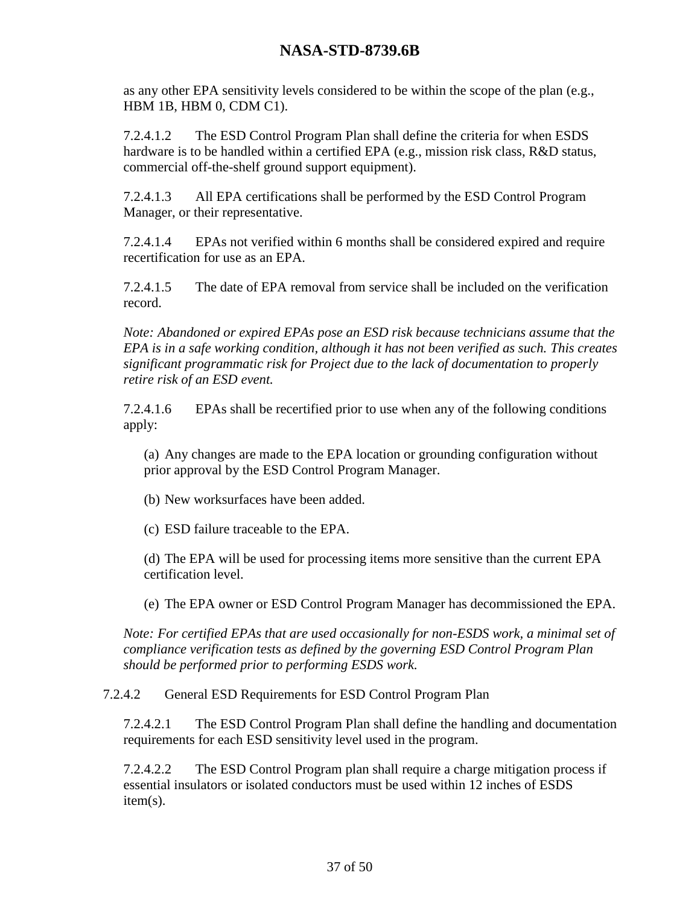as any other EPA sensitivity levels considered to be within the scope of the plan (e.g., HBM 1B, HBM 0, CDM C1).

7.2.4.1.2 The ESD Control Program Plan shall define the criteria for when ESDS hardware is to be handled within a certified EPA (e.g., mission risk class, R&D status, commercial off-the-shelf ground support equipment).

7.2.4.1.3 All EPA certifications shall be performed by the ESD Control Program Manager, or their representative.

7.2.4.1.4 EPAs not verified within 6 months shall be considered expired and require recertification for use as an EPA.

7.2.4.1.5 The date of EPA removal from service shall be included on the verification record.

*Note: Abandoned or expired EPAs pose an ESD risk because technicians assume that the EPA is in a safe working condition, although it has not been verified as such. This creates significant programmatic risk for Project due to the lack of documentation to properly retire risk of an ESD event.*

7.2.4.1.6 EPAs shall be recertified prior to use when any of the following conditions apply:

(a) Any changes are made to the EPA location or grounding configuration without prior approval by the ESD Control Program Manager.

(b) New worksurfaces have been added.

(c) ESD failure traceable to the EPA.

(d) The EPA will be used for processing items more sensitive than the current EPA certification level.

(e) The EPA owner or ESD Control Program Manager has decommissioned the EPA.

*Note: For certified EPAs that are used occasionally for non-ESDS work, a minimal set of compliance verification tests as defined by the governing ESD Control Program Plan should be performed prior to performing ESDS work.*

7.2.4.2 General ESD Requirements for ESD Control Program Plan

7.2.4.2.1 The ESD Control Program Plan shall define the handling and documentation requirements for each ESD sensitivity level used in the program.

7.2.4.2.2 The ESD Control Program plan shall require a charge mitigation process if essential insulators or isolated conductors must be used within 12 inches of ESDS item(s).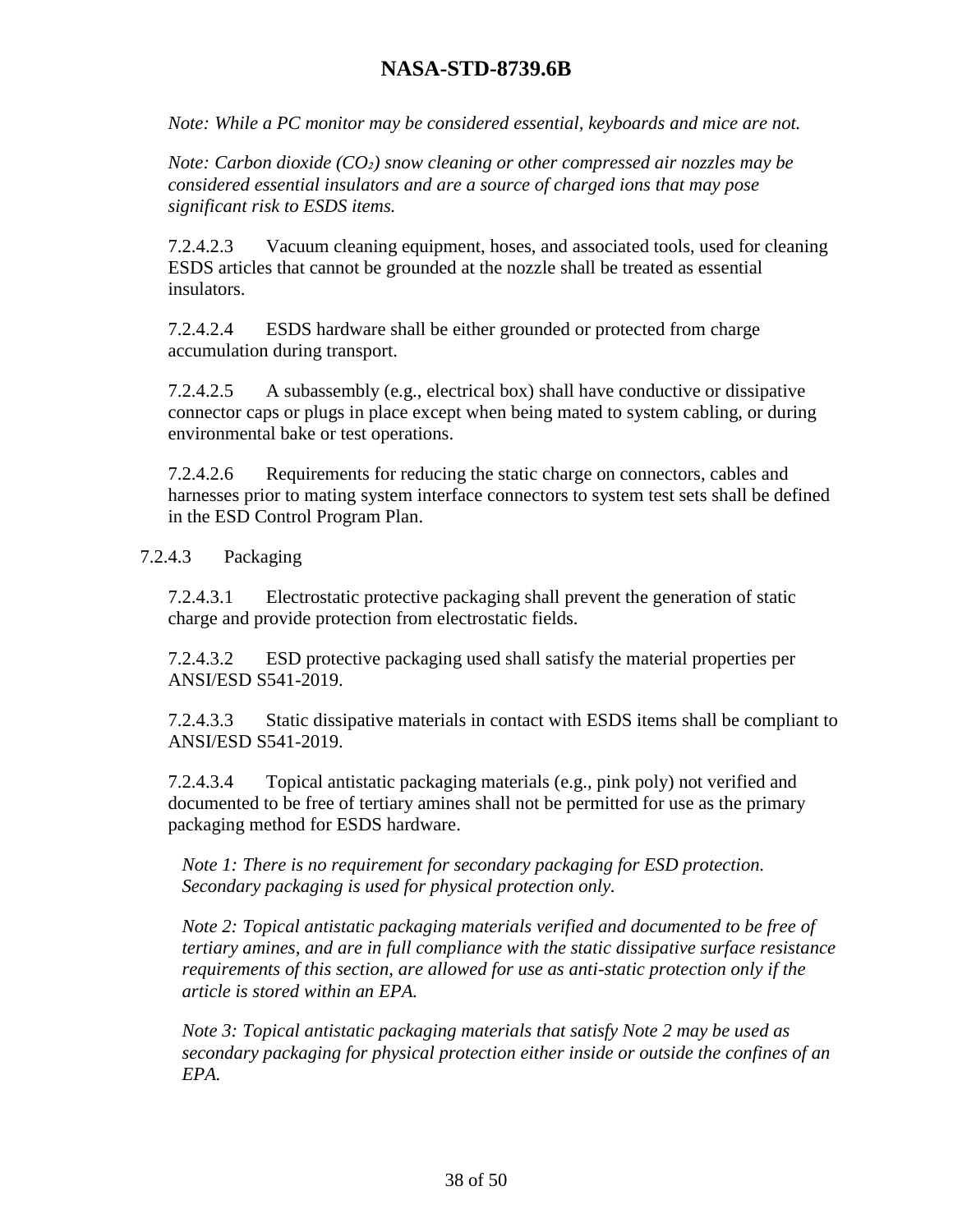*Note: While a PC monitor may be considered essential, keyboards and mice are not.*

*Note: Carbon dioxide ($CO_2$) snow cleaning or other compressed air nozzles may be considered essential insulators and are a source of charged ions that may pose significant risk to ESDS items.*

7.2.4.2.3 Vacuum cleaning equipment, hoses, and associated tools, used for cleaning ESDS articles that cannot be grounded at the nozzle shall be treated as essential insulators.

7.2.4.2.4 ESDS hardware shall be either grounded or protected from charge accumulation during transport.

7.2.4.2.5 A subassembly (e.g., electrical box) shall have conductive or dissipative connector caps or plugs in place except when being mated to system cabling, or during environmental bake or test operations.

7.2.4.2.6 Requirements for reducing the static charge on connectors, cables and harnesses prior to mating system interface connectors to system test sets shall be defined in the ESD Control Program Plan.

7.2.4.3 Packaging

7.2.4.3.1 Electrostatic protective packaging shall prevent the generation of static charge and provide protection from electrostatic fields.

7.2.4.3.2 ESD protective packaging used shall satisfy the material properties per ANSI/ESD S541-2019.

7.2.4.3.3 Static dissipative materials in contact with ESDS items shall be compliant to ANSI/ESD S541-2019.

7.2.4.3.4 Topical antistatic packaging materials (e.g., pink poly) not verified and documented to be free of tertiary amines shall not be permitted for use as the primary packaging method for ESDS hardware.

*Note 1: There is no requirement for secondary packaging for ESD protection. Secondary packaging is used for physical protection only.*

*Note 2: Topical antistatic packaging materials verified and documented to be free of tertiary amines, and are in full compliance with the static dissipative surface resistance requirements of this section, are allowed for use as anti-static protection only if the article is stored within an EPA.*

*Note 3: Topical antistatic packaging materials that satisfy Note 2 may be used as secondary packaging for physical protection either inside or outside the confines of an EPA.*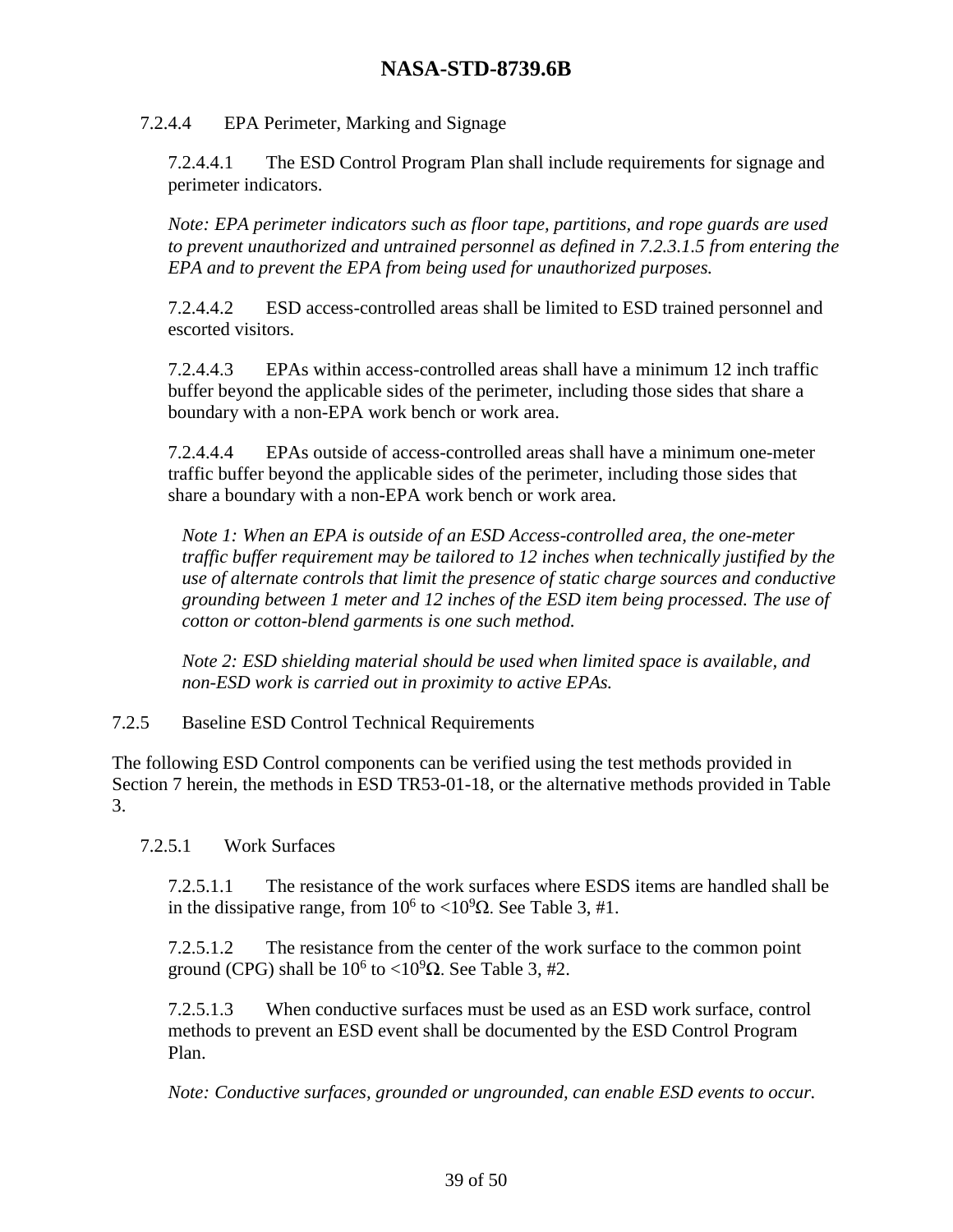#### 7.2.4.4 EPA Perimeter, Marking and Signage

7.2.4.4.1 The ESD Control Program Plan shall include requirements for signage and perimeter indicators.

*Note: EPA perimeter indicators such as floor tape, partitions, and rope guards are used to prevent unauthorized and untrained personnel as defined in 7.2.3.1.5 from entering the EPA and to prevent the EPA from being used for unauthorized purposes.*

7.2.4.4.2 ESD access-controlled areas shall be limited to ESD trained personnel and escorted visitors.

7.2.4.4.3 EPAs within access-controlled areas shall have a minimum 12 inch traffic buffer beyond the applicable sides of the perimeter, including those sides that share a boundary with a non-EPA work bench or work area.

7.2.4.4.4 EPAs outside of access-controlled areas shall have a minimum one-meter traffic buffer beyond the applicable sides of the perimeter, including those sides that share a boundary with a non-EPA work bench or work area.

*Note 1: When an EPA is outside of an ESD Access-controlled area, the one-meter traffic buffer requirement may be tailored to 12 inches when technically justified by the use of alternate controls that limit the presence of static charge sources and conductive grounding between 1 meter and 12 inches of the ESD item being processed. The use of cotton or cotton-blend garments is one such method.*

*Note 2: ESD shielding material should be used when limited space is available, and non-ESD work is carried out in proximity to active EPAs.*

### 7.2.5 Baseline ESD Control Technical Requirements

The following ESD Control components can be verified using the test methods provided in Section 7 herein, the methods in ESD TR53-01-18, or the alternative methods provided in Table 3.

#### 7.2.5.1 Work Surfaces

7.2.5.1.1 The resistance of the work surfaces where ESDS items are handled shall be in the dissipative range, from $10^6$ to $<10^9\Omega$. See Table 3, #1.

7.2.5.1.2 The resistance from the center of the work surface to the common point ground (CPG) shall be $10^6$ to $<10^9\Omega$. See Table 3, #2.

7.2.5.1.3 When conductive surfaces must be used as an ESD work surface, control methods to prevent an ESD event shall be documented by the ESD Control Program Plan.

*Note: Conductive surfaces, grounded or ungrounded, can enable ESD events to occur.*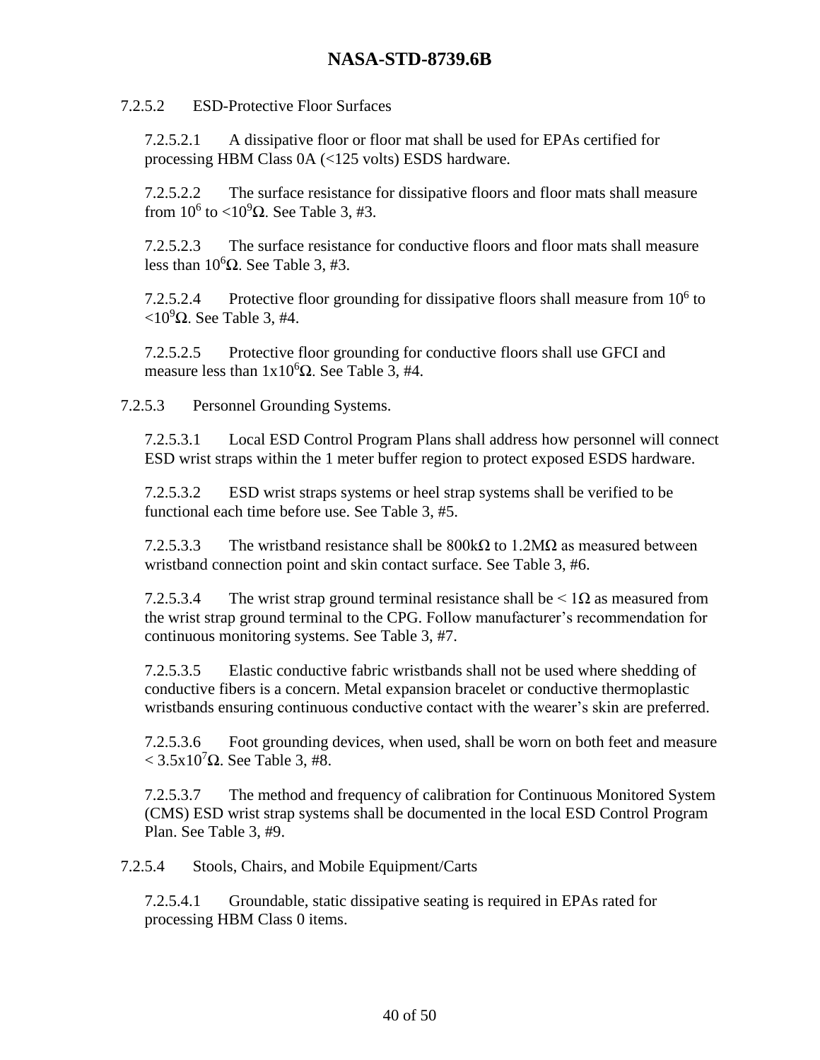7.2.5.2 ESD-Protective Floor Surfaces

7.2.5.2.1 A dissipative floor or floor mat shall be used for EPAs certified for processing HBM Class 0A (<125 volts) ESDS hardware.

7.2.5.2.2 The surface resistance for dissipative floors and floor mats shall measure from $10^6$ to $<10^9\Omega$. See Table 3, #3.

7.2.5.2.3 The surface resistance for conductive floors and floor mats shall measure less than $10^6\Omega$. See Table 3, #3.

7.2.5.2.4 Protective floor grounding for dissipative floors shall measure from $10^6$ to $<10^9\Omega$. See Table 3, #4.

7.2.5.2.5 Protective floor grounding for conductive floors shall use GFCI and measure less than $1\text{x}10^6\Omega$. See Table 3, #4.

7.2.5.3 Personnel Grounding Systems.

7.2.5.3.1 Local ESD Control Program Plans shall address how personnel will connect ESD wrist straps within the 1 meter buffer region to protect exposed ESDS hardware.

7.2.5.3.2 ESD wrist straps systems or heel strap systems shall be verified to be functional each time before use. See Table 3, #5.

7.2.5.3.3 The wristband resistance shall be 800kΩ to 1.2MΩ as measured between wristband connection point and skin contact surface. See Table 3, #6.

7.2.5.3.4 The wrist strap ground terminal resistance shall be < 1Ω as measured from the wrist strap ground terminal to the CPG. Follow manufacturer's recommendation for continuous monitoring systems. See Table 3, #7.

7.2.5.3.5 Elastic conductive fabric wristbands shall not be used where shedding of conductive fibers is a concern. Metal expansion bracelet or conductive thermoplastic wristbands ensuring continuous conductive contact with the wearer's skin are preferred.

7.2.5.3.6 Foot grounding devices, when used, shall be worn on both feet and measure $< 3.5\text{x}10^7\Omega$. See Table 3, #8.

7.2.5.3.7 The method and frequency of calibration for Continuous Monitored System (CMS) ESD wrist strap systems shall be documented in the local ESD Control Program Plan. See Table 3, #9.

7.2.5.4 Stools, Chairs, and Mobile Equipment/Carts

7.2.5.4.1 Groundable, static dissipative seating is required in EPAs rated for processing HBM Class 0 items.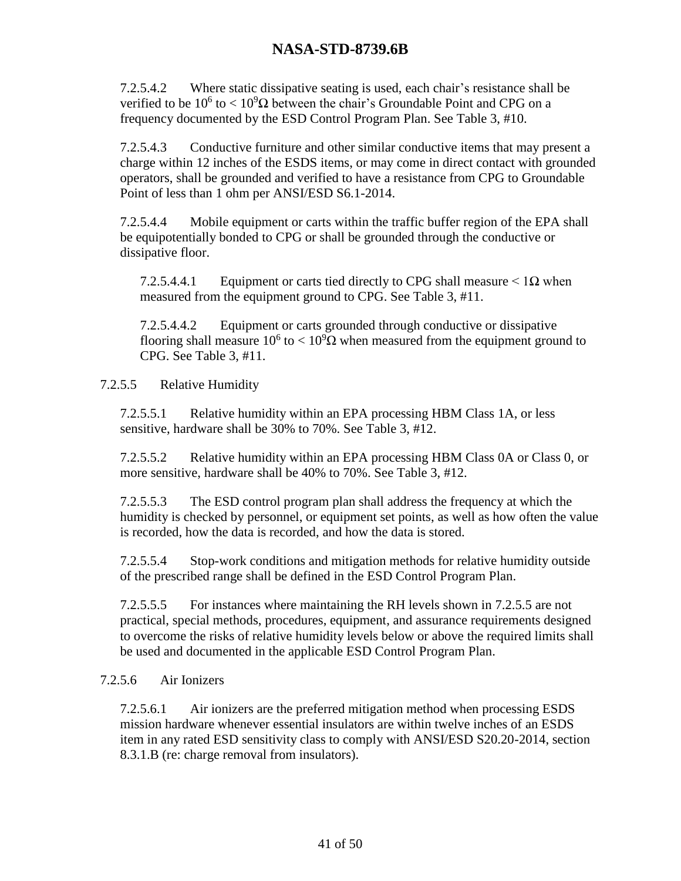7.2.5.4.2 Where static dissipative seating is used, each chair's resistance shall be verified to be $10^6$ to $< 10^9\Omega$ between the chair's Groundable Point and CPG on a frequency documented by the ESD Control Program Plan. See Table 3, #10.

7.2.5.4.3 Conductive furniture and other similar conductive items that may present a charge within 12 inches of the ESDS items, or may come in direct contact with grounded operators, shall be grounded and verified to have a resistance from CPG to Groundable Point of less than 1 ohm per ANSI/ESD S6.1-2014.

7.2.5.4.4 Mobile equipment or carts within the traffic buffer region of the EPA shall be equipotentially bonded to CPG or shall be grounded through the conductive or dissipative floor.

7.2.5.4.4.1 Equipment or carts tied directly to CPG shall measure $< 1\Omega$ when measured from the equipment ground to CPG. See Table 3, #11.

7.2.5.4.4.2 Equipment or carts grounded through conductive or dissipative flooring shall measure $10^6$ to $< 10^9\Omega$ when measured from the equipment ground to CPG. See Table 3, #11.

### 7.2.5.5 Relative Humidity

7.2.5.5.1 Relative humidity within an EPA processing HBM Class 1A, or less sensitive, hardware shall be 30% to 70%. See Table 3, #12.

7.2.5.5.2 Relative humidity within an EPA processing HBM Class 0A or Class 0, or more sensitive, hardware shall be 40% to 70%. See Table 3, #12.

7.2.5.5.3 The ESD control program plan shall address the frequency at which the humidity is checked by personnel, or equipment set points, as well as how often the value is recorded, how the data is recorded, and how the data is stored.

7.2.5.5.4 Stop-work conditions and mitigation methods for relative humidity outside of the prescribed range shall be defined in the ESD Control Program Plan.

7.2.5.5.5 For instances where maintaining the RH levels shown in 7.2.5.5 are not practical, special methods, procedures, equipment, and assurance requirements designed to overcome the risks of relative humidity levels below or above the required limits shall be used and documented in the applicable ESD Control Program Plan.

### 7.2.5.6 Air Ionizers

7.2.5.6.1 Air ionizers are the preferred mitigation method when processing ESDS mission hardware whenever essential insulators are within twelve inches of an ESDS item in any rated ESD sensitivity class to comply with ANSI/ESD S20.20-2014, section 8.3.1.B (re: charge removal from insulators).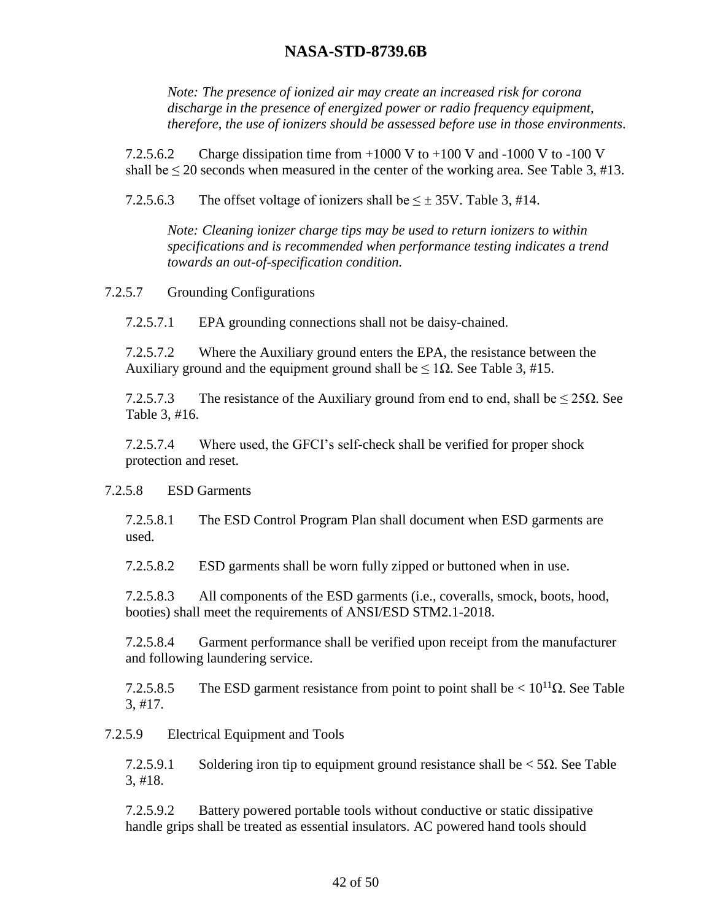*Note: The presence of ionized air may create an increased risk for corona discharge in the presence of energized power or radio frequency equipment, therefore, the use of ionizers should be assessed before use in those environments.*

7.2.5.6.2 Charge dissipation time from +1000 V to +100 V and -1000 V to -100 V shall be ≤ 20 seconds when measured in the center of the working area. See Table 3, #13.

7.2.5.6.3 The offset voltage of ionizers shall be ≤ ± 35V. Table 3, #14.

*Note: Cleaning ionizer charge tips may be used to return ionizers to within specifications and is recommended when performance testing indicates a trend towards an out-of-specification condition.*

7.2.5.7 Grounding Configurations

7.2.5.7.1 EPA grounding connections shall not be daisy-chained.

7.2.5.7.2 Where the Auxiliary ground enters the EPA, the resistance between the Auxiliary ground and the equipment ground shall be ≤ 1Ω. See Table 3, #15.

7.2.5.7.3 The resistance of the Auxiliary ground from end to end, shall be ≤ 25Ω. See Table 3, #16.

7.2.5.7.4 Where used, the GFCI's self-check shall be verified for proper shock protection and reset.

7.2.5.8 ESD Garments

7.2.5.8.1 The ESD Control Program Plan shall document when ESD garments are used.

7.2.5.8.2 ESD garments shall be worn fully zipped or buttoned when in use.

7.2.5.8.3 All components of the ESD garments (i.e., coveralls, smock, boots, hood, booties) shall meet the requirements of ANSI/ESD STM2.1-2018.

7.2.5.8.4 Garment performance shall be verified upon receipt from the manufacturer and following laundering service.

7.2.5.8.5 The ESD garment resistance from point to point shall be < $10^{11}$Ω. See Table 3, #17.

7.2.5.9 Electrical Equipment and Tools

7.2.5.9.1 Soldering iron tip to equipment ground resistance shall be < 5Ω. See Table 3, #18.

7.2.5.9.2 Battery powered portable tools without conductive or static dissipative handle grips shall be treated as essential insulators. AC powered hand tools should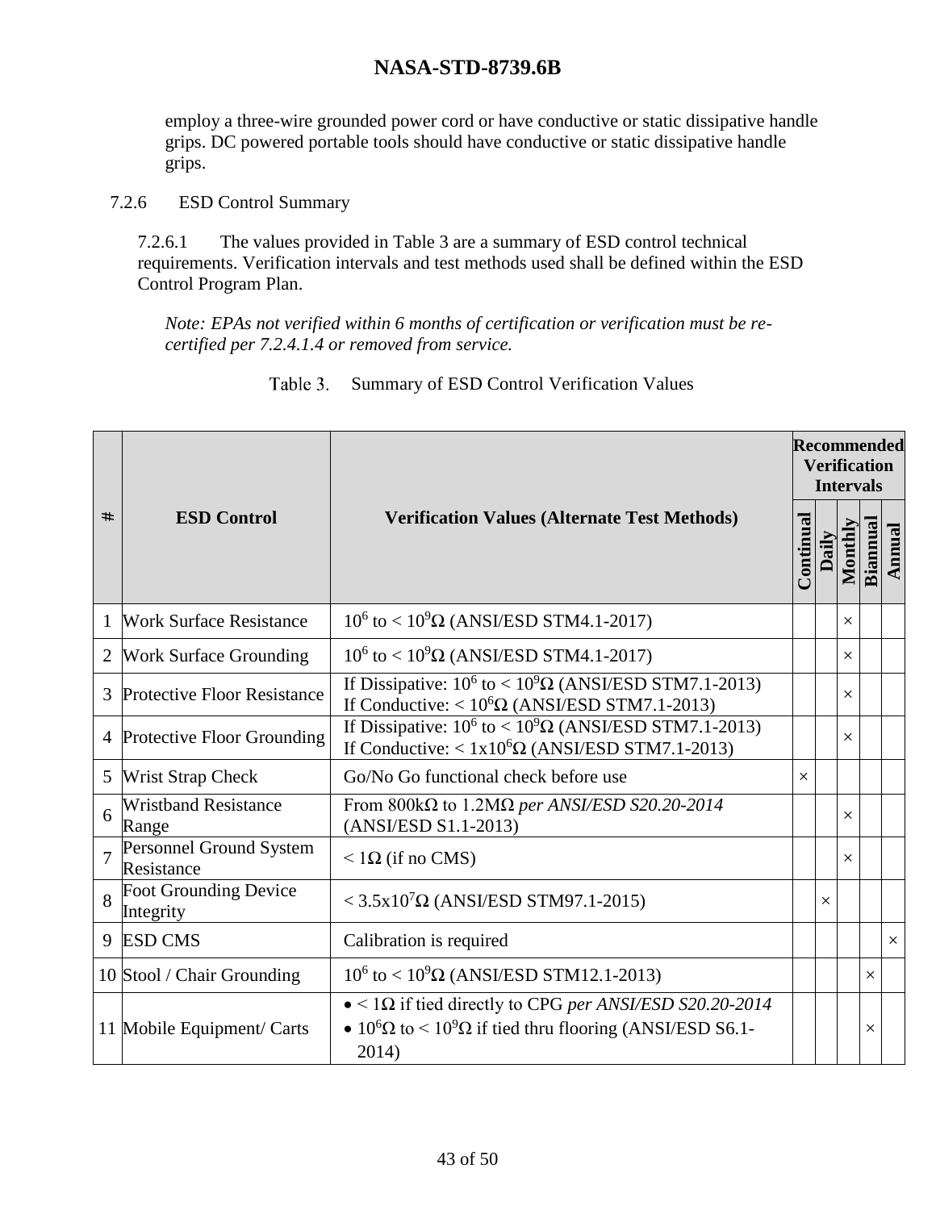employ a three-wire grounded power cord or have conductive or static dissipative handle grips. DC powered portable tools should have conductive or static dissipative handle grips.

### 7.2.6 ESD Control Summary

7.2.6.1 The values provided in Table 3 are a summary of ESD control technical requirements. Verification intervals and test methods used shall be defined within the ESD Control Program Plan.

*Note: EPAs not verified within 6 months of certification or verification must be re-certified per 7.2.4.1.4 or removed from service.*

Table 3. Summary of ESD Control Verification Values

| # | ESD Control | Verification Values (Alternate Test Methods) | Recommended Verification Intervals | | | | |
|---|---|---|---|---|---|---|---|
| | | | Continual | Daily | Monthly | Biannual | Annual |
| 1 | Work Surface Resistance | $10^6$ to < $10^9\Omega$ (ANSI/ESD STM4.1-2017) | | | × | | |
| 2 | Work Surface Grounding | $10^6$ to < $10^9\Omega$ (ANSI/ESD STM4.1-2017) | | | × | | |
| 3 | Protective Floor Resistance | If Dissipative: $10^6$ to < $10^9\Omega$ (ANSI/ESD STM7.1-2013)<br>If Conductive: < $10^6\Omega$ (ANSI/ESD STM7.1-2013) | | | × | | |
| 4 | Protective Floor Grounding | If Dissipative: $10^6$ to < $10^9\Omega$ (ANSI/ESD STM7.1-2013)<br>If Conductive: < $1\text{x}10^6\Omega$ (ANSI/ESD STM7.1-2013) | | | × | | |
| 5 | Wrist Strap Check | Go/No Go functional check before use | × | | | | |
| 6 | Wristband Resistance Range | From 800kΩ to 1.2MΩ *per ANSI/ESD S20.20-2014* (ANSI/ESD S1.1-2013) | | | × | | |
| 7 | Personnel Ground System Resistance | < 1Ω (if no CMS) | | | × | | |
| 8 | Foot Grounding Device Integrity | < $3.5\text{x}10^7\Omega$ (ANSI/ESD STM97.1-2015) | | × | | | |
| 9 | ESD CMS | Calibration is required | | | | | × |
| 10 | Stool / Chair Grounding | $10^6$ to < $10^9\Omega$ (ANSI/ESD STM12.1-2013) | | | | × | |
| 11 | Mobile Equipment/ Carts | • < 1Ω if tied directly to CPG *per ANSI/ESD S20.20-2014*<br>• $10^6\Omega$ to < $10^9\Omega$ if tied thru flooring (ANSI/ESD S6.1-2014) | | | | × | |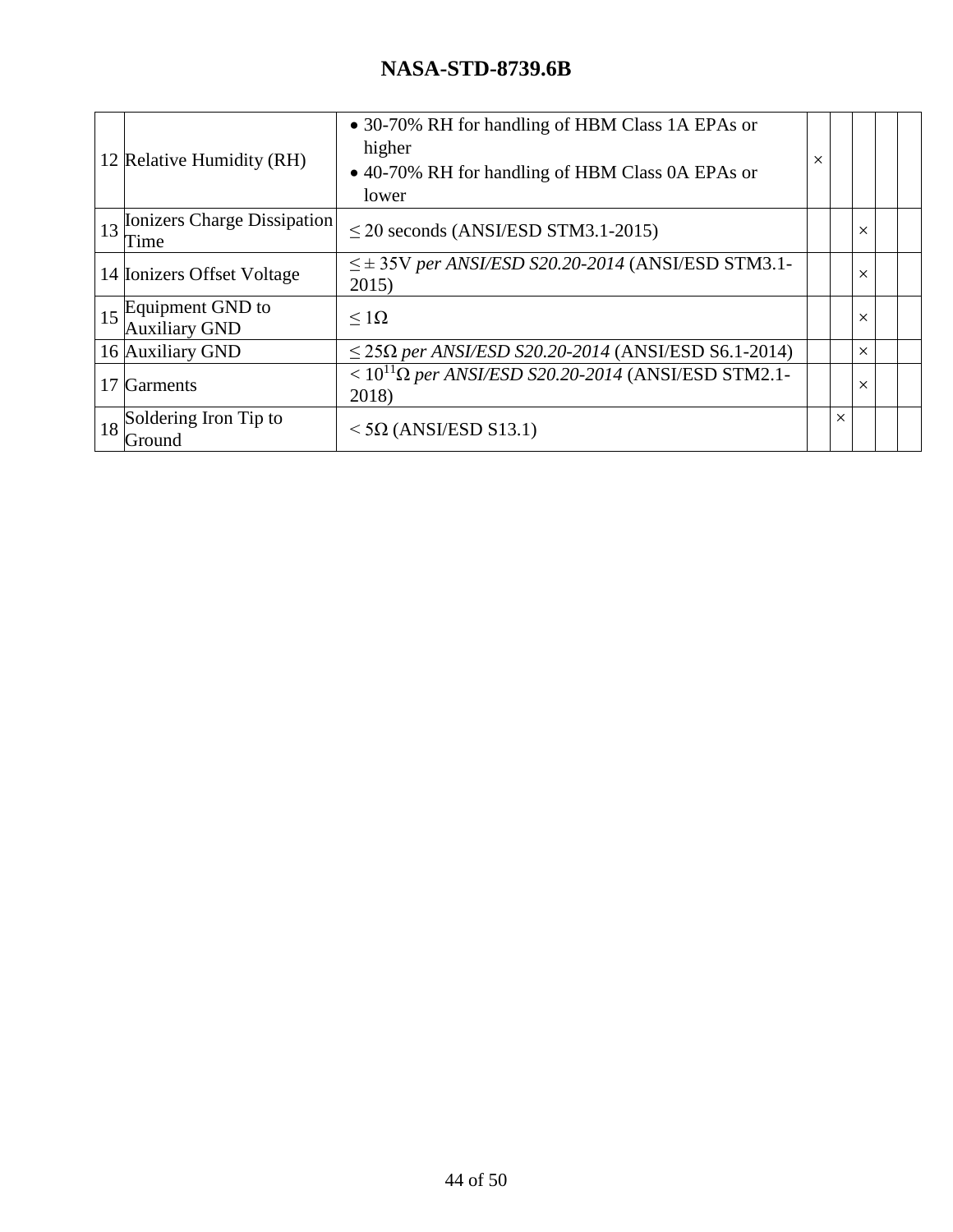| | | | | | | | |
|---|---|---|---|---|---|---|---|
| 12 | Relative Humidity (RH) | • 30-70% RH for handling of HBM Class 1A EPAs or higher<br>• 40-70% RH for handling of HBM Class 0A EPAs or lower | × | | | | |
| 13 | Ionizers Charge Dissipation Time | ≤ 20 seconds (ANSI/ESD STM3.1-2015) | | | × | | |
| 14 | Ionizers Offset Voltage | ≤ ± 35V *per ANSI/ESD S20.20-2014* (ANSI/ESD STM3.1-2015) | | | × | | |
| 15 | Equipment GND to Auxiliary GND | ≤ 1Ω | | | × | | |
| 16 | Auxiliary GND | ≤ 25Ω *per ANSI/ESD S20.20-2014* (ANSI/ESD S6.1-2014) | | | × | | |
| 17 | Garments | < $10^{11}$Ω *per ANSI/ESD S20.20-2014* (ANSI/ESD STM2.1-2018) | | | × | | |
| 18 | Soldering Iron Tip to Ground | < 5Ω (ANSI/ESD S13.1) | | × | | | |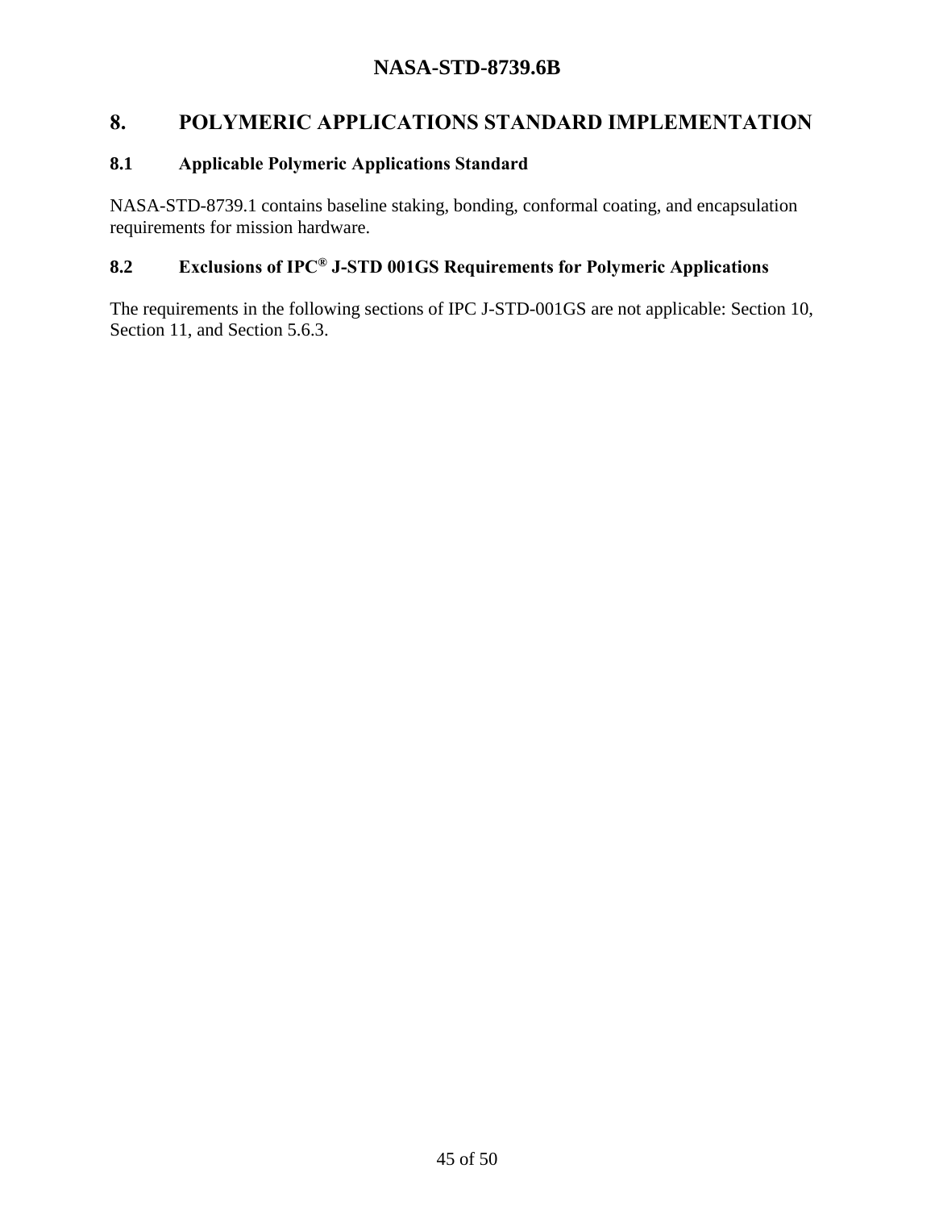# 8. POLYMERIC APPLICATIONS STANDARD IMPLEMENTATION

## 8.1 Applicable Polymeric Applications Standard

NASA-STD-8739.1 contains baseline staking, bonding, conformal coating, and encapsulation requirements for mission hardware.

## 8.2 Exclusions of IPC® J-STD 001GS Requirements for Polymeric Applications

The requirements in the following sections of IPC J-STD-001GS are not applicable: Section 10, Section 11, and Section 5.6.3.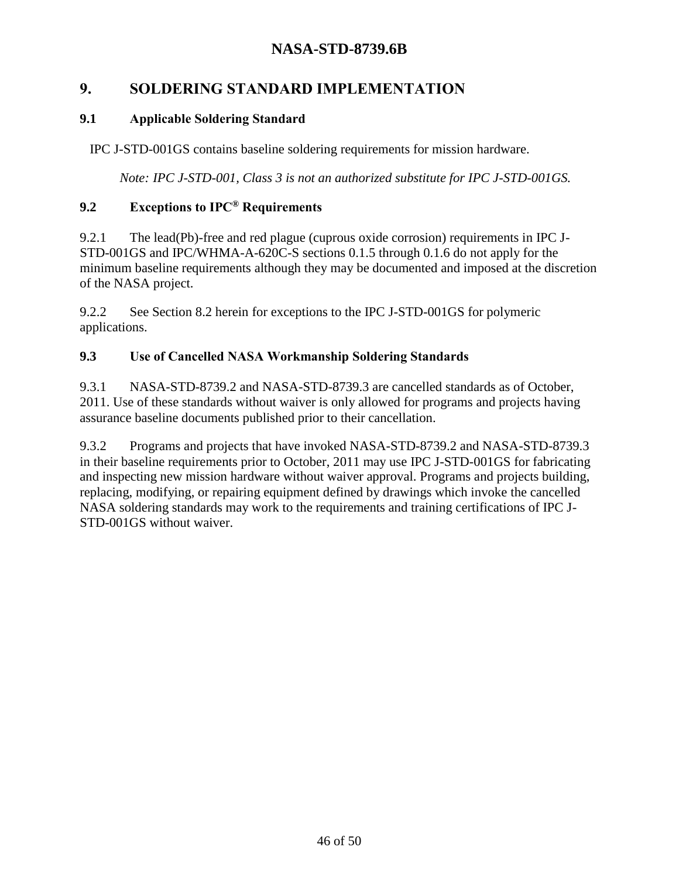# 9. SOLDERING STANDARD IMPLEMENTATION

## 9.1 Applicable Soldering Standard

IPC J-STD-001GS contains baseline soldering requirements for mission hardware.

*Note: IPC J-STD-001, Class 3 is not an authorized substitute for IPC J-STD-001GS.*

## 9.2 Exceptions to IPC® Requirements

9.2.1 The lead(Pb)-free and red plague (cuprous oxide corrosion) requirements in IPC J-STD-001GS and IPC/WHMA-A-620C-S sections 0.1.5 through 0.1.6 do not apply for the minimum baseline requirements although they may be documented and imposed at the discretion of the NASA project.

9.2.2 See Section 8.2 herein for exceptions to the IPC J-STD-001GS for polymeric applications.

## 9.3 Use of Cancelled NASA Workmanship Soldering Standards

9.3.1 NASA-STD-8739.2 and NASA-STD-8739.3 are cancelled standards as of October, 2011. Use of these standards without waiver is only allowed for programs and projects having assurance baseline documents published prior to their cancellation.

9.3.2 Programs and projects that have invoked NASA-STD-8739.2 and NASA-STD-8739.3 in their baseline requirements prior to October, 2011 may use IPC J-STD-001GS for fabricating and inspecting new mission hardware without waiver approval. Programs and projects building, replacing, modifying, or repairing equipment defined by drawings which invoke the cancelled NASA soldering standards may work to the requirements and training certifications of IPC J-STD-001GS without waiver.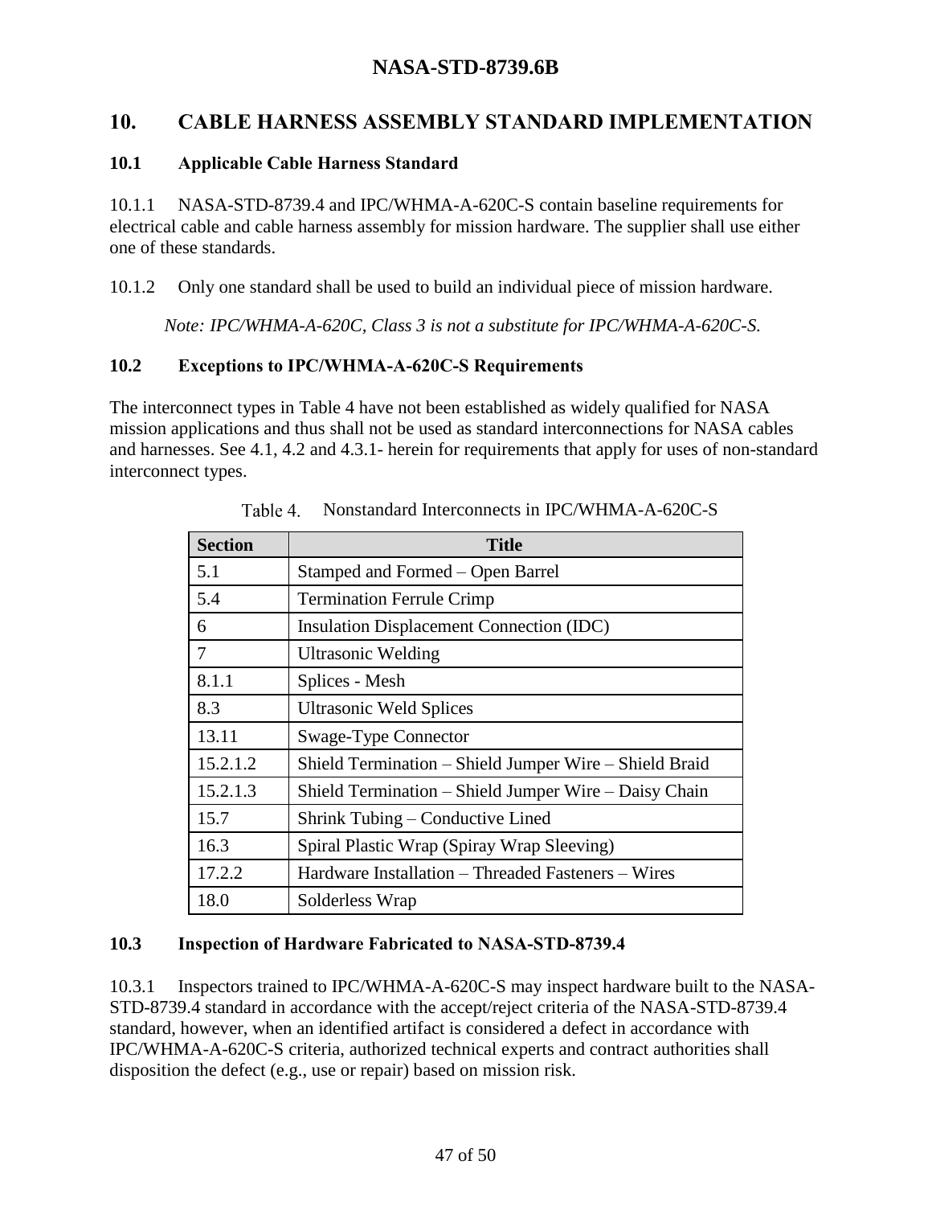# 10. CABLE HARNESS ASSEMBLY STANDARD IMPLEMENTATION

## 10.1 Applicable Cable Harness Standard

10.1.1 NASA-STD-8739.4 and IPC/WHMA-A-620C-S contain baseline requirements for electrical cable and cable harness assembly for mission hardware. The supplier shall use either one of these standards.

10.1.2 Only one standard shall be used to build an individual piece of mission hardware.

*Note: IPC/WHMA-A-620C, Class 3 is not a substitute for IPC/WHMA-A-620C-S.*

## 10.2 Exceptions to IPC/WHMA-A-620C-S Requirements

The interconnect types in Table 4 have not been established as widely qualified for NASA mission applications and thus shall not be used as standard interconnections for NASA cables and harnesses. See 4.1, 4.2 and 4.3.1- herein for requirements that apply for uses of non-standard interconnect types.

Table 4. Nonstandard Interconnects in IPC/WHMA-A-620C-S

| Section | Title |
|---|---|
| 5.1 | Stamped and Formed – Open Barrel |
| 5.4 | Termination Ferrule Crimp |
| 6 | Insulation Displacement Connection (IDC) |
| 7 | Ultrasonic Welding |
| 8.1.1 | Splices - Mesh |
| 8.3 | Ultrasonic Weld Splices |
| 13.11 | Swage-Type Connector |
| 15.2.1.2 | Shield Termination – Shield Jumper Wire – Shield Braid |
| 15.2.1.3 | Shield Termination – Shield Jumper Wire – Daisy Chain |
| 15.7 | Shrink Tubing – Conductive Lined |
| 16.3 | Spiral Plastic Wrap (Spiray Wrap Sleeving) |
| 17.2.2 | Hardware Installation – Threaded Fasteners – Wires |
| 18.0 | Solderless Wrap |

## 10.3 Inspection of Hardware Fabricated to NASA-STD-8739.4

10.3.1 Inspectors trained to IPC/WHMA-A-620C-S may inspect hardware built to the NASA-STD-8739.4 standard in accordance with the accept/reject criteria of the NASA-STD-8739.4 standard, however, when an identified artifact is considered a defect in accordance with IPC/WHMA-A-620C-S criteria, authorized technical experts and contract authorities shall disposition the defect (e.g., use or repair) based on mission risk.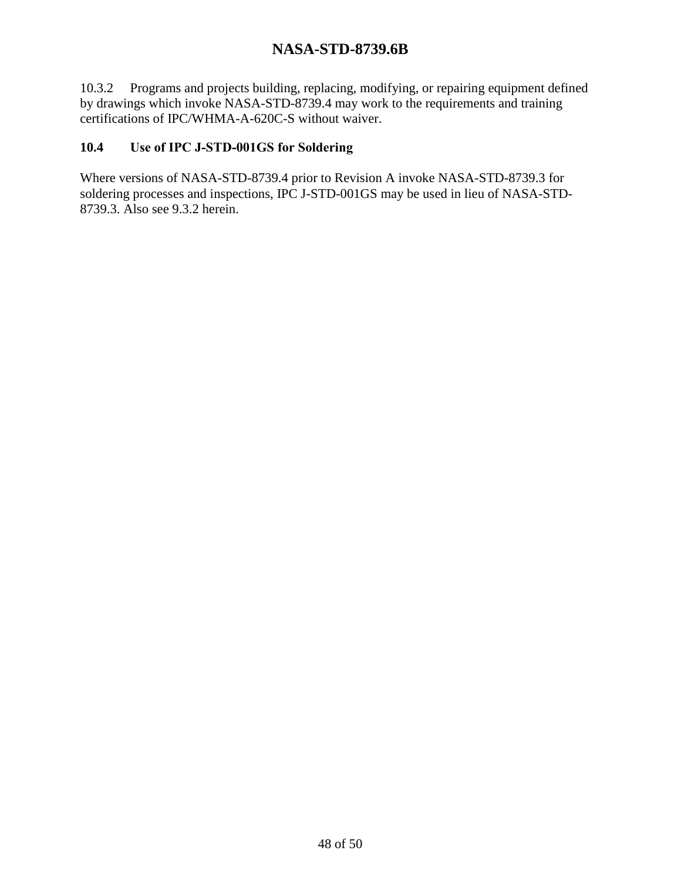10.3.2 Programs and projects building, replacing, modifying, or repairing equipment defined by drawings which invoke NASA-STD-8739.4 may work to the requirements and training certifications of IPC/WHMA-A-620C-S without waiver.

## 10.4 Use of IPC J-STD-001GS for Soldering

Where versions of NASA-STD-8739.4 prior to Revision A invoke NASA-STD-8739.3 for soldering processes and inspections, IPC J-STD-001GS may be used in lieu of NASA-STD-8739.3. Also see 9.3.2 herein.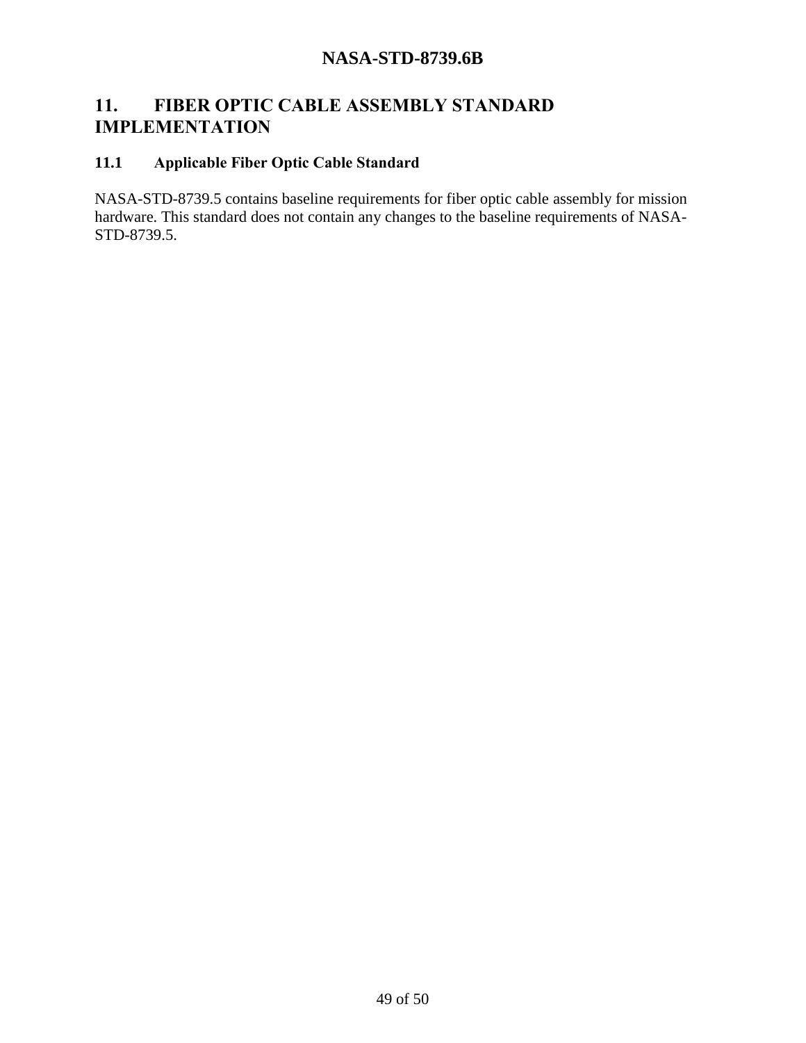# 11. FIBER OPTIC CABLE ASSEMBLY STANDARD IMPLEMENTATION

## 11.1 Applicable Fiber Optic Cable Standard

NASA-STD-8739.5 contains baseline requirements for fiber optic cable assembly for mission hardware. This standard does not contain any changes to the baseline requirements of NASA-STD-8739.5.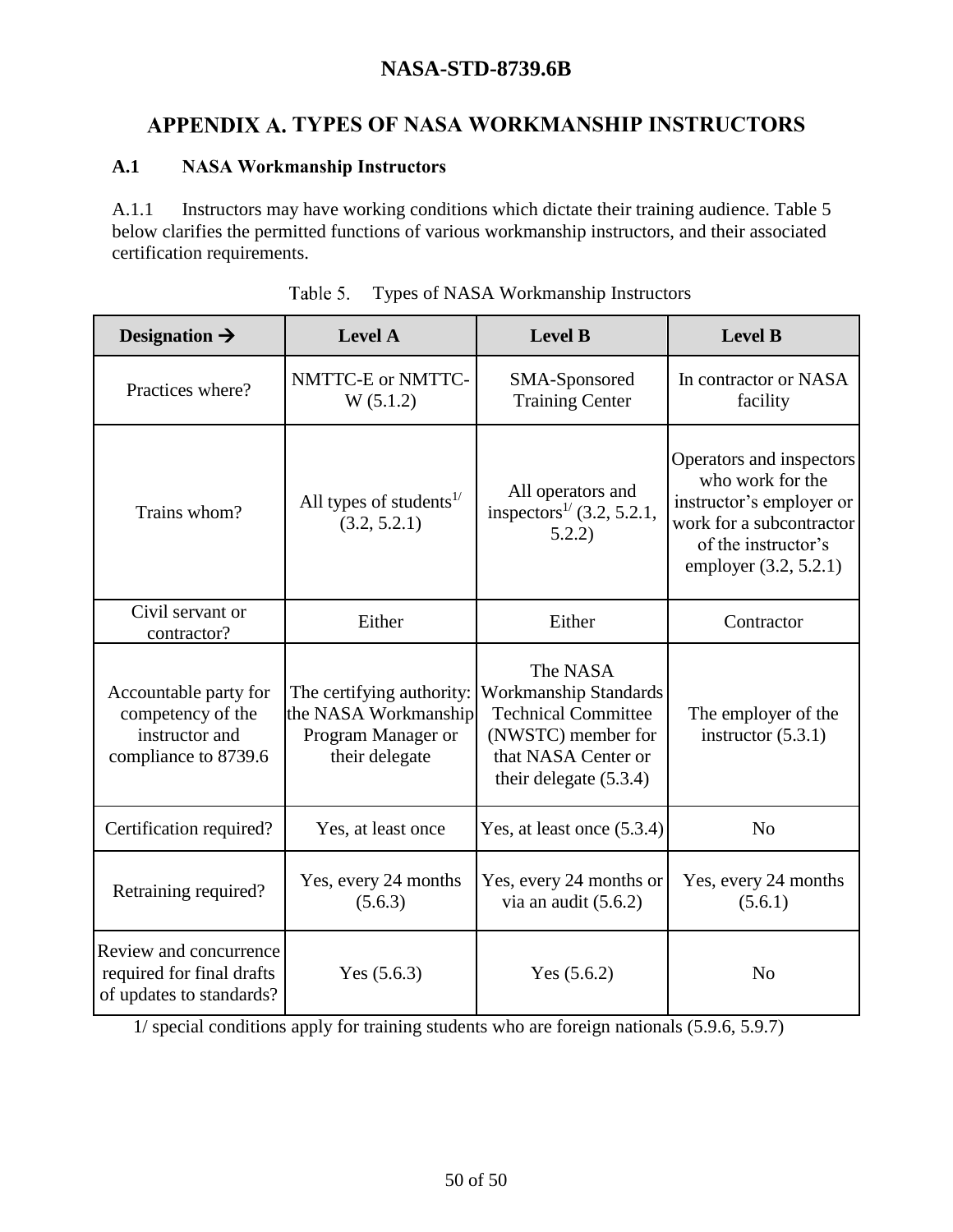# APPENDIX A. TYPES OF NASA WORKMANSHIP INSTRUCTORS

## A.1 NASA Workmanship Instructors

A.1.1 Instructors may have working conditions which dictate their training audience. Table 5 below clarifies the permitted functions of various workmanship instructors, and their associated certification requirements.

Table 5. Types of NASA Workmanship Instructors

| Designation → | Level A | Level B | Level B |
|---|---|---|---|
| Practices where? | NMTTC-E or NMTTC-W (5.1.2) | SMA-Sponsored Training Center | In contractor or NASA facility |
| Trains whom? | All types of students[1/] (3.2, 5.2.1) | All operators and inspectors[1/] (3.2, 5.2.1, 5.2.2) | Operators and inspectors who work for the instructor's employer or work for a subcontractor of the instructor's employer (3.2, 5.2.1) |
| Civil servant or contractor? | Either | Either | Contractor |
| Accountable party for competency of the instructor and compliance to 8739.6 | The certifying authority: the NASA Workmanship Program Manager or their delegate | The NASA Workmanship Standards Technical Committee (NWSTC) member for that NASA Center or their delegate (5.3.4) | The employer of the instructor (5.3.1) |
| Certification required? | Yes, at least once | Yes, at least once (5.3.4) | No |
| Retraining required? | Yes, every 24 months (5.6.3) | Yes, every 24 months or via an audit (5.6.2) | Yes, every 24 months (5.6.1) |
| Review and concurrence required for final drafts of updates to standards? | Yes (5.6.3) | Yes (5.6.2) | No |

1/ special conditions apply for training students who are foreign nationals (5.9.6, 5.9.7)